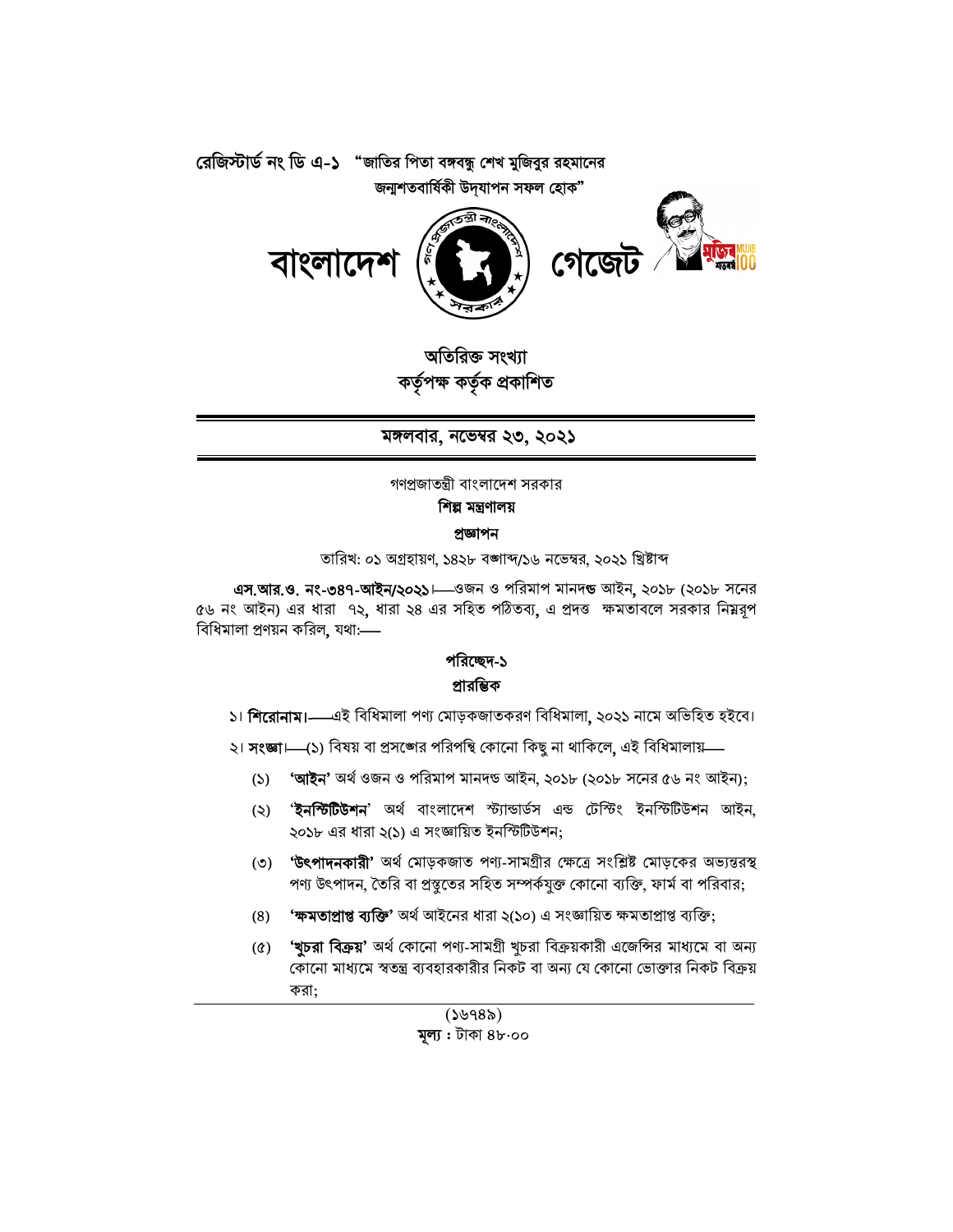রেজিস্টার্ড নং ডি এ-১ "জাতির পিতা বঙ্গবন্ধু শেখ মুজিবুর রহমানের জন্মশতবার্ষিকী উদ্‌যাপন সফল হোক"

# বাংলাদেশ গেজেট

**অতিরিক্ত সংখ্যা**
**কর্তৃপক্ষ কর্তৃক প্রকাশিত**

**মঙ্গলবার, নভেম্বর ২৩, ২০২১**

গণপ্রজাতন্ত্রী বাংলাদেশ সরকার
**শিল্প মন্ত্রণালয়**

**প্রজ্ঞাপন**

তারিখ: ০১ অগ্রহায়ণ, ১৪২৮ বঙ্গাব্দ/১৬ নভেম্বর, ২০২১ খ্রিষ্টাব্দ

**এস.আর.ও. নং-৩৪৭-আইন/২০২১।**—ওজন ও পরিমাপ মানদণ্ড আইন, ২০১৮ (২০১৮ সনের ৫৬ নং আইন) এর ধারা ৭২, ধারা ২৪ এর সহিত পঠিতব্য, এ প্রদত্ত ক্ষমতাবলে সরকার নিম্নরূপ বিধিমালা প্রণয়ন করিল, যথা:—

## পরিচ্ছেদ-১
## প্রারম্ভিক

১। **শিরোনাম।**—এই বিধিমালা পণ্য মোড়কজাতকরণ বিধিমালা, ২০২১ নামে অভিহিত হইবে।

২। **সংজ্ঞা।**—(১) বিষয় বা প্রসঙ্গের পরিপন্থি কোনো কিছু না থাকিলে, এই বিধিমালায়—

(১) **'আইন'** অর্থ ওজন ও পরিমাপ মানদণ্ড আইন, ২০১৮ (২০১৮ সনের ৫৬ নং আইন);

(২) **'ইনস্টিটিউশন'** অর্থ বাংলাদেশ স্ট্যান্ডার্ডস এন্ড টেস্টিং ইনস্টিটিউশন আইন, ২০১৮ এর ধারা ২(১) এ সংজ্ঞায়িত ইনস্টিটিউশন;

(৩) **'উৎপাদনকারী'** অর্থ মোড়কজাত পণ্য-সামগ্রীর ক্ষেত্রে সংশ্লিষ্ট মোড়কের অভ্যন্তরস্থ পণ্য উৎপাদন, তৈরি বা প্রস্তুতের সহিত সম্পর্কযুক্ত কোনো ব্যক্তি, ফার্ম বা পরিবার;

(৪) **'ক্ষমতাপ্রাপ্ত ব্যক্তি'** অর্থ আইনের ধারা ২(১০) এ সংজ্ঞায়িত ক্ষমতাপ্রাপ্ত ব্যক্তি;

(৫) **'খুচরা বিক্রয়'** অর্থ কোনো পণ্য-সামগ্রী খুচরা বিক্রয়কারী এজেন্সির মাধ্যমে বা অন্য কোনো মাধ্যমে স্বতন্ত্র ব্যবহারকারীর নিকট বা অন্য যে কোনো ভোক্তার নিকট বিক্রয় করা;

(১৬৭৪৯)
**মূল্য :** টাকা ৪৮.০০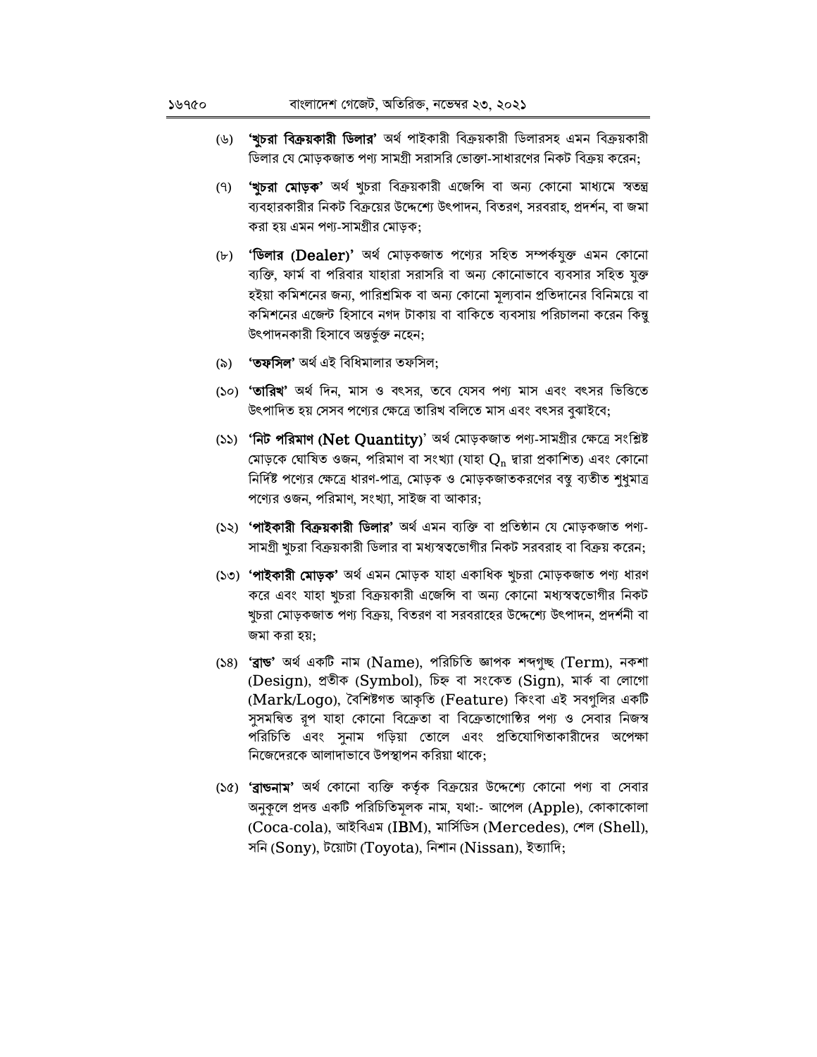(৬) **'খুচরা বিক্রয়কারী ডিলার'** অর্থ পাইকারী বিক্রয়কারী ডিলারসহ এমন বিক্রয়কারী ডিলার যে মোড়কজাত পণ্য সামগ্রী সরাসরি ভোক্তা-সাধারণের নিকট বিক্রয় করেন;

(৭) **'খুচরা মোড়ক'** অর্থ খুচরা বিক্রয়কারী এজেন্সি বা অন্য কোনো মাধ্যমে স্বতন্ত্র ব্যবহারকারীর নিকট বিক্রয়ের উদ্দেশ্যে উৎপাদন, বিতরণ, সরবরাহ, প্রদর্শন, বা জমা করা হয় এমন পণ্য-সামগ্রীর মোড়ক;

(৮) **'ডিলার (Dealer)'** অর্থ মোড়কজাত পণ্যের সহিত সম্পর্কযুক্ত এমন কোনো ব্যক্তি, ফার্ম বা পরিবার যাহারা সরাসরি বা অন্য কোনোভাবে ব্যবসার সহিত যুক্ত হইয়া কমিশনের জন্য, পারিশ্রমিক বা অন্য কোনো মূল্যবান প্রতিদানের বিনিময়ে বা কমিশনের এজেন্ট হিসাবে নগদ টাকায় বা বাকিতে ব্যবসায় পরিচালনা করেন কিন্তু উৎপাদনকারী হিসাবে অন্তর্ভুক্ত নহেন;

(৯) **'তফসিল'** অর্থ এই বিধিমালার তফসিল;

(১০) **'তারিখ'** অর্থ দিন, মাস ও বৎসর, তবে যেসব পণ্য মাস এবং বৎসর ভিত্তিতে উৎপাদিত হয় সেসব পণ্যের ক্ষেত্রে তারিখ বলিতে মাস এবং বৎসর বুঝাইবে;

(১১) **'নিট পরিমাণ (Net Quantity)'** অর্থ মোড়কজাত পণ্য-সামগ্রীর ক্ষেত্রে সংশ্লিষ্ট মোড়কে ঘোষিত ওজন, পরিমাণ বা সংখ্যা (যাহা $Q_n$ দ্বারা প্রকাশিত) এবং কোনো নির্দিষ্ট পণ্যের ক্ষেত্রে ধারণ-পাত্র, মোড়ক ও মোড়কজাতকরণের বস্তু ব্যতীত শুধুমাত্র পণ্যের ওজন, পরিমাণ, সংখ্যা, সাইজ বা আকার;

(১২) **'পাইকারী বিক্রয়কারী ডিলার'** অর্থ এমন ব্যক্তি বা প্রতিষ্ঠান যে মোড়কজাত পণ্য-সামগ্রী খুচরা বিক্রয়কারী ডিলার বা মধ্যস্বত্বভোগীর নিকট সরবরাহ বা বিক্রয় করেন;

(১৩) **'পাইকারী মোড়ক'** অর্থ এমন মোড়ক যাহা একাধিক খুচরা মোড়কজাত পণ্য ধারণ করে এবং যাহা খুচরা বিক্রয়কারী এজেন্সি বা অন্য কোনো মধ্যস্বত্বভোগীর নিকট খুচরা মোড়কজাত পণ্য বিক্রয়, বিতরণ বা সরবরাহের উদ্দেশ্যে উৎপাদন, প্রদর্শনী বা জমা করা হয়;

(১৪) **'ব্রান্ড'** অর্থ একটি নাম (Name), পরিচিতি জ্ঞাপক শব্দগুচ্ছ (Term), নকশা (Design), প্রতীক (Symbol), চিহ্ন বা সংকেত (Sign), মার্ক বা লোগো (Mark/Logo), বৈশিষ্টগত আকৃতি (Feature) কিংবা এই সবগুলির একটি সুসমন্বিত রূপ যাহা কোনো বিক্রেতা বা বিক্রেতাগোষ্ঠির পণ্য ও সেবার নিজস্ব পরিচিতি এবং সুনাম গড়িয়া তোলে এবং প্রতিযোগিতাকারীদের অপেক্ষা নিজেদেরকে আলাদাভাবে উপস্থাপন করিয়া থাকে;

(১৫) **'ব্রান্ডনাম'** অর্থ কোনো ব্যক্তি কর্তৃক বিক্রয়ের উদ্দেশ্যে কোনো পণ্য বা সেবার অনুকূলে প্রদত্ত একটি পরিচিতিমূলক নাম, যথা:- আপেল (Apple), কোকাকোলা (Coca-cola), আইবিএম (IBM), মার্সিডিস (Mercedes), শেল (Shell), সনি (Sony), টয়োটা (Toyota), নিশান (Nissan), ইত্যাদি;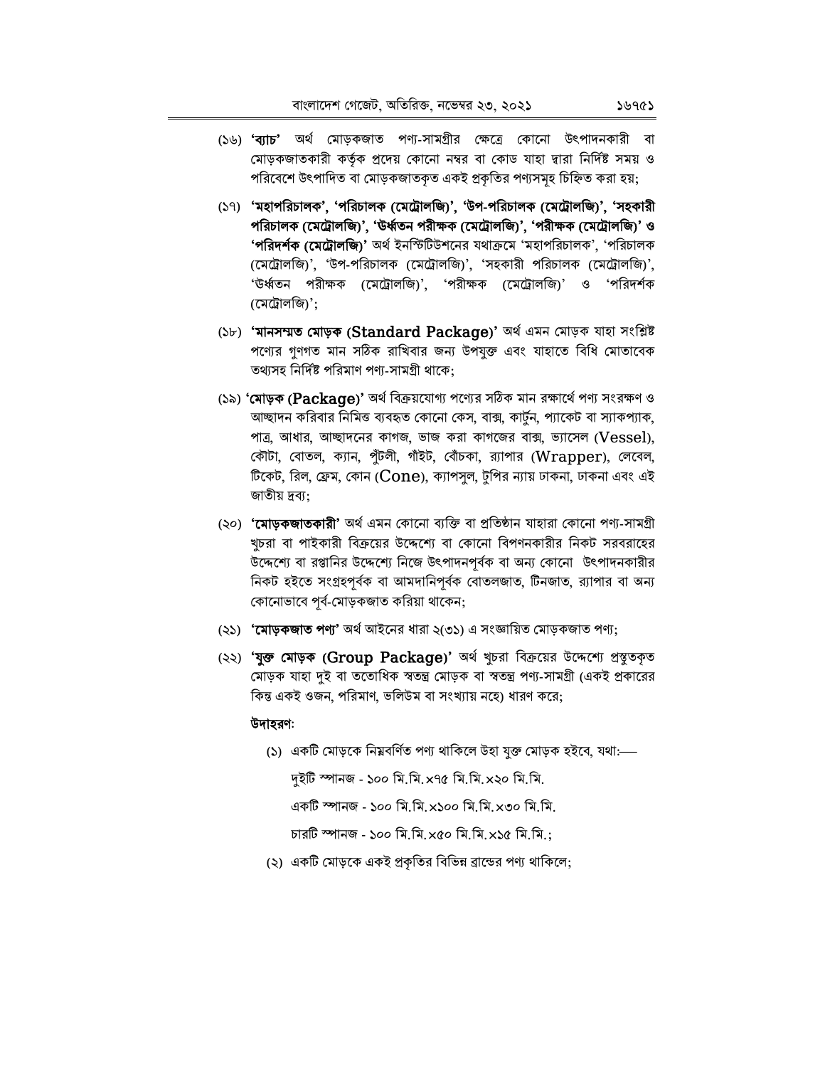(১৬) **'ব্যাচ'** অর্থ মোড়কজাত পণ্য-সামগ্রীর ক্ষেত্রে কোনো উৎপাদনকারী বা মোড়কজাতকারী কর্তৃক প্রদেয় কোনো নম্বর বা কোড যাহা দ্বারা নির্দিষ্ট সময় ও পরিবেশে উৎপাদিত বা মোড়কজাতকৃত একই প্রকৃতির পণ্যসমূহ চিহ্নিত করা হয়;

(১৭) **'মহাপরিচালক', 'পরিচালক (মেট্রোলজি)', 'উপ-পরিচালক (মেট্রোলজি)', 'সহকারী পরিচালক (মেট্রোলজি)', 'উর্ধ্বতন পরীক্ষক (মেট্রোলজি)', 'পরীক্ষক (মেট্রোলজি)' ও 'পরিদর্শক (মেট্রোলজি)'** অর্থ ইনস্টিটিউশনের যথাক্রমে 'মহাপরিচালক', 'পরিচালক (মেট্রোলজি)', 'উপ-পরিচালক (মেট্রোলজি)', 'সহকারী পরিচালক (মেট্রোলজি)', 'উর্ধ্বতন পরীক্ষক (মেট্রোলজি)', 'পরীক্ষক (মেট্রোলজি)' ও 'পরিদর্শক (মেট্রোলজি)';

(১৮) **'মানসম্মত মোড়ক (Standard Package)'** অর্থ এমন মোড়ক যাহা সংশ্লিষ্ট পণ্যের গুণগত মান সঠিক রাখিবার জন্য উপযুক্ত এবং যাহাতে বিধি মোতাবেক তথ্যসহ নির্দিষ্ট পরিমাণ পণ্য-সামগ্রী থাকে;

(১৯) **'মোড়ক (Package)'** অর্থ বিক্রয়যোগ্য পণ্যের সঠিক মান রক্ষার্থে পণ্য সংরক্ষণ ও আচ্ছাদন করিবার নিমিত্ত ব্যবহৃত কোনো কেস, বাক্স, কার্টুন, প্যাকেট বা স্যাকপ্যাক, পাত্র, আধার, আচ্ছাদনের কাগজ, ভাজ করা কাগজের বাক্স, ভ্যাসেল (Vessel), কৌটা, বোতল, ক্যান, পুঁটলী, গাঁইট, বোঁচকা, র‍্যাপার (Wrapper), লেবেল, টিকেট, রিল, ফ্রেম, কোন (Cone), ক্যাপসুল, টুপির ন্যায় ঢাকনা, ঢাকনা এবং এই জাতীয় দ্রব্য;

(২০) **'মোড়কজাতকারী'** অর্থ এমন কোনো ব্যক্তি বা প্রতিষ্ঠান যাহারা কোনো পণ্য-সামগ্রী খুচরা বা পাইকারী বিক্রয়ের উদ্দেশ্যে বা কোনো বিপণনকারীর নিকট সরবরাহের উদ্দেশ্যে বা রপ্তানির উদ্দেশ্যে নিজে উৎপাদনপূর্বক বা অন্য কোনো উৎপাদনকারীর নিকট হইতে সংগ্রহপূর্বক বা আমদানিপূর্বক বোতলজাত, টিনজাত, র‍্যাপার বা অন্য কোনোভাবে পূর্ব-মোড়কজাত করিয়া থাকেন;

(২১) **'মোড়কজাত পণ্য'** অর্থ আইনের ধারা ২(৩১) এ সংজ্ঞায়িত মোড়কজাত পণ্য;

(২২) **'যুক্ত মোড়ক (Group Package)'** অর্থ খুচরা বিক্রয়ের উদ্দেশ্যে প্রস্তুতকৃত মোড়ক যাহা দুই বা ততোধিক স্বতন্ত্র মোড়ক বা স্বতন্ত্র পণ্য-সামগ্রী (একই প্রকারের কিন্তু একই ওজন, পরিমাণ, ভলিউম বা সংখ্যায় নহে) ধারণ করে;

**উদাহরণ:**

(১) একটি মোড়কে নিম্নবর্ণিত পণ্য থাকিলে উহা যুক্ত মোড়ক হইবে, যথা:—

দুইটি স্পানজ - ১০০ মি.মি.×৭৫ মি.মি.×২০ মি.মি.

একটি স্পানজ - ১০০ মি.মি.×১০০ মি.মি.×৩০ মি.মি.

চারটি স্পানজ - ১০০ মি.মি.×৫০ মি.মি.×১৫ মি.মি.;

(২) একটি মোড়কে একই প্রকৃতির বিভিন্ন ব্রান্ডের পণ্য থাকিলে;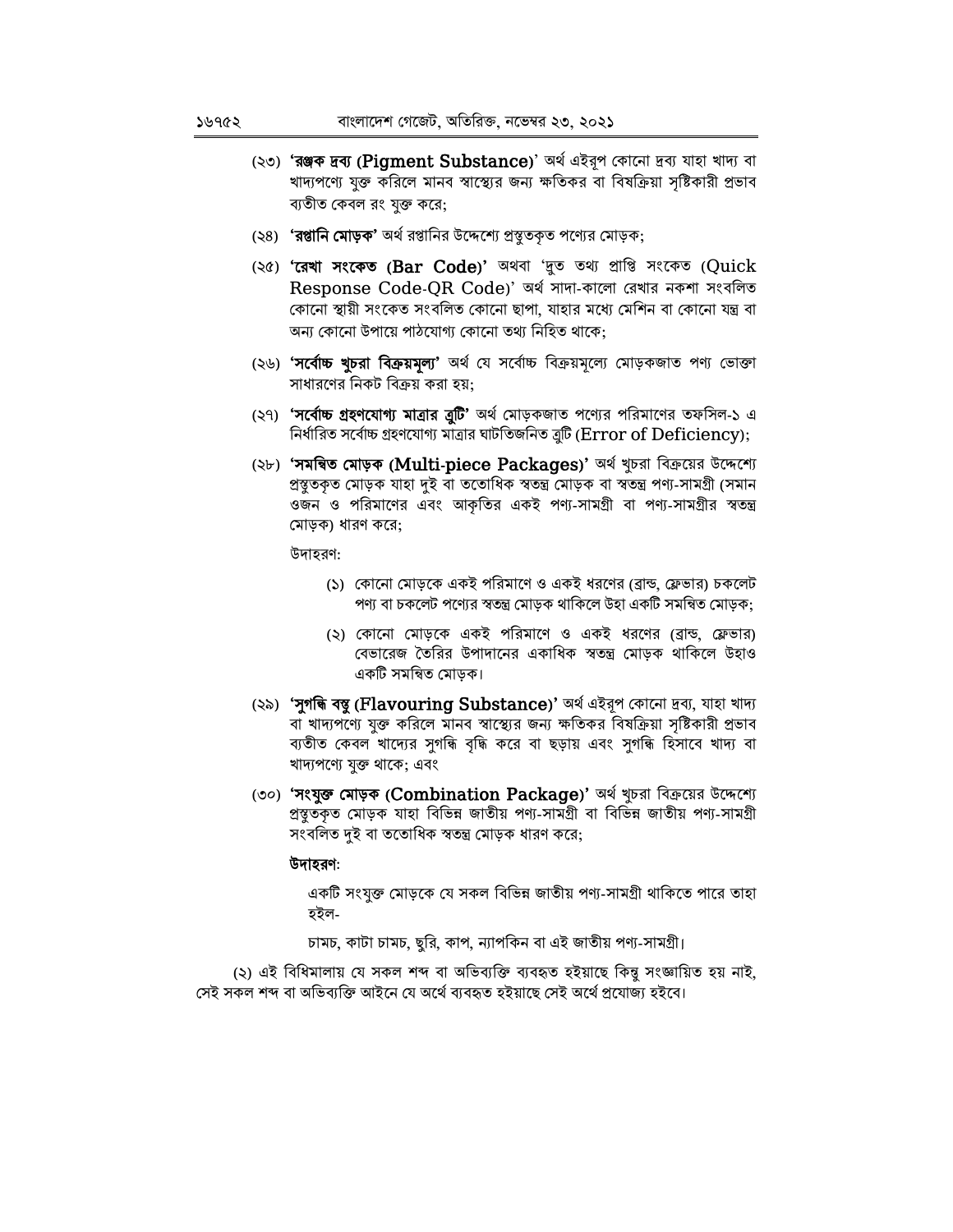(২৩) **'রঞ্জক দ্রব্য (Pigment Substance)'** অর্থ এইরূপ কোনো দ্রব্য যাহা খাদ্য বা খাদ্যপণ্যে যুক্ত করিলে মানব স্বাস্থ্যের জন্য ক্ষতিকর বা বিষক্রিয়া সৃষ্টিকারী প্রভাব ব্যতীত কেবল রং যুক্ত করে;

(২৪) **'রপ্তানি মোড়ক'** অর্থ রপ্তানির উদ্দেশ্যে প্রস্তুতকৃত পণ্যের মোড়ক;

(২৫) **'রেখা সংকেত (Bar Code)'** অথবা 'দ্রুত তথ্য প্রাপ্তি সংকেত (Quick Response Code-QR Code)' অর্থ সাদা-কালো রেখার নকশা সংবলিত কোনো স্থায়ী সংকেত সংবলিত কোনো ছাপা, যাহার মধ্যে মেশিন বা কোনো যন্ত্র বা অন্য কোনো উপায়ে পাঠযোগ্য কোনো তথ্য নিহিত থাকে;

(২৬) **'সর্বোচ্চ খুচরা বিক্রয়মূল্য'** অর্থ যে সর্বোচ্চ বিক্রয়মূল্যে মোড়কজাত পণ্য ভোক্তা সাধারণের নিকট বিক্রয় করা হয়;

(২৭) **'সর্বোচ্চ গ্রহণযোগ্য মাত্রার ত্রুটি'** অর্থ মোড়কজাত পণ্যের পরিমাণের তফসিল-১ এ নির্ধারিত সর্বোচ্চ গ্রহণযোগ্য মাত্রার ঘাটতিজনিত ত্রুটি (Error of Deficiency);

(২৮) **'সমন্বিত মোড়ক (Multi-piece Packages)'** অর্থ খুচরা বিক্রয়ের উদ্দেশ্যে প্রস্তুতকৃত মোড়ক যাহা দুই বা ততোধিক স্বতন্ত্র মোড়ক বা স্বতন্ত্র পণ্য-সামগ্রী (সমান ওজন ও পরিমাণের এবং আকৃতির একই পণ্য-সামগ্রী বা পণ্য-সামগ্রীর স্বতন্ত্র মোড়ক) ধারণ করে;

উদাহরণ:

(১) কোনো মোড়কে একই পরিমাণে ও একই ধরণের (ব্রান্ড, ফ্লেভার) চকলেট পণ্য বা চকলেট পণ্যের স্বতন্ত্র মোড়ক থাকিলে উহা একটি সমন্বিত মোড়ক;

(২) কোনো মোড়কে একই পরিমাণে ও একই ধরণের (ব্রান্ড, ফ্লেভার) বেভারেজ তৈরির উপাদানের একাধিক স্বতন্ত্র মোড়ক থাকিলে উহাও একটি সমন্বিত মোড়ক।

(২৯) **'সুগন্ধি বস্তু (Flavouring Substance)'** অর্থ এইরূপ কোনো দ্রব্য, যাহা খাদ্য বা খাদ্যপণ্যে যুক্ত করিলে মানব স্বাস্থ্যের জন্য ক্ষতিকর বিষক্রিয়া সৃষ্টিকারী প্রভাব ব্যতীত কেবল খাদ্যের সুগন্ধি বৃদ্ধি করে বা ছড়ায় এবং সুগন্ধি হিসাবে খাদ্য বা খাদ্যপণ্যে যুক্ত থাকে; এবং

(৩০) **'সংযুক্ত মোড়ক (Combination Package)'** অর্থ খুচরা বিক্রয়ের উদ্দেশ্যে প্রস্তুতকৃত মোড়ক যাহা বিভিন্ন জাতীয় পণ্য-সামগ্রী বা বিভিন্ন জাতীয় পণ্য-সামগ্রী সংবলিত দুই বা ততোধিক স্বতন্ত্র মোড়ক ধারণ করে;

**উদাহরণ:**

একটি সংযুক্ত মোড়কে যে সকল বিভিন্ন জাতীয় পণ্য-সামগ্রী থাকিতে পারে তাহা হইল-

চামচ, কাটা চামচ, ছুরি, কাপ, ন্যাপকিন বা এই জাতীয় পণ্য-সামগ্রী।

(২) এই বিধিমালায় যে সকল শব্দ বা অভিব্যক্তি ব্যবহৃত হইয়াছে কিন্তু সংজ্ঞায়িত হয় নাই, সেই সকল শব্দ বা অভিব্যক্তি আইনে যে অর্থে ব্যবহৃত হইয়াছে সেই অর্থে প্রযোজ্য হইবে।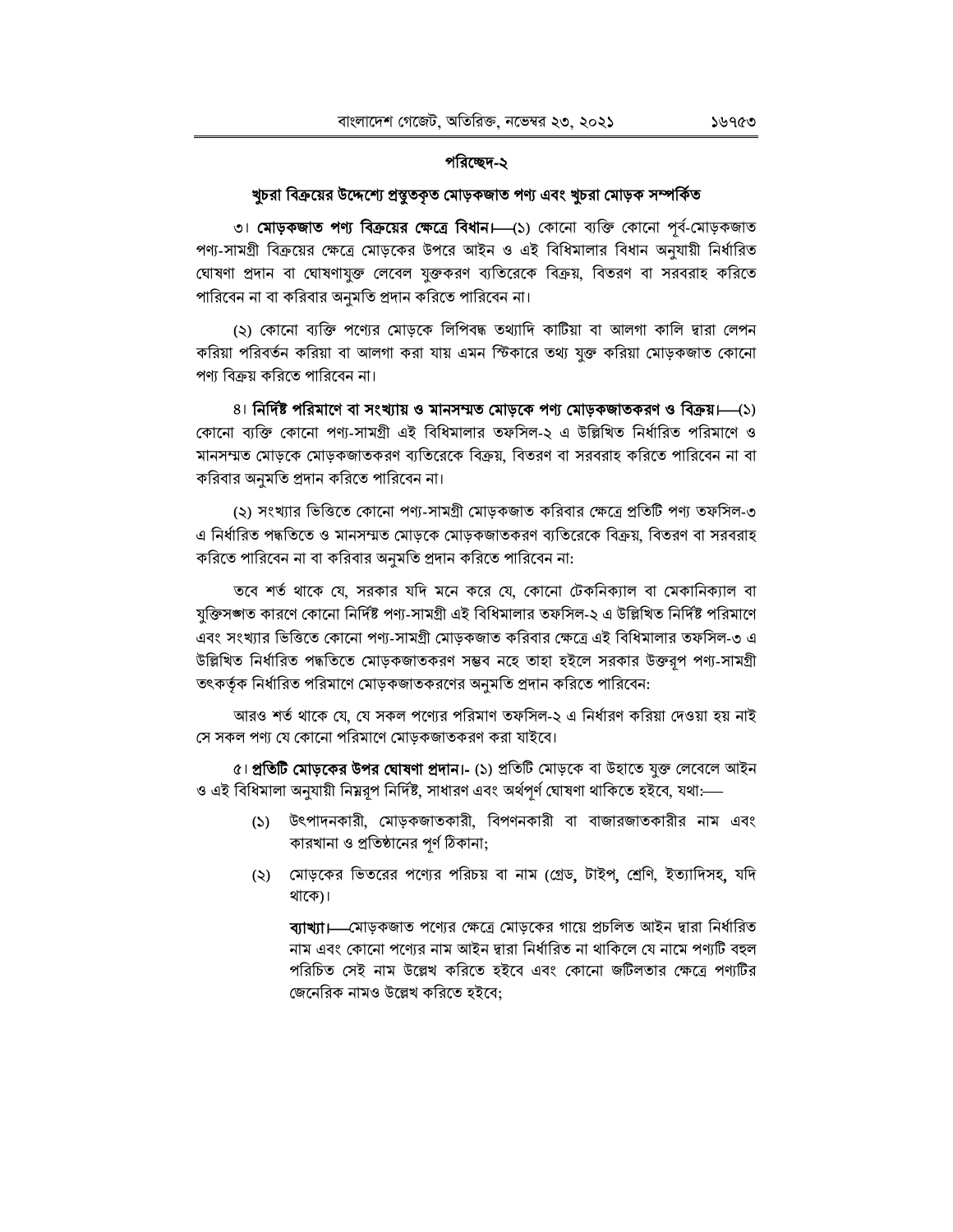## পরিচ্ছেদ-২

### খুচরা বিক্রয়ের উদ্দেশ্যে প্রস্তুতকৃত মোড়কজাত পণ্য এবং খুচরা মোড়ক সম্পর্কিত

৩। **মোড়কজাত পণ্য বিক্রয়ের ক্ষেত্রে বিধান।**—(১) কোনো ব্যক্তি কোনো পূর্ব-মোড়কজাত পণ্য-সামগ্রী বিক্রয়ের ক্ষেত্রে মোড়কের উপরে আইন ও এই বিধিমালার বিধান অনুযায়ী নির্ধারিত ঘোষণা প্রদান বা ঘোষণাযুক্ত লেবেল যুক্তকরণ ব্যতিরেকে বিক্রয়, বিতরণ বা সরবরাহ করিতে পারিবেন না বা করিবার অনুমতি প্রদান করিতে পারিবেন না।

(২) কোনো ব্যক্তি পণ্যের মোড়কে লিপিবদ্ধ তথ্যাদি কাটিয়া বা আলগা কালি দ্বারা লেপন করিয়া পরিবর্তন করিয়া বা আলগা করা যায় এমন স্টিকারে তথ্য যুক্ত করিয়া মোড়কজাত কোনো পণ্য বিক্রয় করিতে পারিবেন না।

৪। **নির্দিষ্ট পরিমাণে বা সংখ্যায় ও মানসম্মত মোড়কে পণ্য মোড়কজাতকরণ ও বিক্রয়।**—(১) কোনো ব্যক্তি কোনো পণ্য-সামগ্রী এই বিধিমালার তফসিল-২ এ উল্লিখিত নির্ধারিত পরিমাণে ও মানসম্মত মোড়কে মোড়কজাতকরণ ব্যতিরেকে বিক্রয়, বিতরণ বা সরবরাহ করিতে পারিবেন না বা করিবার অনুমতি প্রদান করিতে পারিবেন না।

(২) সংখ্যার ভিত্তিতে কোনো পণ্য-সামগ্রী মোড়কজাত করিবার ক্ষেত্রে প্রতিটি পণ্য তফসিল-৩ এ নির্ধারিত পদ্ধতিতে ও মানসম্মত মোড়কে মোড়কজাতকরণ ব্যতিরেকে বিক্রয়, বিতরণ বা সরবরাহ করিতে পারিবেন না বা করিবার অনুমতি প্রদান করিতে পারিবেন না:

তবে শর্ত থাকে যে, সরকার যদি মনে করে যে, কোনো টেকনিক্যাল বা মেকানিক্যাল বা যুক্তিসঙ্গত কারণে কোনো নির্দিষ্ট পণ্য-সামগ্রী এই বিধিমালার তফসিল-২ এ উল্লিখিত নির্দিষ্ট পরিমাণে এবং সংখ্যার ভিত্তিতে কোনো পণ্য-সামগ্রী মোড়কজাত করিবার ক্ষেত্রে এই বিধিমালার তফসিল-৩ এ উল্লিখিত নির্ধারিত পদ্ধতিতে মোড়কজাতকরণ সম্ভব নহে তাহা হইলে সরকার উক্তরূপ পণ্য-সামগ্রী তৎকর্তৃক নির্ধারিত পরিমাণে মোড়কজাতকরণের অনুমতি প্রদান করিতে পারিবেন:

আরও শর্ত থাকে যে, যে সকল পণ্যের পরিমাণ তফসিল-২ এ নির্ধারণ করিয়া দেওয়া হয় নাই সে সকল পণ্য যে কোনো পরিমাণে মোড়কজাতকরণ করা যাইবে।

৫। **প্রতিটি মোড়কের উপর ঘোষণা প্রদান।**- (১) প্রতিটি মোড়কে বা উহাতে যুক্ত লেবেলে আইন ও এই বিধিমালা অনুযায়ী নিম্নরূপ নির্দিষ্ট, সাধারণ এবং অর্থপূর্ণ ঘোষণা থাকিতে হইবে, যথা:—

(১) উৎপাদনকারী, মোড়কজাতকারী, বিপণনকারী বা বাজারজাতকারীর নাম এবং কারখানা ও প্রতিষ্ঠানের পূর্ণ ঠিকানা;

(২) মোড়কের ভিতরের পণ্যের পরিচয় বা নাম (গ্রেড, টাইপ, শ্রেণি, ইত্যাদিসহ, যদি থাকে)।

**ব্যাখ্যা।**—মোড়কজাত পণ্যের ক্ষেত্রে মোড়কের গায়ে প্রচলিত আইন দ্বারা নির্ধারিত নাম এবং কোনো পণ্যের নাম আইন দ্বারা নির্ধারিত না থাকিলে যে নামে পণ্যটি বহুল পরিচিত সেই নাম উল্লেখ করিতে হইবে এবং কোনো জটিলতার ক্ষেত্রে পণ্যটির জেনেরিক নামও উল্লেখ করিতে হইবে;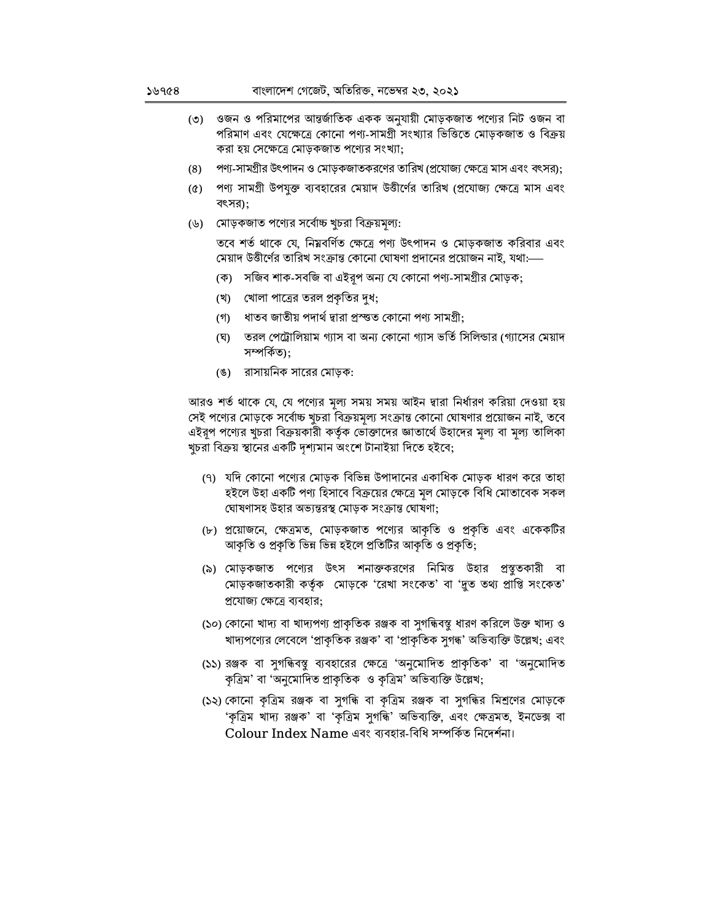(৩) ওজন ও পরিমাপের আন্তর্জাতিক একক অনুযায়ী মোড়কজাত পণ্যের নিট ওজন বা পরিমাণ এবং যেক্ষেত্রে কোনো পণ্য-সামগ্রী সংখ্যার ভিত্তিতে মোড়কজাত ও বিক্রয় করা হয় সেক্ষেত্রে মোড়কজাত পণ্যের সংখ্যা;

(৪) পণ্য-সামগ্রীর উৎপাদন ও মোড়কজাতকরণের তারিখ (প্রযোজ্য ক্ষেত্রে মাস এবং বৎসর);

(৫) পণ্য সামগ্রী উপযুক্ত ব্যবহারের মেয়াদ উত্তীর্ণের তারিখ (প্রযোজ্য ক্ষেত্রে মাস এবং বৎসর);

(৬) মোড়কজাত পণ্যের সর্বোচ্চ খুচরা বিক্রয়মূল্য:

তবে শর্ত থাকে যে, নিম্নবর্ণিত ক্ষেত্রে পণ্য উৎপাদন ও মোড়কজাত করিবার এবং মেয়াদ উত্তীর্ণের তারিখ সংক্রান্ত কোনো ঘোষণা প্রদানের প্রয়োজন নাই, যথা:—

(ক) সজিব শাক-সবজি বা এইরূপ অন্য যে কোনো পণ্য-সামগ্রীর মোড়ক;

(খ) খোলা পাত্রের তরল প্রকৃতির দুধ;

(গ) ধাতব জাতীয় পদার্থ দ্বারা প্রস্তুত কোনো পণ্য সামগ্রী;

(ঘ) তরল পেট্রোলিয়াম গ্যাস বা অন্য কোনো গ্যাস ভর্তি সিলিন্ডার (গ্যাসের মেয়াদ সম্পর্কিত);

(ঙ) রাসায়নিক সারের মোড়ক:

আরও শর্ত থাকে যে, যে পণ্যের মূল্য সময় সময় আইন দ্বারা নির্ধারণ করিয়া দেওয়া হয় সেই পণ্যের মোড়কে সর্বোচ্চ খুচরা বিক্রয়মূল্য সংক্রান্ত কোনো ঘোষণার প্রয়োজন নাই, তবে এইরূপ পণ্যের খুচরা বিক্রয়কারী কর্তৃক ভোক্তাদের জ্ঞাতার্থে উহাদের মূল্য বা মূল্য তালিকা খুচরা বিক্রয় স্থানের একটি দৃশ্যমান অংশে টানাইয়া দিতে হইবে;

(৭) যদি কোনো পণ্যের মোড়ক বিভিন্ন উপাদানের একাধিক মোড়ক ধারণ করে তাহা হইলে উহা একটি পণ্য হিসাবে বিক্রয়ের ক্ষেত্রে মূল মোড়কে বিধি মোতাবেক সকল ঘোষণাসহ উহার অভ্যন্তরস্থ মোড়ক সংক্রান্ত ঘোষণা;

(৮) প্রয়োজনে, ক্ষেত্রমত, মোড়কজাত পণ্যের আকৃতি ও প্রকৃতি এবং একেকটির আকৃতি ও প্রকৃতি ভিন্ন ভিন্ন হইলে প্রতিটির আকৃতি ও প্রকৃতি;

(৯) মোড়কজাত পণ্যের উৎস শনাক্তকরণের নিমিত্ত উহার প্রস্তুতকারী বা মোড়কজাতকারী কর্তৃক মোড়কে 'রেখা সংকেত' বা 'দ্রুত তথ্য প্রাপ্তি সংকেত' প্রযোজ্য ক্ষেত্রে ব্যবহার;

(১০) কোনো খাদ্য বা খাদ্যপণ্য প্রাকৃতিক রঞ্জক বা সুগন্ধিবস্তু ধারণ করিলে উক্ত খাদ্য ও খাদ্যপণ্যের লেবেলে 'প্রাকৃতিক রঞ্জক' বা 'প্রাকৃতিক সুগন্ধ' অভিব্যক্তি উল্লেখ; এবং

(১১) রঞ্জক বা সুগন্ধিবস্তু ব্যবহারের ক্ষেত্রে 'অনুমোদিত প্রাকৃতিক' বা 'অনুমোদিত কৃত্রিম' বা 'অনুমোদিত প্রাকৃতিক ও কৃত্রিম' অভিব্যক্তি উল্লেখ;

(১২) কোনো কৃত্রিম রঞ্জক বা সুগন্ধি বা কৃত্রিম রঞ্জক বা সুগন্ধির মিশ্রণের মোড়কে 'কৃত্রিম খাদ্য রঞ্জক' বা 'কৃত্রিম সুগন্ধি' অভিব্যক্তি, এবং ক্ষেত্রমত, ইনডেক্স বা Colour Index Name এবং ব্যবহার-বিধি সম্পর্কিত নির্দেশনা।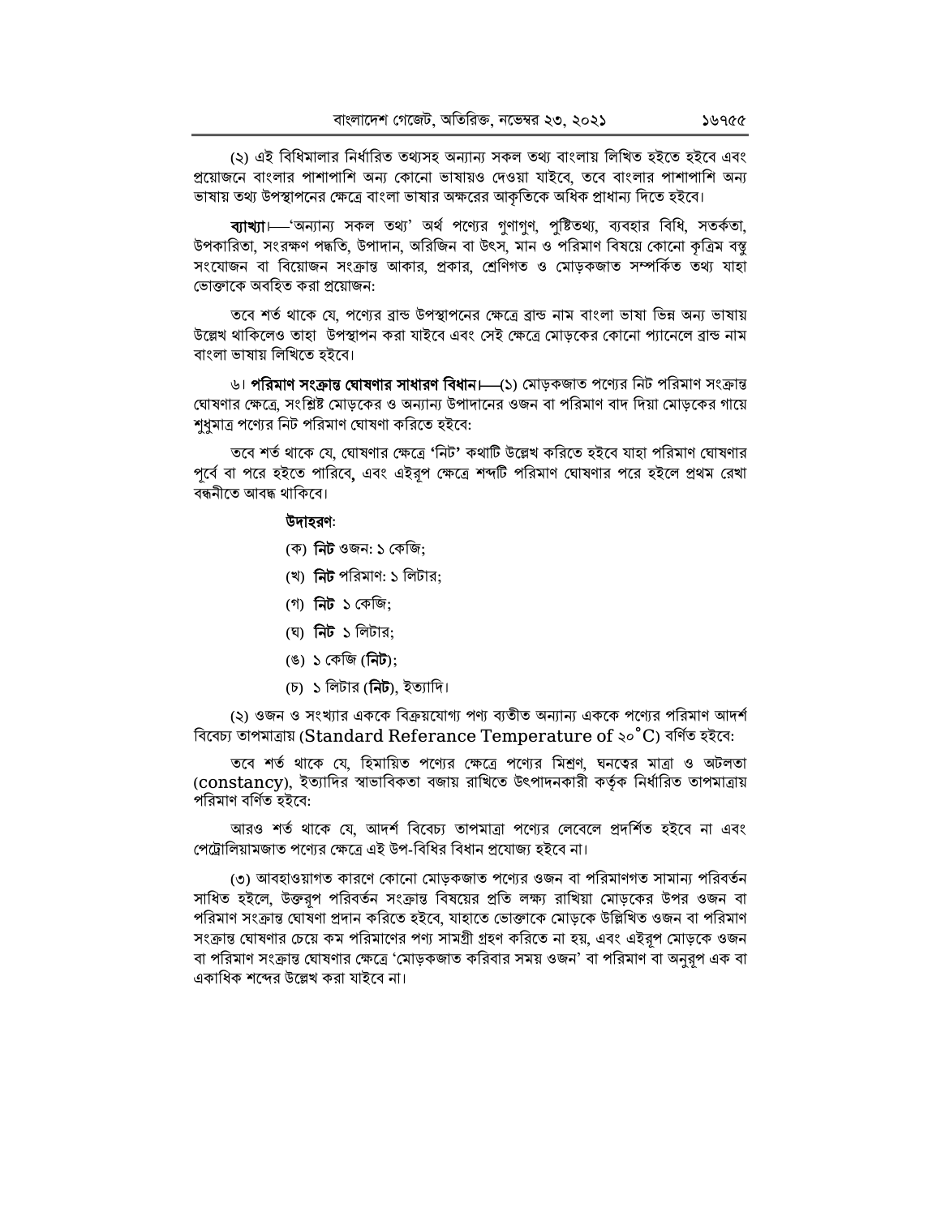(২) এই বিধিমালার নির্ধারিত তথ্যসহ অন্যান্য সকল তথ্য বাংলায় লিখিত হইতে হইবে এবং প্রয়োজনে বাংলার পাশাপাশি অন্য কোনো ভাষায়ও দেওয়া যাইবে, তবে বাংলার পাশাপাশি অন্য ভাষায় তথ্য উপস্থাপনের ক্ষেত্রে বাংলা ভাষার অক্ষরের আকৃতিকে অধিক প্রাধান্য দিতে হইবে।

**ব্যাখ্যা।**—'অন্যান্য সকল তথ্য' অর্থ পণ্যের গুণাগুণ, পুষ্টিতথ্য, ব্যবহার বিধি, সতর্কতা, উপকারিতা, সংরক্ষণ পদ্ধতি, উপাদান, অরিজিন বা উৎস, মান ও পরিমাণ বিষয়ে কোনো কৃত্রিম বস্তু সংযোজন বা বিয়োজন সংক্রান্ত আকার, প্রকার, শ্রেণিগত ও মোড়কজাত সম্পর্কিত তথ্য যাহা ভোক্তাকে অবহিত করা প্রয়োজন:

তবে শর্ত থাকে যে, পণ্যের ব্রান্ড উপস্থাপনের ক্ষেত্রে ব্রান্ড নাম বাংলা ভাষা ভিন্ন অন্য ভাষায় উল্লেখ থাকিলেও তাহা উপস্থাপন করা যাইবে এবং সেই ক্ষেত্রে মোড়কের কোনো প্যানেলে ব্রান্ড নাম বাংলা ভাষায় লিখিতে হইবে।

৬। **পরিমাণ সংক্রান্ত ঘোষণার সাধারণ বিধান।**—(১) মোড়কজাত পণ্যের নিট পরিমাণ সংক্রান্ত ঘোষণার ক্ষেত্রে, সংশ্লিষ্ট মোড়কের ও অন্যান্য উপাদানের ওজন বা পরিমাণ বাদ দিয়া মোড়কের গায়ে শুধুমাত্র পণ্যের নিট পরিমাণ ঘোষণা করিতে হইবে:

তবে শর্ত থাকে যে, ঘোষণার ক্ষেত্রে **'নিট'** কথাটি উল্লেখ করিতে হইবে যাহা পরিমাণ ঘোষণার পূর্বে বা পরে হইতে পারিবে, এবং এইরূপ ক্ষেত্রে শব্দটি পরিমাণ ঘোষণার পরে হইলে প্রথম রেখা বন্ধনীতে আবদ্ধ থাকিবে।

**উদাহরণ:**

(ক) **নিট** ওজন: ১ কেজি;

(খ) **নিট** পরিমাণ: ১ লিটার;

(গ) **নিট** ১ কেজি;

(ঘ) **নিট** ১ লিটার;

(ঙ) ১ কেজি (**নিট**);

(চ) ১ লিটার (**নিট**), ইত্যাদি।

(২) ওজন ও সংখ্যার এককে বিক্রয়যোগ্য পণ্য ব্যতীত অন্যান্য এককে পণ্যের পরিমাণ আদর্শ বিবেচ্য তাপমাত্রায় (Standard Referance Temperature of ২০°C) বর্ণিত হইবে:

তবে শর্ত থাকে যে, হিমায়িত পণ্যের ক্ষেত্রে পণ্যের মিশ্রণ, ঘনত্বের মাত্রা ও অটলতা (constancy), ইত্যাদির স্বাভাবিকতা বজায় রাখিতে উৎপাদনকারী কর্তৃক নির্ধারিত তাপমাত্রায় পরিমাণ বর্ণিত হইবে:

আরও শর্ত থাকে যে, আদর্শ বিবেচ্য তাপমাত্রা পণ্যের লেবেলে প্রদর্শিত হইবে না এবং পেট্রোলিয়ামজাত পণ্যের ক্ষেত্রে এই উপ-বিধির বিধান প্রযোজ্য হইবে না।

(৩) আবহাওয়াগত কারণে কোনো মোড়কজাত পণ্যের ওজন বা পরিমাণগত সামান্য পরিবর্তন সাধিত হইলে, উক্তরূপ পরিবর্তন সংক্রান্ত বিষয়ের প্রতি লক্ষ্য রাখিয়া মোড়কের উপর ওজন বা পরিমাণ সংক্রান্ত ঘোষণা প্রদান করিতে হইবে, যাহাতে ভোক্তাকে মোড়কে উল্লিখিত ওজন বা পরিমাণ সংক্রান্ত ঘোষণার চেয়ে কম পরিমাণের পণ্য সামগ্রী গ্রহণ করিতে না হয়, এবং এইরূপ মোড়কে ওজন বা পরিমাণ সংক্রান্ত ঘোষণার ক্ষেত্রে 'মোড়কজাত করিবার সময় ওজন' বা পরিমাণ বা অনুরূপ এক বা একাধিক শব্দের উল্লেখ করা যাইবে না।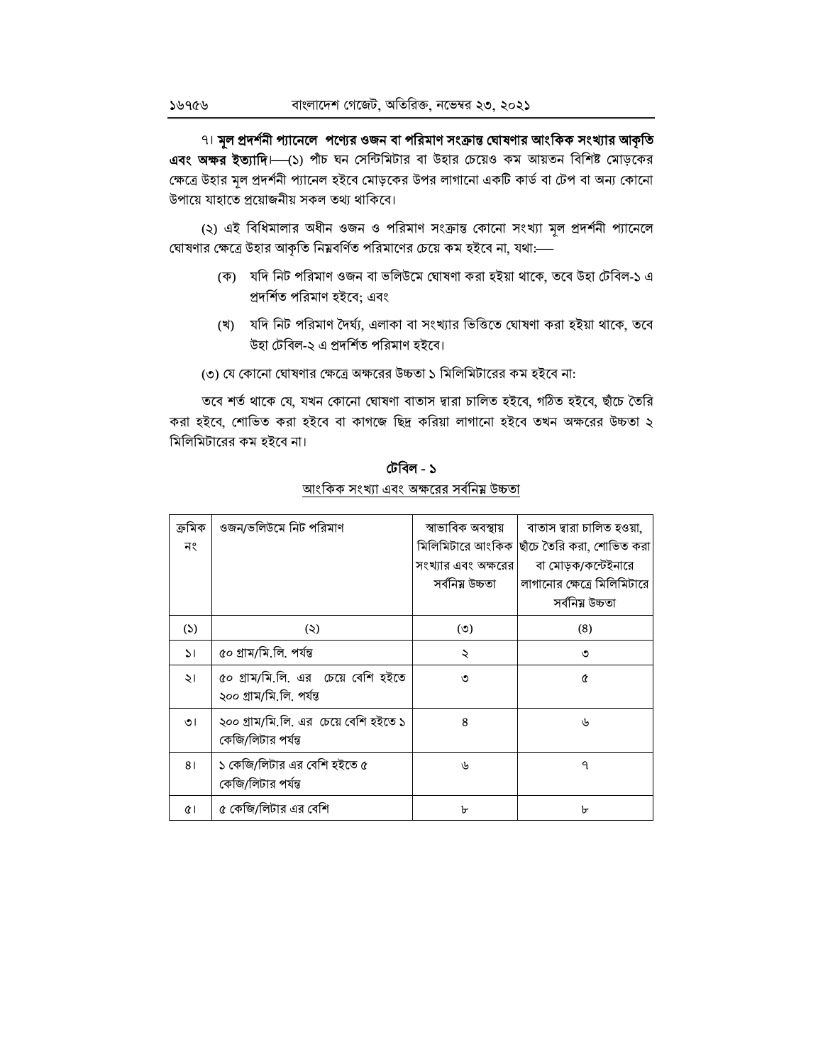৭। **মূল প্রদর্শনী প্যানেলে পণ্যের ওজন বা পরিমাণ সংক্রান্ত ঘোষণার আংকিক সংখ্যার আকৃতি এবং অক্ষর ইত্যাদি।**—(১) পাঁচ ঘন সেন্টিমিটার বা উহার চেয়েও কম আয়তন বিশিষ্ট মোড়কের ক্ষেত্রে উহার মূল প্রদর্শনী প্যানেল হইবে মোড়কের উপর লাগানো একটি কার্ড বা টেপ বা অন্য কোনো উপায়ে যাহাতে প্রয়োজনীয় সকল তথ্য থাকিবে।

(২) এই বিধিমালার অধীন ওজন ও পরিমাণ সংক্রান্ত কোনো সংখ্যা মূল প্রদর্শনী প্যানেলে ঘোষণার ক্ষেত্রে উহার আকৃতি নিম্নবর্ণিত পরিমাণের চেয়ে কম হইবে না, যথা:—

(ক) যদি নিট পরিমাণ ওজন বা ভলিউমে ঘোষণা করা হইয়া থাকে, তবে উহা টেবিল-১ এ প্রদর্শিত পরিমাণ হইবে; এবং

(খ) যদি নিট পরিমাণ দৈর্ঘ্য, এলাকা বা সংখ্যার ভিত্তিতে ঘোষণা করা হইয়া থাকে, তবে উহা টেবিল-২ এ প্রদর্শিত পরিমাণ হইবে।

(৩) যে কোনো ঘোষণার ক্ষেত্রে অক্ষরের উচ্চতা ১ মিলিমিটারের কম হইবে না:

তবে শর্ত থাকে যে, যখন কোনো ঘোষণা বাতাস দ্বারা চালিত হইবে, গঠিত হইবে, ছাঁচে তৈরি করা হইবে, শোভিত করা হইবে বা কাগজে ছিদ্র করিয়া লাগানো হইবে তখন অক্ষরের উচ্চতা ২ মিলিমিটারের কম হইবে না।

**টেবিল - ১**

আংকিক সংখ্যা এবং অক্ষরের সর্বনিম্ন উচ্চতা

| ক্রমিক নং | ওজন/ভলিউমে নিট পরিমাণ | স্বাভাবিক অবস্থায় মিলিমিটারে আংকিক সংখ্যার এবং অক্ষরের সর্বনিম্ন উচ্চতা | বাতাস দ্বারা চালিত হওয়া, ছাঁচে তৈরি করা, শোভিত করা বা মোড়ক/কন্টেইনারে লাগানোর ক্ষেত্রে মিলিমিটারে সর্বনিম্ন উচ্চতা |
|---|---|---|---|
| (১) | (২) | (৩) | (৪) |
| ১। | ৫০ গ্রাম/মি.লি. পর্যন্ত | ২ | ৩ |
| ২। | ৫০ গ্রাম/মি.লি. এর চেয়ে বেশি হইতে ২০০ গ্রাম/মি.লি. পর্যন্ত | ৩ | ৫ |
| ৩। | ২০০ গ্রাম/মি.লি. এর চেয়ে বেশি হইতে ১ কেজি/লিটার পর্যন্ত | ৪ | ৬ |
| ৪। | ১ কেজি/লিটার এর বেশি হইতে ৫ কেজি/লিটার পর্যন্ত | ৬ | ৭ |
| ৫। | ৫ কেজি/লিটার এর বেশি | ৮ | ৮ |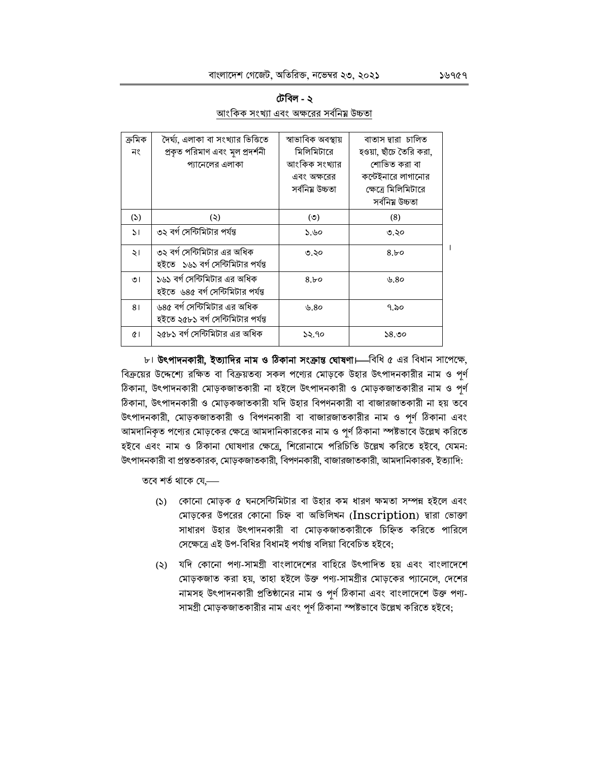**টেবিল - ২**

আংকিক সংখ্যা এবং অক্ষরের সর্বনিম্ন উচ্চতা

| ক্রমিক নং | দৈর্ঘ্য, এলাকা বা সংখ্যার ভিত্তিতে প্রকৃত পরিমাণ এবং মূল প্রদর্শনী প্যানেলের এলাকা | স্বাভাবিক অবস্থায় মিলিমিটারে আংকিক সংখ্যার এবং অক্ষরের সর্বনিম্ন উচ্চতা | বাতাস দ্বারা চালিত হওয়া, ছাঁচে তৈরি করা, শোভিত করা বা কন্টেইনারে লাগানোর ক্ষেত্রে মিলিমিটারে সর্বনিম্ন উচ্চতা |
|---|---|---|---|
| (১) | (২) | (৩) | (৪) |
| ১। | ৩২ বর্গ সেন্টিমিটার পর্যন্ত | ১.৬০ | ৩.২০ |
| ২। | ৩২ বর্গ সেন্টিমিটার এর অধিক হইতে ১৬১ বর্গ সেন্টিমিটার পর্যন্ত | ৩.২০ | ৪.৮০ |
| ৩। | ১৬১ বর্গ সেন্টিমিটার এর অধিক হইতে ৬৪৫ বর্গ সেন্টিমিটার পর্যন্ত | ৪.৮০ | ৬.৪০ |
| ৪। | ৬৪৫ বর্গ সেন্টিমিটার এর অধিক হইতে ২৫৮১ বর্গ সেন্টিমিটার পর্যন্ত | ৬.৪০ | ৭.৯০ |
| ৫। | ২৫৮১ বর্গ সেন্টিমিটার এর অধিক | ১২.৭০ | ১৪.৩০ |

৮। **উৎপাদনকারী, ইত্যাদির নাম ও ঠিকানা সংক্রান্ত ঘোষণা।**—বিধি ৫ এর বিধান সাপেক্ষে, বিক্রয়ের উদ্দেশ্যে রক্ষিত বা বিক্রয়তব্য সকল পণ্যের মোড়কে উহার উৎপাদনকারীর নাম ও পূর্ণ ঠিকানা, উৎপাদনকারী মোড়কজাতকারী না হইলে উৎপাদনকারী ও মোড়কজাতকারীর নাম ও পূর্ণ ঠিকানা, উৎপাদনকারী ও মোড়কজাতকারী যদি উহার বিপণনকারী বা বাজারজাতকারী না হয় তবে উৎপাদনকারী, মোড়কজাতকারী ও বিপণনকারী বা বাজারজাতকারীর নাম ও পূর্ণ ঠিকানা এবং আমদানিকৃত পণ্যের মোড়কের ক্ষেত্রে আমদানিকারকের নাম ও পূর্ণ ঠিকানা স্পষ্টভাবে উল্লেখ করিতে হইবে এবং নাম ও ঠিকানা ঘোষণার ক্ষেত্রে, শিরোনামে পরিচিতি উল্লেখ করিতে হইবে, যেমন: উৎপাদনকারী বা প্রস্ততকারক, মোড়কজাতকারী, বিপণনকারী, বাজারজাতকারী, আমদানিকারক, ইত্যাদি:

তবে শর্ত থাকে যে,—

(১) কোনো মোড়ক ৫ ঘনসেন্টিমিটার বা উহার কম ধারণ ক্ষমতা সম্পন্ন হইলে এবং মোড়কের উপরের কোনো চিহ্ন বা অভিলিখন (Inscription) দ্বারা ভোক্তা সাধারণ উহার উৎপাদনকারী বা মোড়কজাতকারীকে চিহ্নিত করিতে পারিলে সেক্ষেত্রে এই উপ-বিধির বিধানই পর্যাপ্ত বলিয়া বিবেচিত হইবে;

(২) যদি কোনো পণ্য-সামগ্রী বাংলাদেশের বাহিরে উৎপাদিত হয় এবং বাংলাদেশে মোড়কজাত করা হয়, তাহা হইলে উক্ত পণ্য-সামগ্রীর মোড়কের প্যানেলে, দেশের নামসহ উৎপাদনকারী প্রতিষ্ঠানের নাম ও পূর্ণ ঠিকানা এবং বাংলাদেশে উক্ত পণ্য-সামগ্রী মোড়কজাতকারীর নাম এবং পূর্ণ ঠিকানা স্পষ্টভাবে উল্লেখ করিতে হইবে;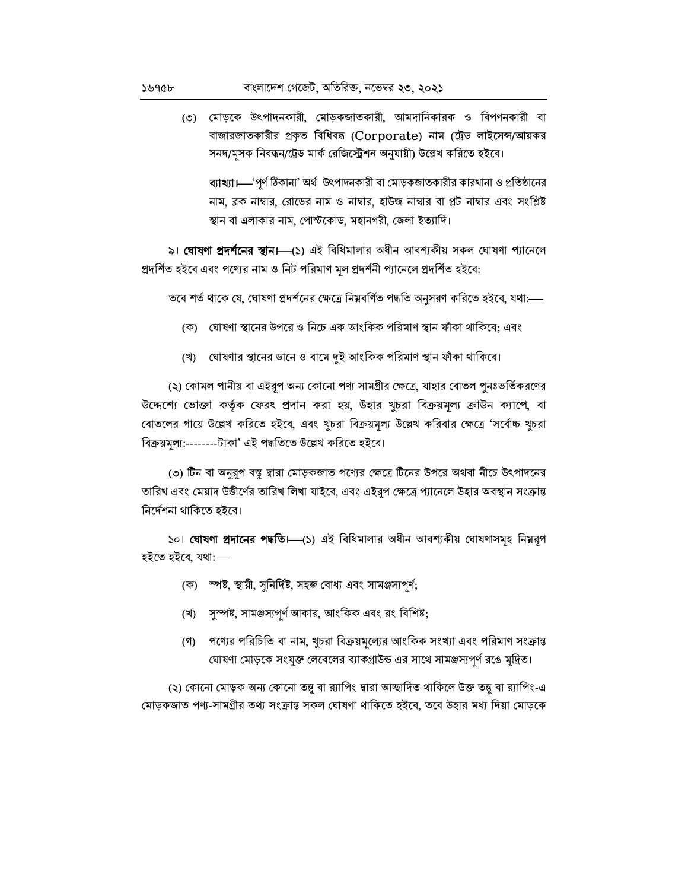(৩) মোড়কে উৎপাদনকারী, মোড়কজাতকারী, আমদানিকারক ও বিপণনকারী বা বাজারজাতকারীর প্রকৃত বিধিবদ্ধ (Corporate) নাম (ট্রেড লাইসেন্স/আয়কর সনদ/মূসক নিবন্ধন/ট্রেড মার্ক রেজিস্ট্রেশন অনুযায়ী) উল্লেখ করিতে হইবে।

**ব্যাখ্যা।**—'পূর্ণ ঠিকানা' অর্থ উৎপাদনকারী বা মোড়কজাতকারীর কারখানা ও প্রতিষ্ঠানের নাম, ব্লক নাম্বার, রোডের নাম ও নাম্বার, হাউজ নাম্বার বা প্লট নাম্বার এবং সংশ্লিষ্ট স্থান বা এলাকার নাম, পোস্টকোড, মহানগরী, জেলা ইত্যাদি।

৯। **ঘোষণা প্রদর্শনের স্থান।**—(১) এই বিধিমালার অধীন আবশ্যকীয় সকল ঘোষণা প্যানেলে প্রদর্শিত হইবে এবং পণ্যের নাম ও নিট পরিমাণ মূল প্রদর্শনী প্যানেলে প্রদর্শিত হইবে:

তবে শর্ত থাকে যে, ঘোষণা প্রদর্শনের ক্ষেত্রে নিম্নবর্ণিত পদ্ধতি অনুসরণ করিতে হইবে, যথা:—

(ক) ঘোষণা স্থানের উপরে ও নিচে এক আংকিক পরিমাণ স্থান ফাঁকা থাকিবে; এবং

(খ) ঘোষণার স্থানের ডানে ও বামে দুই আংকিক পরিমাণ স্থান ফাঁকা থাকিবে।

(২) কোমল পানীয় বা এইরূপ অন্য কোনো পণ্য সামগ্রীর ক্ষেত্রে, যাহার বোতল পুনঃভর্তিকরণের উদ্দেশ্যে ভোক্তা কর্তৃক ফেরৎ প্রদান করা হয়, উহার খুচরা বিক্রয়মূল্য ক্রাউন ক্যাপে, বা বোতলের গায়ে উল্লেখ করিতে হইবে, এবং খুচরা বিক্রয়মূল্য উল্লেখ করিবার ক্ষেত্রে 'সর্বোচ্চ খুচরা বিক্রয়মূল্য:--------টাকা' এই পদ্ধতিতে উল্লেখ করিতে হইবে।

(৩) টিন বা অনুরূপ বস্তু দ্বারা মোড়কজাত পণ্যের ক্ষেত্রে টিনের উপরে অথবা নীচে উৎপাদনের তারিখ এবং মেয়াদ উত্তীর্ণের তারিখ লিখা যাইবে, এবং এইরূপ ক্ষেত্রে প্যানেলে উহার অবস্থান সংক্রান্ত নির্দেশনা থাকিতে হইবে।

১০। **ঘোষণা প্রদানের পদ্ধতি।**—(১) এই বিধিমালার অধীন আবশ্যকীয় ঘোষণাসমূহ নিম্নরূপ হইতে হইবে, যথা:—

(ক) স্পষ্ট, স্থায়ী, সুনির্দিষ্ট, সহজ বোধ্য এবং সামঞ্জস্যপূর্ণ;

(খ) সুস্পষ্ট, সামঞ্জস্যপূর্ণ আকার, আংকিক এবং রং বিশিষ্ট;

(গ) পণ্যের পরিচিতি বা নাম, খুচরা বিক্রয়মূল্যের আংকিক সংখ্যা এবং পরিমাণ সংক্রান্ত ঘোষণা মোড়কে সংযুক্ত লেবেলের ব্যাকগ্রাউন্ড এর সাথে সামঞ্জস্যপূর্ণ রঙে মুদ্রিত।

(২) কোনো মোড়ক অন্য কোনো তন্তু বা র‍্যাপিং দ্বারা আচ্ছাদিত থাকিলে উক্ত তন্তু বা র‍্যাপিং-এ মোড়কজাত পণ্য-সামগ্রীর তথ্য সংক্রান্ত সকল ঘোষণা থাকিতে হইবে, তবে উহার মধ্য দিয়া মোড়কে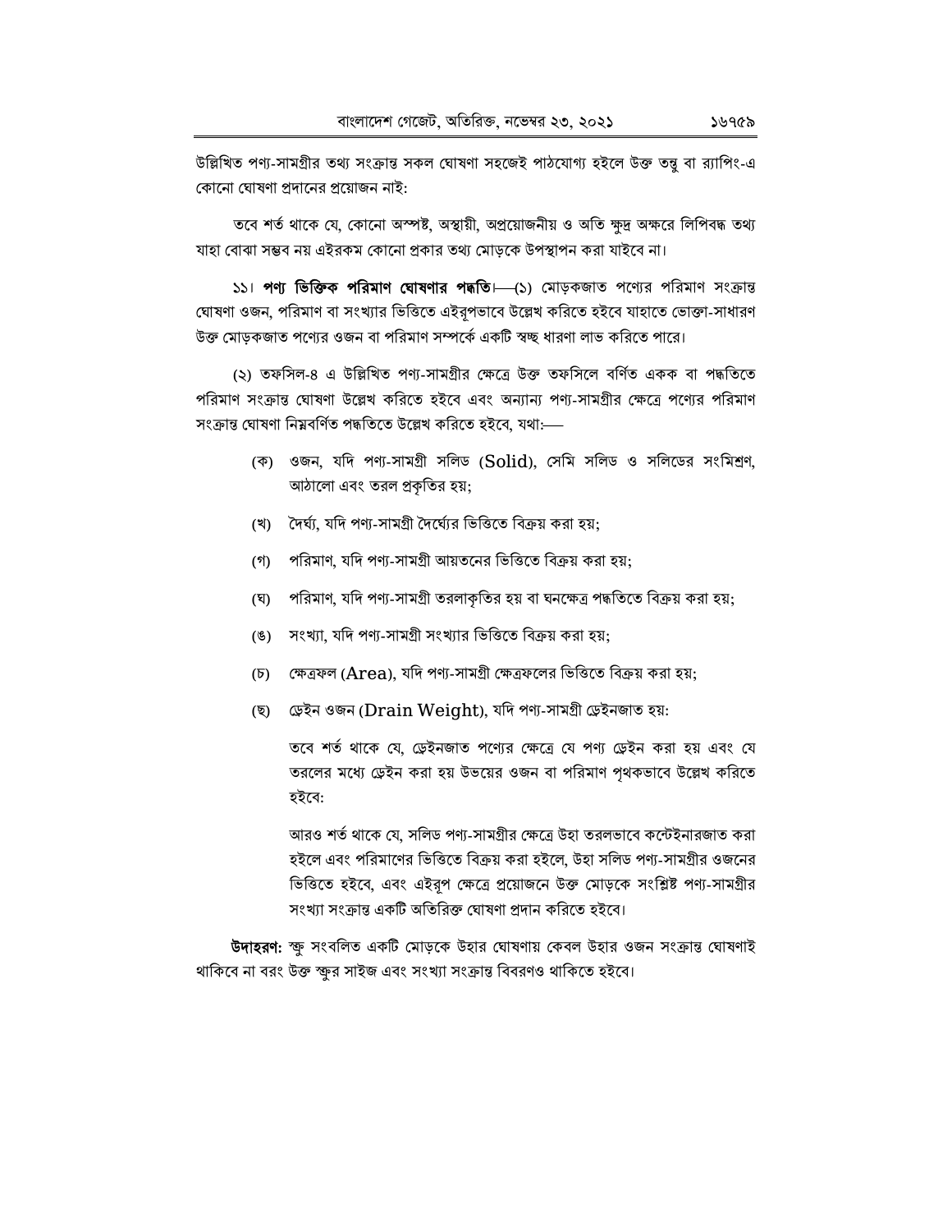উল্লিখিত পণ্য-সামগ্রীর তথ্য সংক্রান্ত সকল ঘোষণা সহজেই পাঠযোগ্য হইলে উক্ত তন্তু বা র‍্যাপিং-এ কোনো ঘোষণা প্রদানের প্রয়োজন নাই:

তবে শর্ত থাকে যে, কোনো অস্পষ্ট, অস্থায়ী, অপ্রয়োজনীয় ও অতি ক্ষুদ্র অক্ষরে লিপিবদ্ধ তথ্য যাহা বোঝা সম্ভব নয় এইরকম কোনো প্রকার তথ্য মোড়কে উপস্থাপন করা যাইবে না।

১১। **পণ্য ভিত্তিক পরিমাণ ঘোষণার পদ্ধতি।**—(১) মোড়কজাত পণ্যের পরিমাণ সংক্রান্ত ঘোষণা ওজন, পরিমাণ বা সংখ্যার ভিত্তিতে এইরূপভাবে উল্লেখ করিতে হইবে যাহাতে ভোক্তা-সাধারণ উক্ত মোড়কজাত পণ্যের ওজন বা পরিমাণ সম্পর্কে একটি স্বচ্ছ ধারণা লাভ করিতে পারে।

(২) তফসিল-৪ এ উল্লিখিত পণ্য-সামগ্রীর ক্ষেত্রে উক্ত তফসিলে বর্ণিত একক বা পদ্ধতিতে পরিমাণ সংক্রান্ত ঘোষণা উল্লেখ করিতে হইবে এবং অন্যান্য পণ্য-সামগ্রীর ক্ষেত্রে পণ্যের পরিমাণ সংক্রান্ত ঘোষণা নিম্নবর্ণিত পদ্ধতিতে উল্লেখ করিতে হইবে, যথা:—

(ক) ওজন, যদি পণ্য-সামগ্রী সলিড (Solid), সেমি সলিড ও সলিডের সংমিশ্রণ, আঠালো এবং তরল প্রকৃতির হয়;

(খ) দৈর্ঘ্য, যদি পণ্য-সামগ্রী দৈর্ঘ্যের ভিত্তিতে বিক্রয় করা হয়;

(গ) পরিমাণ, যদি পণ্য-সামগ্রী আয়তনের ভিত্তিতে বিক্রয় করা হয়;

(ঘ) পরিমাণ, যদি পণ্য-সামগ্রী তরলাকৃতির হয় বা ঘনক্ষেত্র পদ্ধতিতে বিক্রয় করা হয়;

(ঙ) সংখ্যা, যদি পণ্য-সামগ্রী সংখ্যার ভিত্তিতে বিক্রয় করা হয়;

(চ) ক্ষেত্রফল (Area), যদি পণ্য-সামগ্রী ক্ষেত্রফলের ভিত্তিতে বিক্রয় করা হয়;

(ছ) ড্রেইন ওজন (Drain Weight), যদি পণ্য-সামগ্রী ড্রেইনজাত হয়:

তবে শর্ত থাকে যে, ড্রেইনজাত পণ্যের ক্ষেত্রে যে পণ্য ড্রেইন করা হয় এবং যে তরলের মধ্যে ড্রেইন করা হয় উভয়ের ওজন বা পরিমাণ পৃথকভাবে উল্লেখ করিতে হইবে:

আরও শর্ত থাকে যে, সলিড পণ্য-সামগ্রীর ক্ষেত্রে উহা তরলভাবে কন্টেইনারজাত করা হইলে এবং পরিমাণের ভিত্তিতে বিক্রয় করা হইলে, উহা সলিড পণ্য-সামগ্রীর ওজনের ভিত্তিতে হইবে, এবং এইরূপ ক্ষেত্রে প্রয়োজনে উক্ত মোড়কে সংশ্লিষ্ট পণ্য-সামগ্রীর সংখ্যা সংক্রান্ত একটি অতিরিক্ত ঘোষণা প্রদান করিতে হইবে।

**উদাহরণ:** স্ক্রু সংবলিত একটি মোড়কে উহার ঘোষণায় কেবল উহার ওজন সংক্রান্ত ঘোষণাই থাকিবে না বরং উক্ত স্ক্রুর সাইজ এবং সংখ্যা সংক্রান্ত বিবরণও থাকিতে হইবে।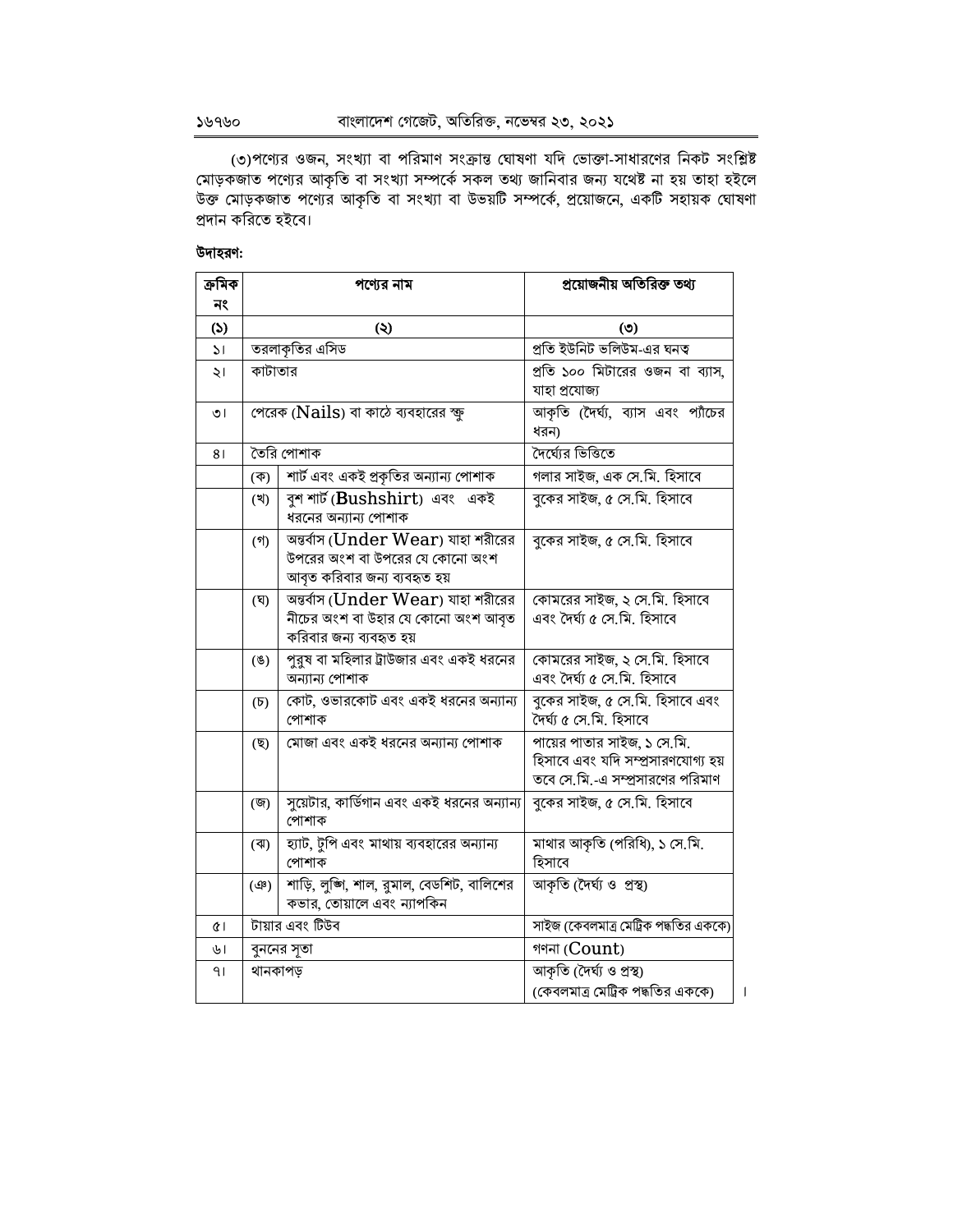(৩)পণ্যের ওজন, সংখ্যা বা পরিমাণ সংক্রান্ত ঘোষণা যদি ভোক্তা-সাধারণের নিকট সংশ্লিষ্ট মোড়কজাত পণ্যের আকৃতি বা সংখ্যা সম্পর্কে সকল তথ্য জানিবার জন্য যথেষ্ট না হয় তাহা হইলে উক্ত মোড়কজাত পণ্যের আকৃতি বা সংখ্যা বা উভয়টি সম্পর্কে, প্রয়োজনে, একটি সহায়ক ঘোষণা প্রদান করিতে হইবে।

**উদাহরণ:**

| ক্রমিক নং | পণ্যের নাম | | প্রয়োজনীয় অতিরিক্ত তথ্য |
|---|---|---|---|
| (১) | (২) | | (৩) |
| ১। | তরলাকৃতির এসিড | | প্রতি ইউনিট ভলিউম-এর ঘনত্ব |
| ২। | কাটাতার | | প্রতি ১০০ মিটারের ওজন বা ব্যাস, যাহা প্রযোজ্য |
| ৩। | পেরেক (Nails) বা কাঠে ব্যবহারের স্ক্রু | | আকৃতি (দৈর্ঘ্য, ব্যাস এবং প্যাঁচের ধরন) |
| ৪। | তৈরি পোশাক | | দৈর্ঘ্যের ভিত্তিতে |
| | (ক) | শার্ট এবং একই প্রকৃতির অন্যান্য পোশাক | গলার সাইজ, এক সে.মি. হিসাবে |
| | (খ) | বুশ শার্ট (Bushshirt) এবং একই ধরনের অন্যান্য পোশাক | বুকের সাইজ, ৫ সে.মি. হিসাবে |
| | (গ) | অন্তর্বাস (Under Wear) যাহা শরীরের উপরের অংশ বা উপরের যে কোনো অংশ আবৃত করিবার জন্য ব্যবহৃত হয় | বুকের সাইজ, ৫ সে.মি. হিসাবে |
| | (ঘ) | অন্তর্বাস (Under Wear) যাহা শরীরের নীচের অংশ বা উহার যে কোনো অংশ আবৃত করিবার জন্য ব্যবহৃত হয় | কোমরের সাইজ, ২ সে.মি. হিসাবে এবং দৈর্ঘ্য ৫ সে.মি. হিসাবে |
| | (ঙ) | পুরুষ বা মহিলার ট্রাউজার এবং একই ধরনের অন্যান্য পোশাক | কোমরের সাইজ, ২ সে.মি. হিসাবে এবং দৈর্ঘ্য ৫ সে.মি. হিসাবে |
| | (চ) | কোট, ওভারকোট এবং একই ধরনের অন্যান্য পোশাক | বুকের সাইজ, ৫ সে.মি. হিসাবে এবং দৈর্ঘ্য ৫ সে.মি. হিসাবে |
| | (ছ) | মোজা এবং একই ধরনের অন্যান্য পোশাক | পায়ের পাতার সাইজ, ১ সে.মি. হিসাবে এবং যদি সম্প্রসারণযোগ্য হয় তবে সে.মি.-এ সম্প্রসারণের পরিমাণ |
| | (জ) | সুয়েটার, কার্ডিগান এবং একই ধরনের অন্যান্য পোশাক | বুকের সাইজ, ৫ সে.মি. হিসাবে |
| | (ঝ) | হ্যাট, টুপি এবং মাথায় ব্যবহারের অন্যান্য পোশাক | মাথার আকৃতি (পরিধি), ১ সে.মি. হিসাবে |
| | (ঞ) | শাড়ি, লুঙ্গি, শাল, রুমাল, বেডশিট, বালিশের কভার, তোয়ালে এবং ন্যাপকিন | আকৃতি (দৈর্ঘ্য ও প্রস্থ) |
| ৫। | টায়ার এবং টিউব | | সাইজ (কেবলমাত্র মেট্রিক পদ্ধতির এককে) |
| ৬। | বুননের সূতা | | গণনা (Count) |
| ৭। | থানকাপড় | | আকৃতি (দৈর্ঘ্য ও প্রস্থ) (কেবলমাত্র মেট্রিক পদ্ধতির এককে) |

।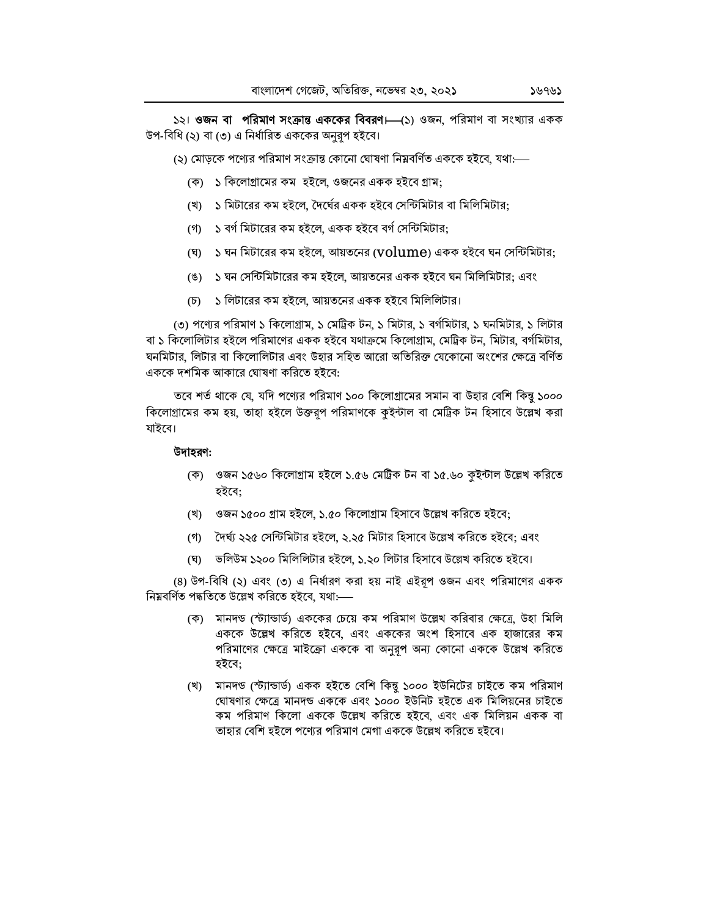১২। **ওজন বা পরিমাণ সংক্রান্ত এককের বিবরণ।**—(১) ওজন, পরিমাণ বা সংখ্যার একক উপ-বিধি (২) বা (৩) এ নির্ধারিত এককের অনুরূপ হইবে।

(২) মোড়কে পণ্যের পরিমাণ সংক্রান্ত কোনো ঘোষণা নিম্নবর্ণিত এককে হইবে, যথা:—

(ক) ১ কিলোগ্রামের কম হইলে, ওজনের একক হইবে গ্রাম;

(খ) ১ মিটারের কম হইলে, দৈর্ঘের একক হইবে সেন্টিমিটার বা মিলিমিটার;

(গ) ১ বর্গ মিটারের কম হইলে, একক হইবে বর্গ সেন্টিমিটার;

(ঘ) ১ ঘন মিটারের কম হইলে, আয়তনের (volume) একক হইবে ঘন সেন্টিমিটার;

(ঙ) ১ ঘন সেন্টিমিটারের কম হইলে, আয়তনের একক হইবে ঘন মিলিমিটার; এবং

(চ) ১ লিটারের কম হইলে, আয়তনের একক হইবে মিলিলিটার।

(৩) পণ্যের পরিমাণ ১ কিলোগ্রাম, ১ মেট্রিক টন, ১ মিটার, ১ বর্গমিটার, ১ ঘনমিটার, ১ লিটার বা ১ কিলোলিটার হইলে পরিমাণের একক হইবে যথাক্রমে কিলোগ্রাম, মেট্রিক টন, মিটার, বর্গমিটার, ঘনমিটার, লিটার বা কিলোলিটার এবং উহার সহিত আরো অতিরিক্ত যেকোনো অংশের ক্ষেত্রে বর্ণিত এককে দশমিক আকারে ঘোষণা করিতে হইবে:

তবে শর্ত থাকে যে, যদি পণ্যের পরিমাণ ১০০ কিলোগ্রামের সমান বা উহার বেশি কিন্তু ১০০০ কিলোগ্রামের কম হয়, তাহা হইলে উক্তরূপ পরিমাণকে কুইন্টাল বা মেট্রিক টন হিসাবে উল্লেখ করা যাইবে।

**উদাহরণ:**

(ক) ওজন ১৫৬০ কিলোগ্রাম হইলে ১.৫৬ মেট্রিক টন বা ১৫.৬০ কুইন্টাল উল্লেখ করিতে হইবে;

(খ) ওজন ১৫০০ গ্রাম হইলে, ১.৫০ কিলোগ্রাম হিসাবে উল্লেখ করিতে হইবে;

(গ) দৈর্ঘ্য ২২৫ সেন্টিমিটার হইলে, ২.২৫ মিটার হিসাবে উল্লেখ করিতে হইবে; এবং

(ঘ) ভলিউম ১২০০ মিলিলিটার হইলে, ১.২০ লিটার হিসাবে উল্লেখ করিতে হইবে।

(৪) উপ-বিধি (২) এবং (৩) এ নির্ধারণ করা হয় নাই এইরূপ ওজন এবং পরিমাণের একক নিম্নবর্ণিত পদ্ধতিতে উল্লেখ করিতে হইবে, যথা:—

(ক) মানদন্ড (স্ট্যান্ডার্ড) এককের চেয়ে কম পরিমাণ উল্লেখ করিবার ক্ষেত্রে, উহা মিলি এককে উল্লেখ করিতে হইবে, এবং এককের অংশ হিসাবে এক হাজারের কম পরিমাণের ক্ষেত্রে মাইক্রো এককে বা অনুরূপ অন্য কোনো এককে উল্লেখ করিতে হইবে;

(খ) মানদন্ড (স্ট্যান্ডার্ড) একক হইতে বেশি কিন্তু ১০০০ ইউনিটের চাইতে কম পরিমাণ ঘোষণার ক্ষেত্রে মানদন্ড এককে এবং ১০০০ ইউনিট হইতে এক মিলিয়নের চাইতে কম পরিমাণ কিলো এককে উল্লেখ করিতে হইবে, এবং এক মিলিয়ন একক বা তাহার বেশি হইলে পণ্যের পরিমাণ মেগা এককে উল্লেখ করিতে হইবে।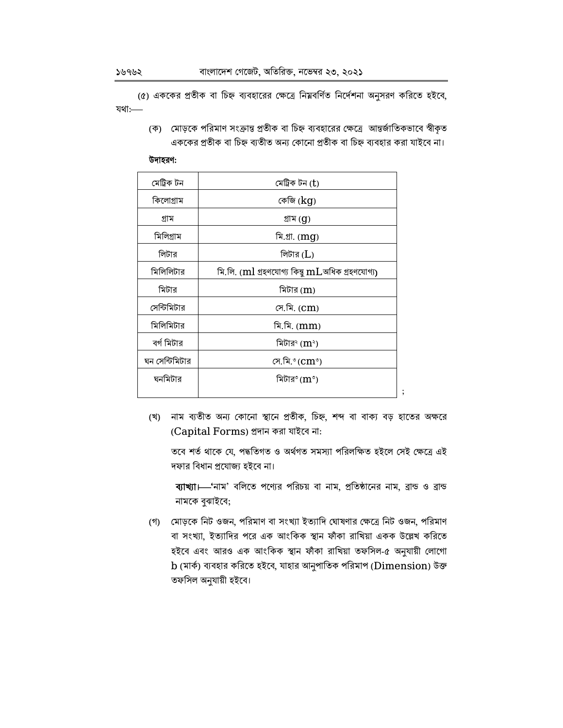(৫) এককের প্রতীক বা চিহ্ন ব্যবহারের ক্ষেত্রে নিম্নবর্ণিত নির্দেশনা অনুসরণ করিতে হইবে, যথা:—

(ক) মোড়কে পরিমাণ সংক্রান্ত প্রতীক বা চিহ্ন ব্যবহারের ক্ষেত্রে আন্তর্জাতিকভাবে স্বীকৃত এককের প্রতীক বা চিহ্ন ব্যতীত অন্য কোনো প্রতীক বা চিহ্ন ব্যবহার করা যাইবে না।

**উদাহরণ:**

| | |
|---|---|
| মেট্রিক টন | মেট্রিক টন (t) |
| কিলোগ্রাম | কেজি (kg) |
| গ্রাম | গ্রাম (g) |
| মিলিগ্রাম | মি.গ্রা. (mg) |
| লিটার | লিটার (L) |
| মিলিলিটার | মি.লি. (ml গ্রহণযোগ্য কিন্তু mL অধিক গ্রহণযোগ্য) |
| মিটার | মিটার (m) |
| সেন্টিমিটার | সে.মি. (cm) |
| মিলিমিটার | মি.মি. (mm) |
| বর্গ মিটার | মিটার২ ($m^2$) |
| ঘন সেন্টিমিটার | সে.মি.৩ ($cm^3$) |
| ঘনমিটার | মিটার৩ ($m^3$) |

;

(খ) নাম ব্যতীত অন্য কোনো স্থানে প্রতীক, চিহ্ন, শব্দ বা বাক্য বড় হাতের অক্ষরে (Capital Forms) প্রদান করা যাইবে না:

তবে শর্ত থাকে যে, পদ্ধতিগত ও অর্থগত সমস্যা পরিলক্ষিত হইলে সেই ক্ষেত্রে এই দফার বিধান প্রযোজ্য হইবে না।

**ব্যাখ্যা।**—'নাম' বলিতে পণ্যের পরিচয় বা নাম, প্রতিষ্ঠানের নাম, ব্রান্ড ও ব্রান্ড নামকে বুঝাইবে;

(গ) মোড়কে নিট ওজন, পরিমাণ বা সংখ্যা ইত্যাদি ঘোষণার ক্ষেত্রে নিট ওজন, পরিমাণ বা সংখ্যা, ইত্যাদির পরে এক আংকিক স্থান ফাঁকা রাখিয়া একক উল্লেখ করিতে হইবে এবং আরও এক আংকিক স্থান ফাঁকা রাখিয়া তফসিল-৫ অনুযায়ী লোগো b (মার্ক) ব্যবহার করিতে হইবে, যাহার আনুপাতিক পরিমাপ (Dimension) উক্ত তফসিল অনুযায়ী হইবে।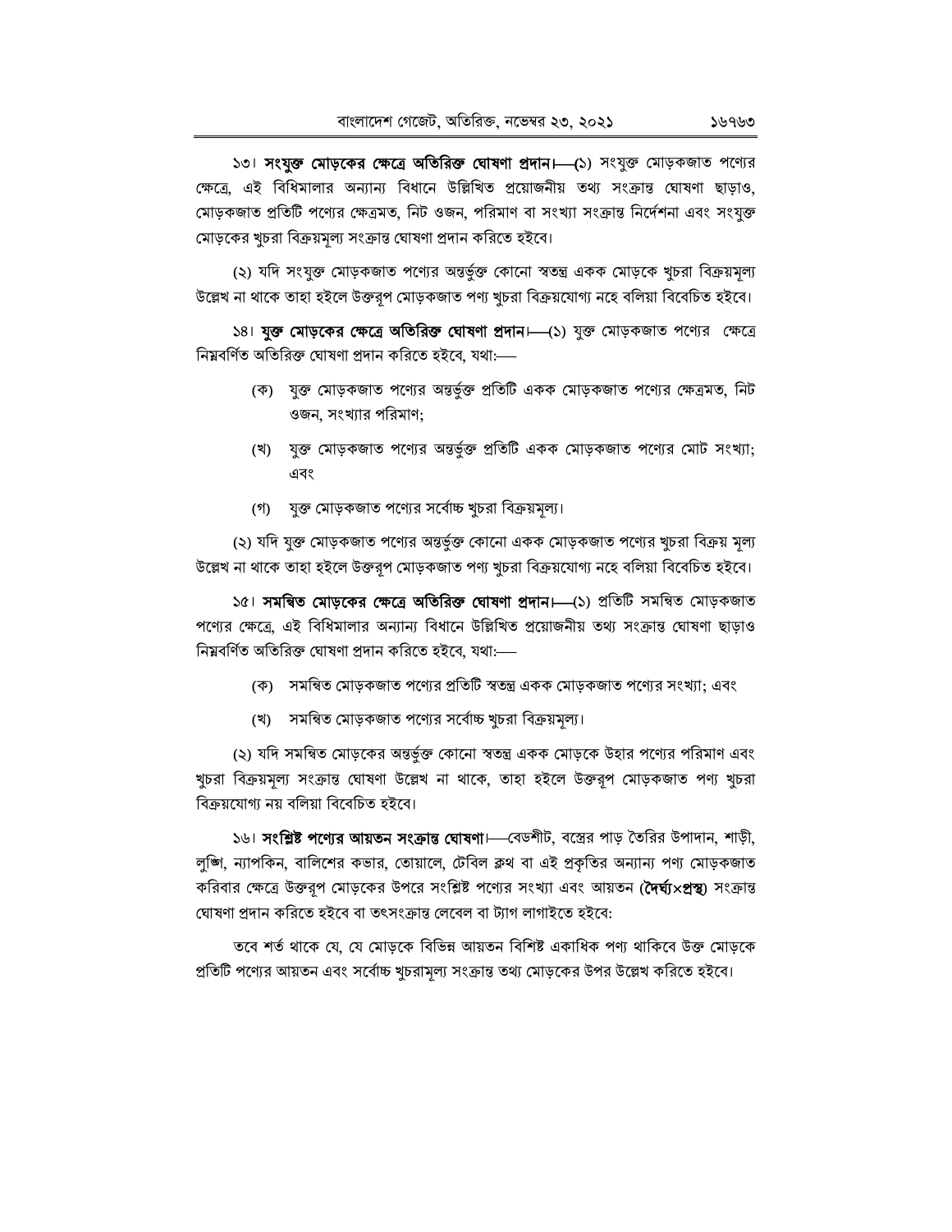১৩। **সংযুক্ত মোড়কের ক্ষেত্রে অতিরিক্ত ঘোষণা প্রদান।—(১)** সংযুক্ত মোড়কজাত পণ্যের ক্ষেত্রে, এই বিধিমালার অন্যান্য বিধানে উল্লিখিত প্রয়োজনীয় তথ্য সংক্রান্ত ঘোষণা ছাড়াও, মোড়কজাত প্রতিটি পণ্যের ক্ষেত্রমত, নিট ওজন, পরিমাণ বা সংখ্যা সংক্রান্ত নির্দেশনা এবং সংযুক্ত মোড়কের খুচরা বিক্রয়মূল্য সংক্রান্ত ঘোষণা প্রদান করিতে হইবে।

(২) যদি সংযুক্ত মোড়কজাত পণ্যের অন্তর্ভুক্ত কোনো স্বতন্ত্র একক মোড়কে খুচরা বিক্রয়মূল্য উল্লেখ না থাকে তাহা হইলে উক্তরূপ মোড়কজাত পণ্য খুচরা বিক্রয়যোগ্য নহে বলিয়া বিবেচিত হইবে।

১৪। **যুক্ত মোড়কের ক্ষেত্রে অতিরিক্ত ঘোষণা প্রদান।—(১)** যুক্ত মোড়কজাত পণ্যের ক্ষেত্রে নিম্নবর্ণিত অতিরিক্ত ঘোষণা প্রদান করিতে হইবে, যথা:—

(ক) যুক্ত মোড়কজাত পণ্যের অন্তর্ভুক্ত প্রতিটি একক মোড়কজাত পণ্যের ক্ষেত্রমত, নিট ওজন, সংখ্যার পরিমাণ;

(খ) যুক্ত মোড়কজাত পণ্যের অন্তর্ভুক্ত প্রতিটি একক মোড়কজাত পণ্যের মোট সংখ্যা; এবং

(গ) যুক্ত মোড়কজাত পণ্যের সর্বোচ্চ খুচরা বিক্রয়মূল্য।

(২) যদি যুক্ত মোড়কজাত পণ্যের অন্তর্ভুক্ত কোনো একক মোড়কজাত পণ্যের খুচরা বিক্রয় মূল্য উল্লেখ না থাকে তাহা হইলে উক্তরূপ মোড়কজাত পণ্য খুচরা বিক্রয়যোগ্য নহে বলিয়া বিবেচিত হইবে।

১৫। **সমন্বিত মোড়কের ক্ষেত্রে অতিরিক্ত ঘোষণা প্রদান।—(১)** প্রতিটি সমন্বিত মোড়কজাত পণ্যের ক্ষেত্রে, এই বিধিমালার অন্যান্য বিধানে উল্লিখিত প্রয়োজনীয় তথ্য সংক্রান্ত ঘোষণা ছাড়াও নিম্নবর্ণিত অতিরিক্ত ঘোষণা প্রদান করিতে হইবে, যথা:—

(ক) সমন্বিত মোড়কজাত পণ্যের প্রতিটি স্বতন্ত্র একক মোড়কজাত পণ্যের সংখ্যা; এবং

(খ) সমন্বিত মোড়কজাত পণ্যের সর্বোচ্চ খুচরা বিক্রয়মূল্য।

(২) যদি সমন্বিত মোড়কের অন্তর্ভুক্ত কোনো স্বতন্ত্র একক মোড়কে উহার পণ্যের পরিমাণ এবং খুচরা বিক্রয়মূল্য সংক্রান্ত ঘোষণা উল্লেখ না থাকে, তাহা হইলে উক্তরূপ মোড়কজাত পণ্য খুচরা বিক্রয়যোগ্য নয় বলিয়া বিবেচিত হইবে।

১৬। **সংশ্লিষ্ট পণ্যের আয়তন সংক্রান্ত ঘোষণা।**—বেডশীট, বস্ত্রের পাড় তৈরির উপাদান, শাড়ী, লুঙ্গি, ন্যাপকিন, বালিশের কভার, তোয়ালে, টেবিল ক্লথ বা এই প্রকৃতির অন্যান্য পণ্য মোড়কজাত করিবার ক্ষেত্রে উক্তরূপ মোড়কের উপরে সংশ্লিষ্ট পণ্যের সংখ্যা এবং আয়তন **(দৈর্ঘ্য×প্রস্থ)** সংক্রান্ত ঘোষণা প্রদান করিতে হইবে বা তৎসংক্রান্ত লেবেল বা ট্যাগ লাগাইতে হইবে:

তবে শর্ত থাকে যে, যে মোড়কে বিভিন্ন আয়তন বিশিষ্ট একাধিক পণ্য থাকিবে উক্ত মোড়কে প্রতিটি পণ্যের আয়তন এবং সর্বোচ্চ খুচরামূল্য সংক্রান্ত তথ্য মোড়কের উপর উল্লেখ করিতে হইবে।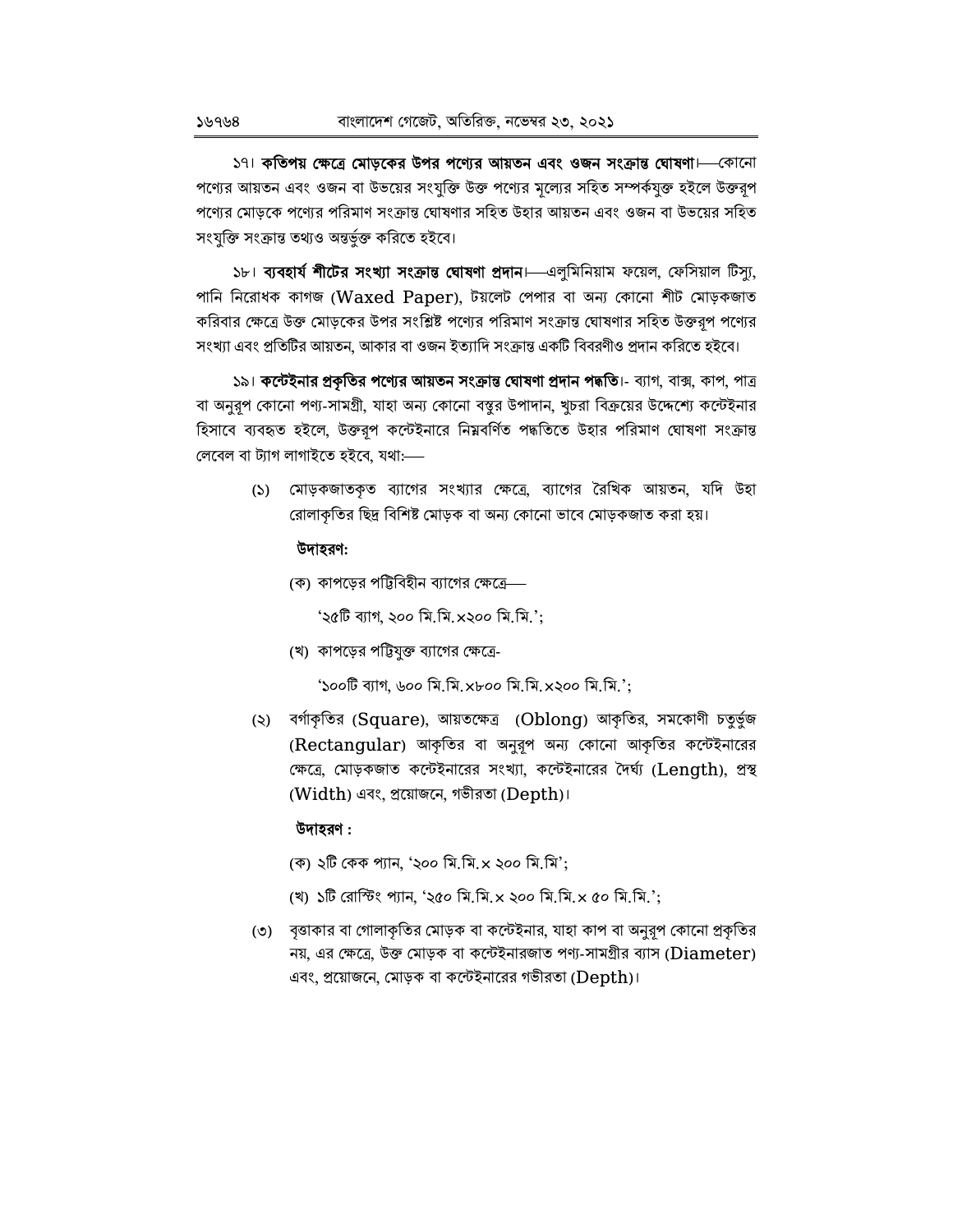১৭। **কতিপয় ক্ষেত্রে মোড়কের উপর পণ্যের আয়তন এবং ওজন সংক্রান্ত ঘোষণা।**—কোনো পণ্যের আয়তন এবং ওজন বা উভয়ের সংযুক্তি উক্ত পণ্যের মূল্যের সহিত সম্পর্কযুক্ত হইলে উক্তরূপ পণ্যের মোড়কে পণ্যের পরিমাণ সংক্রান্ত ঘোষণার সহিত উহার আয়তন এবং ওজন বা উভয়ের সহিত সংযুক্তি সংক্রান্ত তথ্যও অন্তর্ভুক্ত করিতে হইবে।

১৮। **ব্যবহার্য শীটের সংখ্যা সংক্রান্ত ঘোষণা প্রদান।**—এলুমিনিয়াম ফয়েল, ফেসিয়াল টিস্যু, পানি নিরোধক কাগজ (Waxed Paper), টয়লেট পেপার বা অন্য কোনো শীট মোড়কজাত করিবার ক্ষেত্রে উক্ত মোড়কের উপর সংশ্লিষ্ট পণ্যের পরিমাণ সংক্রান্ত ঘোষণার সহিত উক্তরূপ পণ্যের সংখ্যা এবং প্রতিটির আয়তন, আকার বা ওজন ইত্যাদি সংক্রান্ত একটি বিবরণীও প্রদান করিতে হইবে।

১৯। **কন্টেইনার প্রকৃতির পণ্যের আয়তন সংক্রান্ত ঘোষণা প্রদান পদ্ধতি।**- ব্যাগ, বাক্স, কাপ, পাত্র বা অনুরূপ কোনো পণ্য-সামগ্রী, যাহা অন্য কোনো বস্তুর উপাদান, খুচরা বিক্রয়ের উদ্দেশ্যে কন্টেইনার হিসাবে ব্যবহৃত হইলে, উক্তরূপ কন্টেইনারে নিম্নবর্ণিত পদ্ধতিতে উহার পরিমাণ ঘোষণা সংক্রান্ত লেবেল বা ট্যাগ লাগাইতে হইবে, যথা:—

(১) মোড়কজাতকৃত ব্যাগের সংখ্যার ক্ষেত্রে, ব্যাগের রৈখিক আয়তন, যদি উহা রোলাকৃতির ছিদ্র বিশিষ্ট মোড়ক বা অন্য কোনো ভাবে মোড়কজাত করা হয়।

**উদাহরণ:**

(ক) কাপড়ের পট্টিবিহীন ব্যাগের ক্ষেত্রে—

'২৫টি ব্যাগ, ২০০ মি.মি.×২০০ মি.মি.';

(খ) কাপড়ের পট্টিযুক্ত ব্যাগের ক্ষেত্রে-

'১০০টি ব্যাগ, ৬০০ মি.মি.×৮০০ মি.মি.×২০০ মি.মি.';

(২) বর্গাকৃতির (Square), আয়তক্ষেত্র (Oblong) আকৃতির, সমকোণী চতুর্ভুজ (Rectangular) আকৃতির বা অনুরূপ অন্য কোনো আকৃতির কন্টেইনারের ক্ষেত্রে, মোড়কজাত কন্টেইনারের সংখ্যা, কন্টেইনারের দৈর্ঘ্য (Length), প্রস্থ (Width) এবং, প্রয়োজনে, গভীরতা (Depth)।

**উদাহরণ :**

(ক) ২টি কেক প্যান, '২০০ মি.মি.× ২০০ মি.মি';

(খ) ১টি রোস্টিং প্যান, '২৫০ মি.মি.× ২০০ মি.মি.× ৫০ মি.মি.';

(৩) বৃত্তাকার বা গোলাকৃতির মোড়ক বা কন্টেইনার, যাহা কাপ বা অনুরূপ কোনো প্রকৃতির নয়, এর ক্ষেত্রে, উক্ত মোড়ক বা কন্টেইনারজাত পণ্য-সামগ্রীর ব্যাস (Diameter) এবং, প্রয়োজনে, মোড়ক বা কন্টেইনারের গভীরতা (Depth)।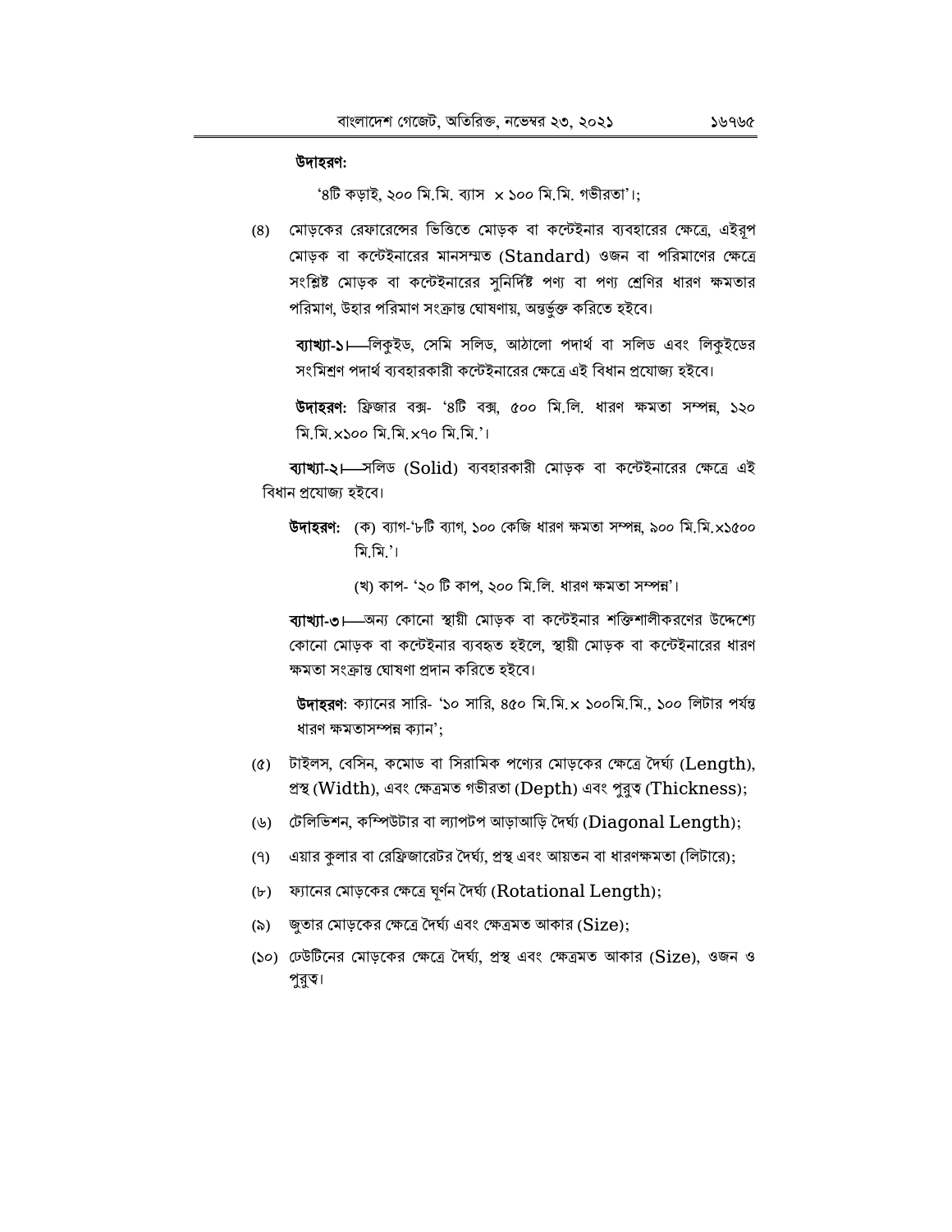**উদাহরণ:**

'৪টি কড়াই, ২০০ মি.মি. ব্যাস × ১০০ মি.মি. গভীরতা'।;

(৪) মোড়কের রেফারেন্সের ভিত্তিতে মোড়ক বা কন্টেইনার ব্যবহারের ক্ষেত্রে, এইরূপ মোড়ক বা কন্টেইনারের মানসম্মত (Standard) ওজন বা পরিমাণের ক্ষেত্রে সংশ্লিষ্ট মোড়ক বা কন্টেইনারের সুনির্দিষ্ট পণ্য বা পণ্য শ্রেণির ধারণ ক্ষমতার পরিমাণ, উহার পরিমাণ সংক্রান্ত ঘোষণায়, অন্তর্ভুক্ত করিতে হইবে।

**ব্যাখ্যা-১।**—লিকুইড, সেমি সলিড, আঠালো পদার্থ বা সলিড এবং লিকুইডের সংমিশ্রণ পদার্থ ব্যবহারকারী কন্টেইনারের ক্ষেত্রে এই বিধান প্রযোজ্য হইবে।

**উদাহরণ:** ফ্রিজার বক্স- '৪টি বক্স, ৫০০ মি.লি. ধারণ ক্ষমতা সম্পন্ন, ১২০ মি.মি.×১০০ মি.মি.×৭০ মি.মি.'।

**ব্যাখ্যা-২।**—সলিড (Solid) ব্যবহারকারী মোড়ক বা কন্টেইনারের ক্ষেত্রে এই বিধান প্রযোজ্য হইবে।

**উদাহরণ:** (ক) ব্যাগ-'৮টি ব্যাগ, ১০০ কেজি ধারণ ক্ষমতা সম্পন্ন, ৯০০ মি.মি.×১৫০০ মি.মি.'।

(খ) কাপ- '২০ টি কাপ, ২০০ মি.লি. ধারণ ক্ষমতা সম্পন্ন'।

**ব্যাখ্যা-৩।**—অন্য কোনো স্থায়ী মোড়ক বা কন্টেইনার শক্তিশালীকরণের উদ্দেশ্যে কোনো মোড়ক বা কন্টেইনার ব্যবহৃত হইলে, স্থায়ী মোড়ক বা কন্টেইনারের ধারণ ক্ষমতা সংক্রান্ত ঘোষণা প্রদান করিতে হইবে।

**উদাহরণ:** ক্যানের সারি- '১০ সারি, ৪৫০ মি.মি.× ১০০মি.মি., ১০০ লিটার পর্যন্ত ধারণ ক্ষমতাসম্পন্ন ক্যান';

(৫) টাইলস, বেসিন, কমোড বা সিরামিক পণ্যের মোড়কের ক্ষেত্রে দৈর্ঘ্য (Length), প্রস্থ (Width), এবং ক্ষেত্রমত গভীরতা (Depth) এবং পুরুত্ব (Thickness);

(৬) টেলিভিশন, কম্পিউটার বা ল্যাপটপ আড়াআড়ি দৈর্ঘ্য (Diagonal Length);

(৭) এয়ার কুলার বা রেফ্রিজারেটর দৈর্ঘ্য, প্রস্থ এবং আয়তন বা ধারণক্ষমতা (লিটারে);

(৮) ফ্যানের মোড়কের ক্ষেত্রে ঘূর্ণন দৈর্ঘ্য (Rotational Length);

(৯) জুতার মোড়কের ক্ষেত্রে দৈর্ঘ্য এবং ক্ষেত্রমত আকার (Size);

(১০) ঢেউটিনের মোড়কের ক্ষেত্রে দৈর্ঘ্য, প্রস্থ এবং ক্ষেত্রমত আকার (Size), ওজন ও পুরুত্ব।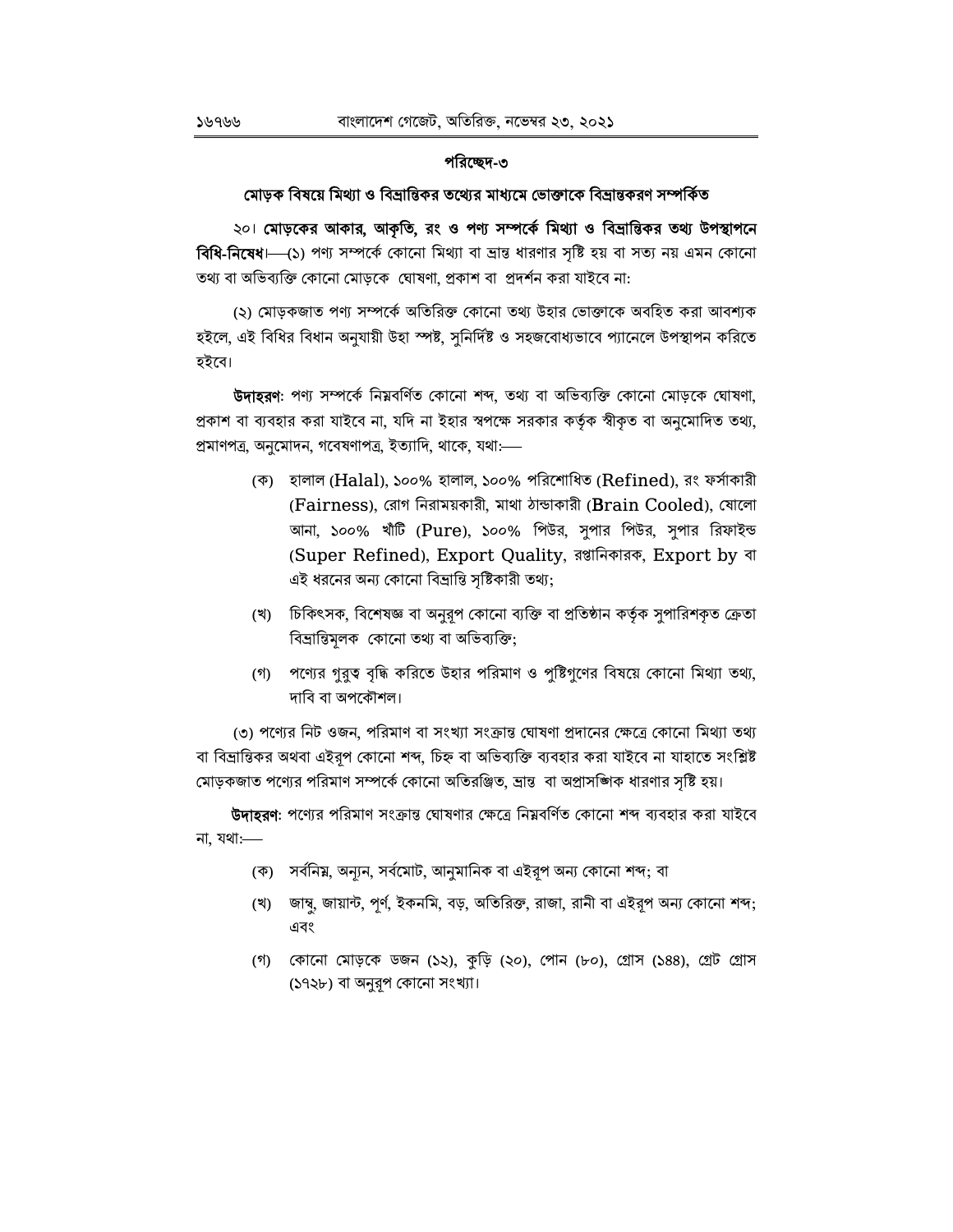## পরিচ্ছেদ-৩

### মোড়ক বিষয়ে মিথ্যা ও বিভ্রান্তিকর তথ্যের মাধ্যমে ভোক্তাকে বিভ্রান্তকরণ সম্পর্কিত

২০। **মোড়কের আকার, আকৃতি, রং ও পণ্য সম্পর্কে মিথ্যা ও বিভ্রান্তিকর তথ্য উপস্থাপনে বিধি-নিষেধ**।—(১) পণ্য সম্পর্কে কোনো মিথ্যা বা ভ্রান্ত ধারণার সৃষ্টি হয় বা সত্য নয় এমন কোনো তথ্য বা অভিব্যক্তি কোনো মোড়কে ঘোষণা, প্রকাশ বা প্রদর্শন করা যাইবে না:

(২) মোড়কজাত পণ্য সম্পর্কে অতিরিক্ত কোনো তথ্য উহার ভোক্তাকে অবহিত করা আবশ্যক হইলে, এই বিধির বিধান অনুযায়ী উহা স্পষ্ট, সুনির্দিষ্ট ও সহজবোধ্যভাবে প্যানেলে উপস্থাপন করিতে হইবে।

**উদাহরণ**: পণ্য সম্পর্কে নিম্নবর্ণিত কোনো শব্দ, তথ্য বা অভিব্যক্তি কোনো মোড়কে ঘোষণা, প্রকাশ বা ব্যবহার করা যাইবে না, যদি না ইহার স্বপক্ষে সরকার কর্তৃক স্বীকৃত বা অনুমোদিত তথ্য, প্রমাণপত্র, অনুমোদন, গবেষণাপত্র, ইত্যাদি, থাকে, যথা:—

(ক) হালাল (Halal), ১০০% হালাল, ১০০% পরিশোধিত (Refined), রং ফর্সাকারী (Fairness), রোগ নিরাময়কারী, মাথা ঠান্ডাকারী (Brain Cooled), ষোলো আনা, ১০০% খাঁটি (Pure), ১০০% পিউর, সুপার পিউর, সুপার রিফাইন্ড (Super Refined), Export Quality, রপ্তানিকারক, Export by বা এই ধরনের অন্য কোনো বিভ্রান্তি সৃষ্টিকারী তথ্য;

(খ) চিকিৎসক, বিশেষজ্ঞ বা অনুরূপ কোনো ব্যক্তি বা প্রতিষ্ঠান কর্তৃক সুপারিশকৃত ক্রেতা বিভ্রান্তিমূলক কোনো তথ্য বা অভিব্যক্তি;

(গ) পণ্যের গুরুত্ব বৃদ্ধি করিতে উহার পরিমাণ ও পুষ্টিগুণের বিষয়ে কোনো মিথ্যা তথ্য, দাবি বা অপকৌশল।

(৩) পণ্যের নিট ওজন, পরিমাণ বা সংখ্যা সংক্রান্ত ঘোষণা প্রদানের ক্ষেত্রে কোনো মিথ্যা তথ্য বা বিভ্রান্তিকর অথবা এইরূপ কোনো শব্দ, চিহ্ন বা অভিব্যক্তি ব্যবহার করা যাইবে না যাহাতে সংশ্লিষ্ট মোড়কজাত পণ্যের পরিমাণ সম্পর্কে কোনো অতিরঞ্জিত, ভ্রান্ত বা অপ্রাসঙ্গিক ধারণার সৃষ্টি হয়।

**উদাহরণ**: পণ্যের পরিমাণ সংক্রান্ত ঘোষণার ক্ষেত্রে নিম্নবর্ণিত কোনো শব্দ ব্যবহার করা যাইবে না, যথা:—

(ক) সর্বনিম্ন, অন্যূন, সর্বমোট, আনুমানিক বা এইরূপ অন্য কোনো শব্দ; বা

(খ) জাম্বু, জায়ান্ট, পূর্ণ, ইকনমি, বড়, অতিরিক্ত, রাজা, রানী বা এইরূপ অন্য কোনো শব্দ; এবং

(গ) কোনো মোড়কে ডজন (১২), কুড়ি (২০), পোন (৮০), গ্রোস (১৪৪), গ্রেট গ্রোস (১৭২৮) বা অনুরূপ কোনো সংখ্যা।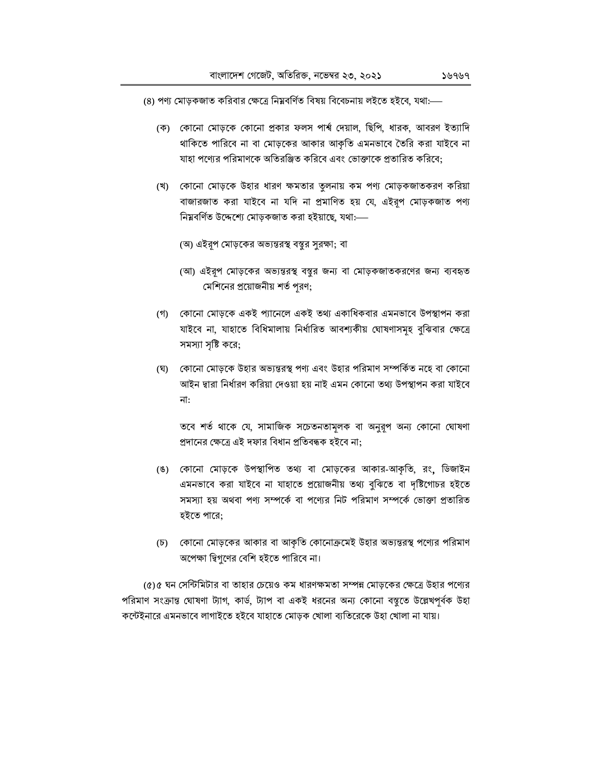(৪) পণ্য মোড়কজাত করিবার ক্ষেত্রে নিম্নবর্ণিত বিষয় বিবেচনায় লইতে হইবে, যথা:—

(ক) কোনো মোড়কে কোনো প্রকার ফলস পার্শ্ব দেয়াল, ছিপি, ধারক, আবরণ ইত্যাদি থাকিতে পারিবে না বা মোড়কের আকার আকৃতি এমনভাবে তৈরি করা যাইবে না যাহা পণ্যের পরিমাণকে অতিরঞ্জিত করিবে এবং ভোক্তাকে প্রতারিত করিবে;

(খ) কোনো মোড়কে উহার ধারণ ক্ষমতার তুলনায় কম পণ্য মোড়কজাতকরণ করিয়া বাজারজাত করা যাইবে না যদি না প্রমাণিত হয় যে, এইরূপ মোড়কজাত পণ্য নিম্নবর্ণিত উদ্দেশ্যে মোড়কজাত করা হইয়াছে, যথা:—

(অ) এইরূপ মোড়কের অভ্যন্তরস্থ বস্তুর সুরক্ষা; বা

(আ) এইরূপ মোড়কের অভ্যন্তরস্থ বস্তুর জন্য বা মোড়কজাতকরণের জন্য ব্যবহৃত মেশিনের প্রয়োজনীয় শর্ত পূরণ;

(গ) কোনো মোড়কে একই প্যানেলে একই তথ্য একাধিকবার এমনভাবে উপস্থাপন করা যাইবে না, যাহাতে বিধিমালায় নির্ধারিত আবশ্যকীয় ঘোষণাসমূহ বুঝিবার ক্ষেত্রে সমস্যা সৃষ্টি করে;

(ঘ) কোনো মোড়কে উহার অভ্যন্তরস্থ পণ্য এবং উহার পরিমাণ সম্পর্কিত নহে বা কোনো আইন দ্বারা নির্ধারণ করিয়া দেওয়া হয় নাই এমন কোনো তথ্য উপস্থাপন করা যাইবে না:

তবে শর্ত থাকে যে, সামাজিক সচেতনতামূলক বা অনুরূপ অন্য কোনো ঘোষণা প্রদানের ক্ষেত্রে এই দফার বিধান প্রতিবন্ধক হইবে না;

(ঙ) কোনো মোড়কে উপস্থাপিত তথ্য বা মোড়কের আকার-আকৃতি, রং, ডিজাইন এমনভাবে করা যাইবে না যাহাতে প্রয়োজনীয় তথ্য বুঝিতে বা দৃষ্টিগোচর হইতে সমস্যা হয় অথবা পণ্য সম্পর্কে বা পণ্যের নিট পরিমাণ সম্পর্কে ভোক্তা প্রতারিত হইতে পারে;

(চ) কোনো মোড়কের আকার বা আকৃতি কোনোক্রমেই উহার অভ্যন্তরস্থ পণ্যের পরিমাণ অপেক্ষা দ্বিগুণের বেশি হইতে পারিবে না।

(৫) ৫ ঘন সেন্টিমিটার বা তাহার চেয়েও কম ধারণক্ষমতা সম্পন্ন মোড়কের ক্ষেত্রে উহার পণ্যের পরিমাণ সংক্রান্ত ঘোষণা ট্যাগ, কার্ড, ট্যাপ বা একই ধরনের অন্য কোনো বস্তুতে উল্লেখপূর্বক উহা কন্টেইনারে এমনভাবে লাগাইতে হইবে যাহাতে মোড়ক খোলা ব্যতিরেকে উহা খোলা না যায়।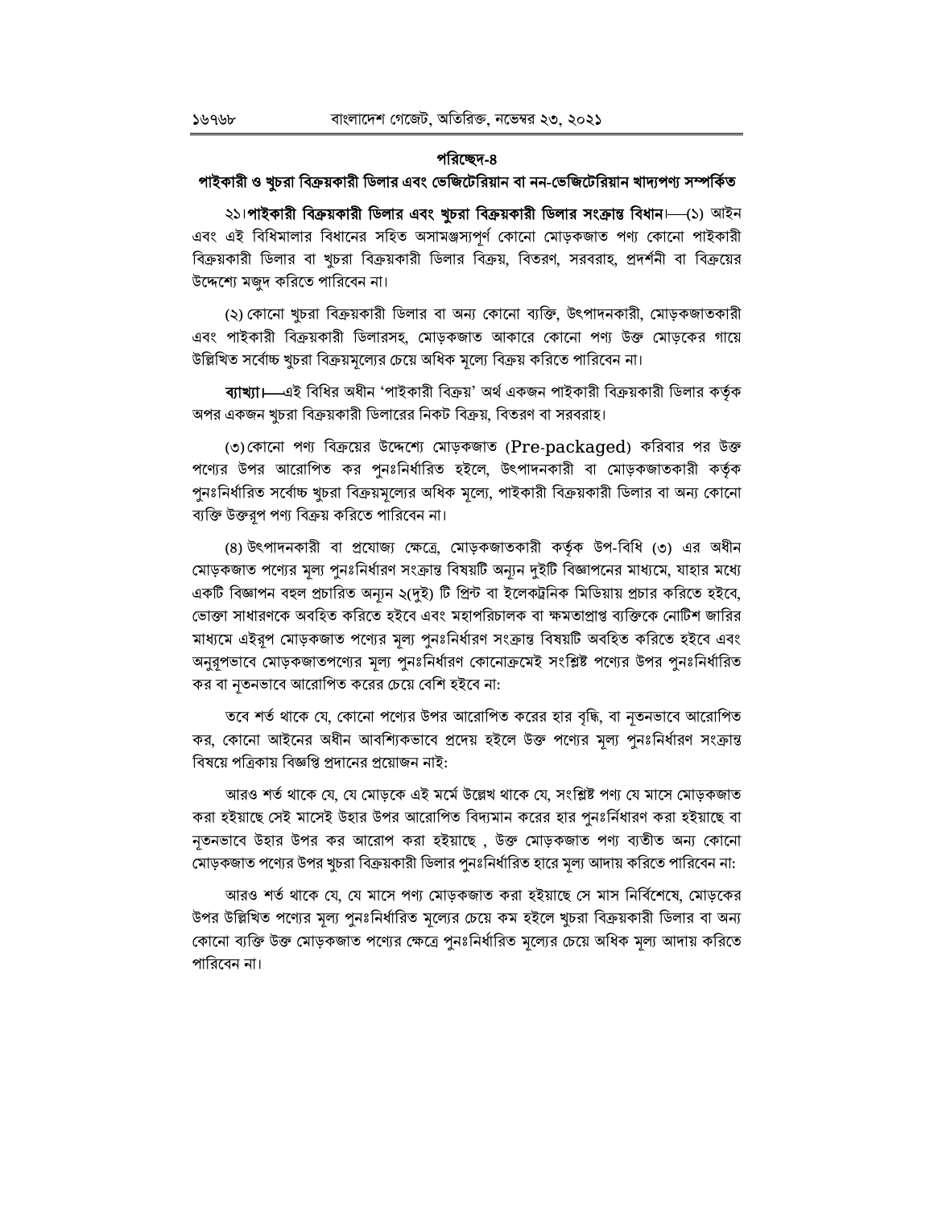## পরিচ্ছেদ-৪
## পাইকারী ও খুচরা বিক্রয়কারী ডিলার এবং ভেজিটেরিয়ান বা নন-ভেজিটেরিয়ান খাদ্যপণ্য সম্পর্কিত

২১।**পাইকারী বিক্রয়কারী ডিলার এবং খুচরা বিক্রয়কারী ডিলার সংক্রান্ত বিধান।**—(১) আইন এবং এই বিধিমালার বিধানের সহিত অসামঞ্জস্যপূর্ণ কোনো মোড়কজাত পণ্য কোনো পাইকারী বিক্রয়কারী ডিলার বা খুচরা বিক্রয়কারী ডিলার বিক্রয়, বিতরণ, সরবরাহ, প্রদর্শনী বা বিক্রয়ের উদ্দেশ্যে মজুদ করিতে পারিবেন না।

(২) কোনো খুচরা বিক্রয়কারী ডিলার বা অন্য কোনো ব্যক্তি, উৎপাদনকারী, মোড়কজাতকারী এবং পাইকারী বিক্রয়কারী ডিলারসহ, মোড়কজাত আকারে কোনো পণ্য উক্ত মোড়কের গায়ে উল্লিখিত সর্বোচ্চ খুচরা বিক্রয়মূল্যের চেয়ে অধিক মূল্যে বিক্রয় করিতে পারিবেন না।

**ব্যাখ্যা।**—এই বিধির অধীন 'পাইকারী বিক্রয়' অর্থ একজন পাইকারী বিক্রয়কারী ডিলার কর্তৃক অপর একজন খুচরা বিক্রয়কারী ডিলারের নিকট বিক্রয়, বিতরণ বা সরবরাহ।

(৩) কোনো পণ্য বিক্রয়ের উদ্দেশ্যে মোড়কজাত (Pre-packaged) করিবার পর উক্ত পণ্যের উপর আরোপিত কর পুনঃনির্ধারিত হইলে, উৎপাদনকারী বা মোড়কজাতকারী কর্তৃক পুনঃনির্ধারিত সর্বোচ্চ খুচরা বিক্রয়মূল্যের অধিক মূল্যে, পাইকারী বিক্রয়কারী ডিলার বা অন্য কোনো ব্যক্তি উক্তরূপ পণ্য বিক্রয় করিতে পারিবেন না।

(৪) উৎপাদনকারী বা প্রযোজ্য ক্ষেত্রে, মোড়কজাতকারী কর্তৃক উপ-বিধি (৩) এর অধীন মোড়কজাত পণ্যের মূল্য পুনঃনির্ধারণ সংক্রান্ত বিষয়টি অন্যূন দুইটি বিজ্ঞাপনের মাধ্যমে, যাহার মধ্যে একটি বিজ্ঞাপন বহুল প্রচারিত অন্যূন ২(দুই) টি প্রিন্ট বা ইলেকট্রনিক মিডিয়ায় প্রচার করিতে হইবে, ভোক্তা সাধারণকে অবহিত করিতে হইবে এবং মহাপরিচালক বা ক্ষমতাপ্রাপ্ত ব্যক্তিকে নোটিশ জারির মাধ্যমে এইরূপ মোড়কজাত পণ্যের মূল্য পুনঃনির্ধারণ সংক্রান্ত বিষয়টি অবহিত করিতে হইবে এবং অনুরূপভাবে মোড়কজাতপণ্যের মূল্য পুনঃনির্ধারণ কোনোক্রমেই সংশ্লিষ্ট পণ্যের উপর পুনঃনির্ধারিত কর বা নূতনভাবে আরোপিত করের চেয়ে বেশি হইবে না:

তবে শর্ত থাকে যে, কোনো পণ্যের উপর আরোপিত করের হার বৃদ্ধি, বা নূতনভাবে আরোপিত কর, কোনো আইনের অধীন আবশ্যিকভাবে প্রদেয় হইলে উক্ত পণ্যের মূল্য পুনঃনির্ধারণ সংক্রান্ত বিষয়ে পত্রিকায় বিজ্ঞপ্তি প্রদানের প্রয়োজন নাই:

আরও শর্ত থাকে যে, যে মোড়কে এই মর্মে উল্লেখ থাকে যে, সংশ্লিষ্ট পণ্য যে মাসে মোড়কজাত করা হইয়াছে সেই মাসেই উহার উপর আরোপিত বিদ্যমান করের হার পুনঃর্নিধারণ করা হইয়াছে বা নূতনভাবে উহার উপর কর আরোপ করা হইয়াছে , উক্ত মোড়কজাত পণ্য ব্যতীত অন্য কোনো মোড়কজাত পণ্যের উপর খুচরা বিক্রয়কারী ডিলার পুনঃনির্ধারিত হারে মূল্য আদায় করিতে পারিবেন না:

আরও শর্ত থাকে যে, যে মাসে পণ্য মোড়কজাত করা হইয়াছে সে মাস নির্বিশেষে, মোড়কের উপর উল্লিখিত পণ্যের মূল্য পুনঃনির্ধারিত মূল্যের চেয়ে কম হইলে খুচরা বিক্রয়কারী ডিলার বা অন্য কোনো ব্যক্তি উক্ত মোড়কজাত পণ্যের ক্ষেত্রে পুনঃনির্ধারিত মূল্যের চেয়ে অধিক মূল্য আদায় করিতে পারিবেন না।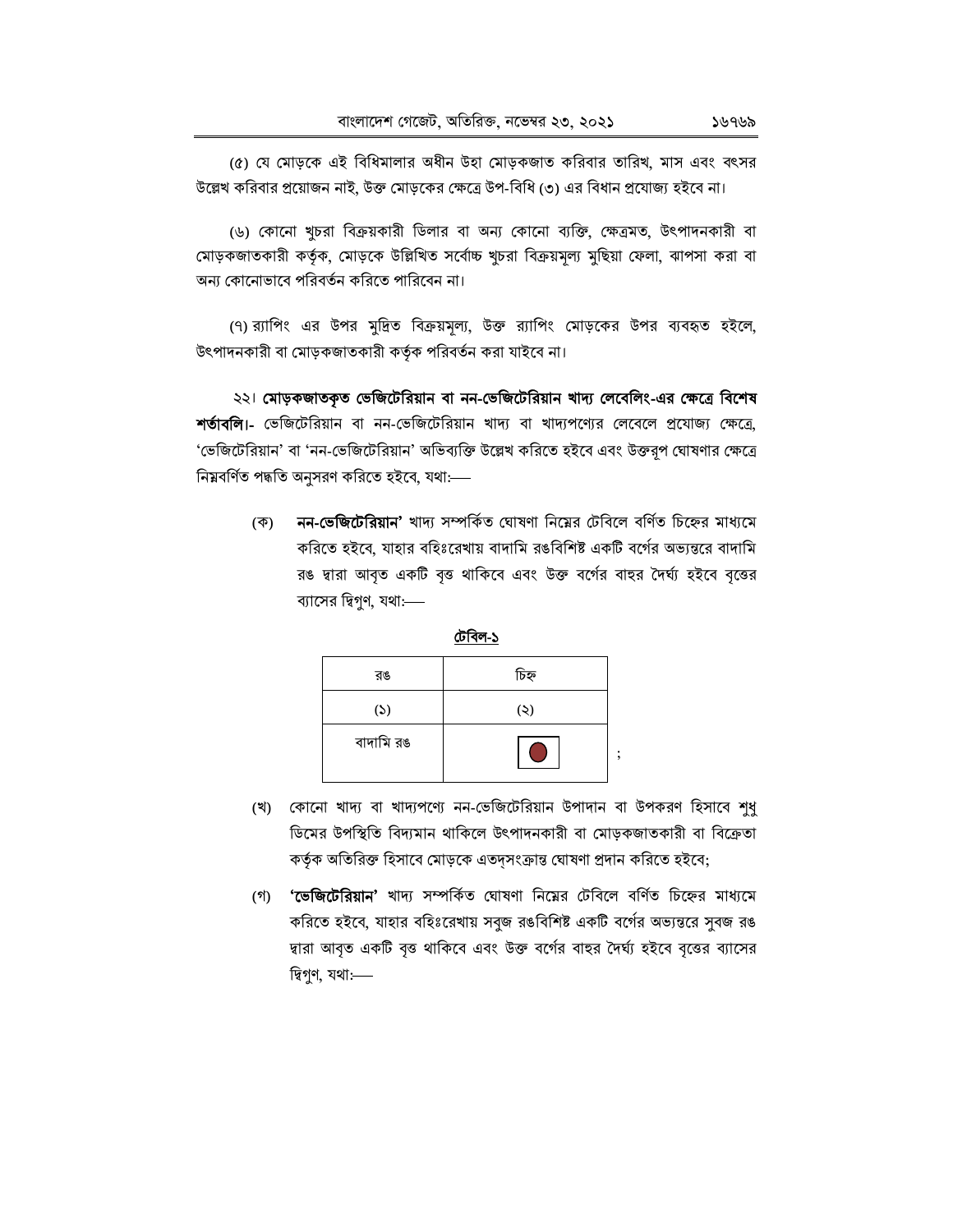(৫) যে মোড়কে এই বিধিমালার অধীন উহা মোড়কজাত করিবার তারিখ, মাস এবং বৎসর উল্লেখ করিবার প্রয়োজন নাই, উক্ত মোড়কের ক্ষেত্রে উপ-বিধি (৩) এর বিধান প্রযোজ্য হইবে না।

(৬) কোনো খুচরা বিক্রয়কারী ডিলার বা অন্য কোনো ব্যক্তি, ক্ষেত্রমত, উৎপাদনকারী বা মোড়কজাতকারী কর্তৃক, মোড়কে উল্লিখিত সর্বোচ্চ খুচরা বিক্রয়মূল্য মুছিয়া ফেলা, ঝাপসা করা বা অন্য কোনোভাবে পরিবর্তন করিতে পারিবেন না।

(৭) র‍্যাপিং এর উপর মুদ্রিত বিক্রয়মূল্য, উক্ত র‍্যাপিং মোড়কের উপর ব্যবহৃত হইলে, উৎপাদনকারী বা মোড়কজাতকারী কর্তৃক পরিবর্তন করা যাইবে না।

২২। **মোড়কজাতকৃত ভেজিটেরিয়ান বা নন-ভেজিটেরিয়ান খাদ্য লেবেলিং-এর ক্ষেত্রে বিশেষ শর্তাবলি।-** ভেজিটেরিয়ান বা নন-ভেজিটেরিয়ান খাদ্য বা খাদ্যপণ্যের লেবেলে প্রযোজ্য ক্ষেত্রে, 'ভেজিটেরিয়ান' বা 'নন-ভেজিটেরিয়ান' অভিব্যক্তি উল্লেখ করিতে হইবে এবং উক্তরূপ ঘোষণার ক্ষেত্রে নিম্নবর্ণিত পদ্ধতি অনুসরণ করিতে হইবে, যথা:—

(ক) **নন-ভেজিটেরিয়ান'** খাদ্য সম্পর্কিত ঘোষণা নিম্নের টেবিলে বর্ণিত চিহ্নের মাধ্যমে করিতে হইবে, যাহার বহিঃরেখায় বাদামি রঙবিশিষ্ট একটি বর্গের অভ্যন্তরে বাদামি রঙ দ্বারা আবৃত একটি বৃত্ত থাকিবে এবং উক্ত বর্গের বাহুর দৈর্ঘ্য হইবে বৃত্তের ব্যাসের দ্বিগুণ, যথা:—

<u>টেবিল-১</u>

| রঙ | চিহ্ন |
|---|---|
| (১) | (২) |
| বাদামি রঙ | ⊡ |

;

(খ) কোনো খাদ্য বা খাদ্যপণ্যে নন-ভেজিটেরিয়ান উপাদান বা উপকরণ হিসাবে শুধু ডিমের উপস্থিতি বিদ্যমান থাকিলে উৎপাদনকারী বা মোড়কজাতকারী বা বিক্রেতা কর্তৃক অতিরিক্ত হিসাবে মোড়কে এতদ্‌সংক্রান্ত ঘোষণা প্রদান করিতে হইবে;

(গ) **'ভেজিটেরিয়ান'** খাদ্য সম্পর্কিত ঘোষণা নিম্নের টেবিলে বর্ণিত চিহ্নের মাধ্যমে করিতে হইবে, যাহার বহিঃরেখায় সবুজ রঙবিশিষ্ট একটি বর্গের অভ্যন্তরে সবুজ রঙ দ্বারা আবৃত একটি বৃত্ত থাকিবে এবং উক্ত বর্গের বাহুর দৈর্ঘ্য হইবে বৃত্তের ব্যাসের দ্বিগুণ, যথা:—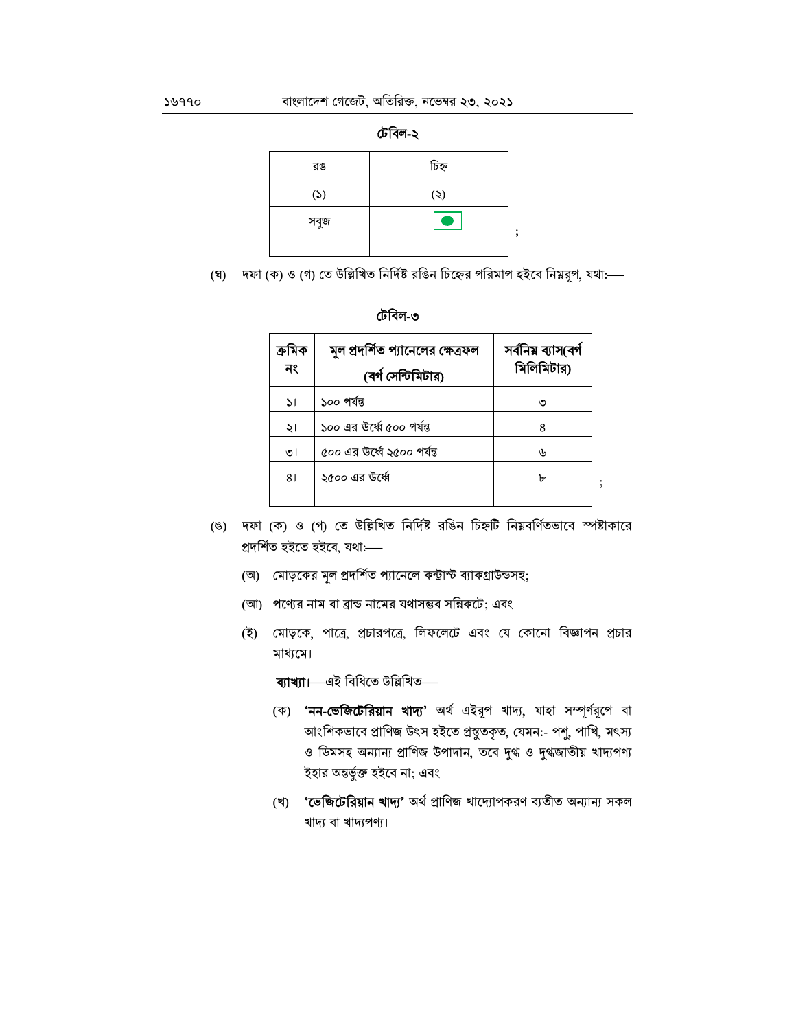**টেবিল-২**

| রঙ | চিহ্ন |
|---|---|
| (১) | (২) |
| সবুজ | ● |

;

(ঘ) দফা (ক) ও (গ) তে উল্লিখিত নির্দিষ্ট রঙিন চিহ্নের পরিমাপ হইবে নিম্নরূপ, যথা:—

**টেবিল-৩**

| ক্রমিক নং | মূল প্রদর্শিত প্যানেলের ক্ষেত্রফল (বর্গ সেন্টিমিটার) | সর্বনিম্ন ব্যাস(বর্গ মিলিমিটার) |
|---|---|---|
| ১। | ১০০ পর্যন্ত | ৩ |
| ২। | ১০০ এর উর্ধ্বে ৫০০ পর্যন্ত | ৪ |
| ৩। | ৫০০ এর উর্ধ্বে ২৫০০ পর্যন্ত | ৬ |
| ৪। | ২৫০০ এর উর্ধ্বে | ৮ |

;

(ঙ) দফা (ক) ও (গ) তে উল্লিখিত নির্দিষ্ট রঙিন চিহ্নটি নিম্নবর্ণিতভাবে স্পষ্টাকারে প্রদর্শিত হইতে হইবে, যথা:—

(অ) মোড়কের মূল প্রদর্শিত প্যানেলে কন্ট্রাস্ট ব্যাকগ্রাউন্ডসহ;

(আ) পণ্যের নাম বা ব্রান্ড নামের যথাসম্ভব সন্নিকটে; এবং

(ই) মোড়কে, পাত্রে, প্রচারপত্রে, লিফলেটে এবং যে কোনো বিজ্ঞাপন প্রচার মাধ্যমে।

**ব্যাখ্যা।**—এই বিধিতে উল্লিখিত—

(ক) **'নন-ভেজিটেরিয়ান খাদ্য'** অর্থ এইরূপ খাদ্য, যাহা সম্পূর্ণরূপে বা আংশিকভাবে প্রাণিজ উৎস হইতে প্রস্তুতকৃত, যেমন:- পশু, পাখি, মৎস্য ও ডিমসহ অন্যান্য প্রাণিজ উপাদান, তবে দুগ্ধ ও দুগ্ধজাতীয় খাদ্যপণ্য ইহার অন্তর্ভুক্ত হইবে না; এবং

(খ) **'ভেজিটেরিয়ান খাদ্য'** অর্থ প্রাণিজ খাদ্যোপকরণ ব্যতীত অন্যান্য সকল খাদ্য বা খাদ্যপণ্য।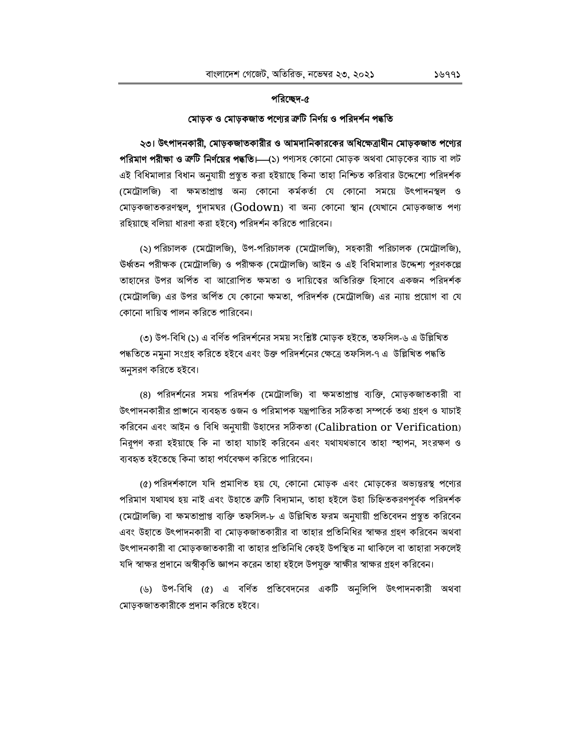## পরিচ্ছেদ-৫

### মোড়ক ও মোড়কজাত পণ্যের ত্রুটি নির্ণয় ও পরিদর্শন পদ্ধতি

**২৩। উৎপাদনকারী, মোড়কজাতকারীর ও আমদানিকারকের অধিক্ষেত্রাধীন মোড়কজাত পণ্যের পরিমাণ পরীক্ষা ও ত্রুটি নির্ণয়ের পদ্ধতি।**—(১) পণ্যসহ কোনো মোড়ক অথবা মোড়কের ব্যাচ বা লট এই বিধিমালার বিধান অনুযায়ী প্রস্তুত করা হইয়াছে কিনা তাহা নিশ্চিত করিবার উদ্দেশ্যে পরিদর্শক (মেট্রোলজি) বা ক্ষমতাপ্রাপ্ত অন্য কোনো কর্মকর্তা যে কোনো সময়ে উৎপাদনস্থল ও মোড়কজাতকরণস্থল, গুদামঘর (Godown) বা অন্য কোনো স্থান (যেখানে মোড়কজাত পণ্য রহিয়াছে বলিয়া ধারণা করা হইবে) পরিদর্শন করিতে পারিবেন।

(২) পরিচালক (মেট্রোলজি), উপ-পরিচালক (মেট্রোলজি), সহকারী পরিচালক (মেট্রোলজি), উর্ধ্বতন পরীক্ষক (মেট্রোলজি) ও পরীক্ষক (মেট্রোলজি) আইন ও এই বিধিমালার উদ্দেশ্য পূরণকল্পে তাহাদের উপর অর্পিত বা আরোপিত ক্ষমতা ও দায়িত্বের অতিরিক্ত হিসাবে একজন পরিদর্শক (মেট্রোলজি) এর উপর অর্পিত যে কোনো ক্ষমতা, পরিদর্শক (মেট্রোলজি) এর ন্যায় প্রয়োগ বা যে কোনো দায়িত্ব পালন করিতে পারিবেন।

(৩) উপ-বিধি (১) এ বর্ণিত পরিদর্শনের সময় সংশ্লিষ্ট মোড়ক হইতে, তফসিল-৬ এ উল্লিখিত পদ্ধতিতে নমুনা সংগ্রহ করিতে হইবে এবং উক্ত পরিদর্শনের ক্ষেত্রে তফসিল-৭ এ উল্লিখিত পদ্ধতি অনুসরণ করিতে হইবে।

(৪) পরিদর্শনের সময় পরিদর্শক (মেট্রোলজি) বা ক্ষমতাপ্রাপ্ত ব্যক্তি, মোড়কজাতকারী বা উৎপাদনকারীর প্রাঙ্গনে ব্যবহৃত ওজন ও পরিমাপক যন্ত্রপাতির সঠিকতা সম্পর্কে তথ্য গ্রহণ ও যাচাই করিবেন এবং আইন ও বিধি অনুযায়ী উহাদের সঠিকতা (Calibration or Verification) নিরূপণ করা হইয়াছে কি না তাহা যাচাই করিবেন এবং যথাযথভাবে তাহা স্থাপন, সংরক্ষণ ও ব্যবহৃত হইতেছে কিনা তাহা পর্যবেক্ষণ করিতে পারিবেন।

(৫) পরিদর্শকালে যদি প্রমাণিত হয় যে, কোনো মোড়ক এবং মোড়কের অভ্যন্তরস্থ পণ্যের পরিমাণ যথাযথ হয় নাই এবং উহাতে ত্রুটি বিদ্যমান, তাহা হইলে উহা চিহ্নিতকরণপূর্বক পরিদর্শক (মেট্রোলজি) বা ক্ষমতাপ্রাপ্ত ব্যক্তি তফসিল-৮ এ উল্লিখিত ফরম অনুযায়ী প্রতিবেদন প্রস্তুত করিবেন এবং উহাতে উৎপাদনকারী বা মোড়কজাতকারীর বা তাহার প্রতিনিধির স্বাক্ষর গ্রহণ করিবেন অথবা উৎপাদনকারী বা মোড়কজাতকারী বা তাহার প্রতিনিধি কেহই উপস্থিত না থাকিলে বা তাহারা সকলেই যদি স্বাক্ষর প্রদানে অস্বীকৃতি জ্ঞাপন করেন তাহা হইলে উপযুক্ত স্বাক্ষীর স্বাক্ষর গ্রহণ করিবেন।

(৬) উপ-বিধি (৫) এ বর্ণিত প্রতিবেদনের একটি অনুলিপি উৎপাদনকারী অথবা মোড়কজাতকারীকে প্রদান করিতে হইবে।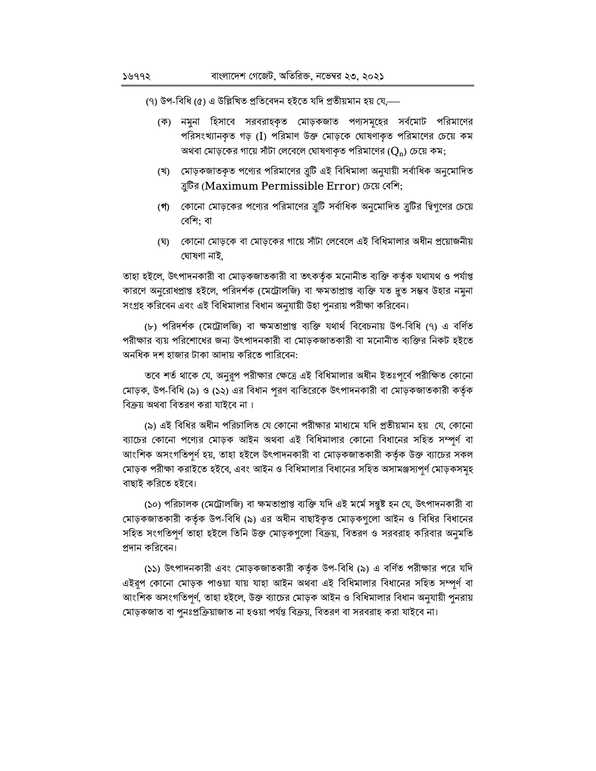(৭) উপ-বিধি (৫) এ উল্লিখিত প্রতিবেদন হইতে যদি প্রতীয়মান হয় যে,—

(ক) নমুনা হিসাবে সরবরাহকৃত মোড়কজাত পণ্যসমূহের সর্বমোট পরিমাণের পরিসংখ্যানকৃত গড় (I) পরিমাণ উক্ত মোড়কে ঘোষণাকৃত পরিমাণের চেয়ে কম অথবা মোড়কের গায়ে সাঁটা লেবেলে ঘোষণাকৃত পরিমাণের ($Q_n$) চেয়ে কম;

(খ) মোড়কজাতকৃত পণ্যের পরিমাণের ত্রুটি এই বিধিমালা অনুযায়ী সর্বাধিক অনুমোদিত ত্রুটির (Maximum Permissible Error) চেয়ে বেশি;

(গ) কোনো মোড়কের পণ্যের পরিমাণের ত্রুটি সর্বাধিক অনুমোদিত ত্রুটির দ্বিগুণের চেয়ে বেশি; বা

(ঘ) কোনো মোড়কে বা মোড়কের গায়ে সাঁটা লেবেলে এই বিধিমালার অধীন প্রয়োজনীয় ঘোষণা নাই,

তাহা হইলে, উৎপাদনকারী বা মোড়কজাতকারী বা তৎকর্তৃক মনোনীত ব্যক্তি কর্তৃক যথাযথ ও পর্যাপ্ত কারণে অনুরোধপ্রাপ্ত হইলে, পরিদর্শক (মেট্রোলজি) বা ক্ষমতাপ্রাপ্ত ব্যক্তি যত দ্রুত সম্ভব উহার নমুনা সংগ্রহ করিবেন এবং এই বিধিমালার বিধান অনুযায়ী উহা পুনরায় পরীক্ষা করিবেন।

(৮) পরিদর্শক (মেট্রোলজি) বা ক্ষমতাপ্রাপ্ত ব্যক্তি যথার্থ বিবেচনায় উপ-বিধি (৭) এ বর্ণিত পরীক্ষার ব্যয় পরিশোধের জন্য উৎপাদনকারী বা মোড়কজাতকারী বা মনোনীত ব্যক্তির নিকট হইতে অনধিক দশ হাজার টাকা আদায় করিতে পারিবেন:

তবে শর্ত থাকে যে, অনুরূপ পরীক্ষার ক্ষেত্রে এই বিধিমালার অধীন ইতঃপূর্বে পরীক্ষিত কোনো মোড়ক, উপ-বিধি (৯) ও (১২) এর বিধান পূরণ ব্যতিরেকে উৎপাদনকারী বা মোড়কজাতকারী কর্তৃক বিক্রয় অথবা বিতরণ করা যাইবে না।

(৯) এই বিধির অধীন পরিচালিত যে কোনো পরীক্ষার মাধ্যমে যদি প্রতীয়মান হয় যে, কোনো ব্যাচের কোনো পণ্যের মোড়ক আইন অথবা এই বিধিমালার কোনো বিধানের সহিত সম্পূর্ণ বা আংশিক অসংগতিপূর্ণ হয়, তাহা হইলে উৎপাদনকারী বা মোড়কজাতকারী কর্তৃক উক্ত ব্যাচের সকল মোড়ক পরীক্ষা করাইতে হইবে, এবং আইন ও বিধিমালার বিধানের সহিত অসামঞ্জস্যপূর্ণ মোড়কসমূহ বাছাই করিতে হইবে।

(১০) পরিচালক (মেট্রোলজি) বা ক্ষমতাপ্রাপ্ত ব্যক্তি যদি এই মর্মে সন্তুষ্ট হন যে, উৎপাদনকারী বা মোড়কজাতকারী কর্তৃক উপ-বিধি (৯) এর অধীন বাছাইকৃত মোড়কগুলো আইন ও বিধির বিধানের সহিত সংগতিপূর্ণ তাহা হইলে তিনি উক্ত মোড়কগুলো বিক্রয়, বিতরণ ও সরবরাহ করিবার অনুমতি প্রদান করিবেন।

(১১) উৎপাদনকারী এবং মোড়কজাতকারী কর্তৃক উপ-বিধি (৯) এ বর্ণিত পরীক্ষার পরে যদি এইরূপ কোনো মোড়ক পাওয়া যায় যাহা আইন অথবা এই বিধিমালার বিধানের সহিত সম্পূর্ণ বা আংশিক অসংগতিপূর্ণ, তাহা হইলে, উক্ত ব্যাচের মোড়ক আইন ও বিধিমালার বিধান অনুযায়ী পুনরায় মোড়কজাত বা পুনঃপ্রক্রিয়াজাত না হওয়া পর্যন্ত বিক্রয়, বিতরণ বা সরবরাহ করা যাইবে না।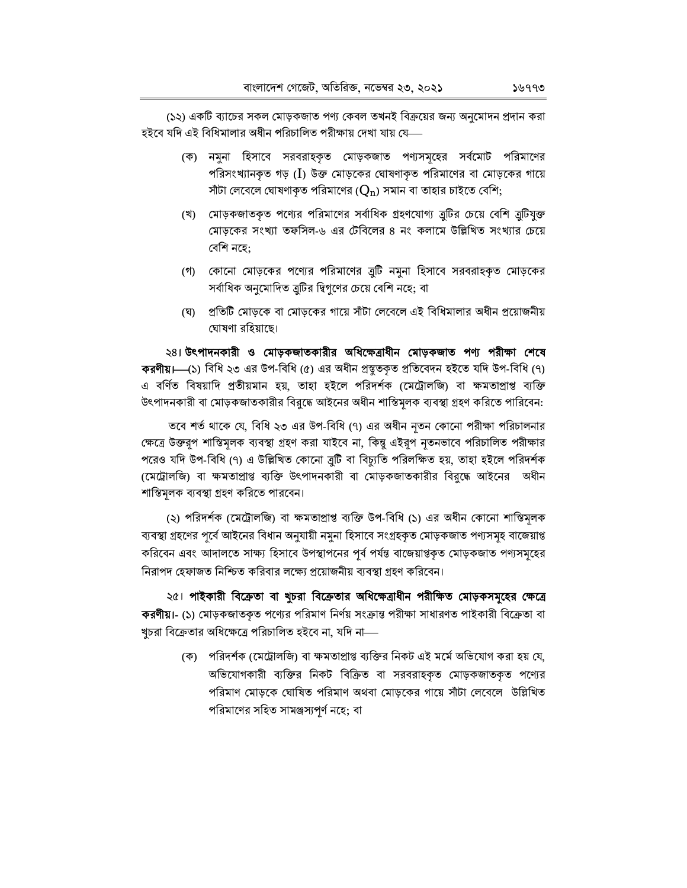(১২) একটি ব্যাচের সকল মোড়কজাত পণ্য কেবল তখনই বিক্রয়ের জন্য অনুমোদন প্রদান করা হইবে যদি এই বিধিমালার অধীন পরিচালিত পরীক্ষায় দেখা যায় যে—

(ক) নমুনা হিসাবে সরবরাহকৃত মোড়কজাত পণ্যসমূহের সর্বমোট পরিমাণের পরিসংখ্যানকৃত গড় ($I$) উক্ত মোড়কের ঘোষণাকৃত পরিমাণের বা মোড়কের গায়ে সাঁটা লেবেলে ঘোষণাকৃত পরিমাণের ($Q_n$) সমান বা তাহার চাইতে বেশি;

(খ) মোড়কজাতকৃত পণ্যের পরিমাণের সর্বাধিক গ্রহণযোগ্য ত্রুটির চেয়ে বেশি ত্রুটিযুক্ত মোড়কের সংখ্যা তফসিল-৬ এর টেবিলের ৪ নং কলামে উল্লিখিত সংখ্যার চেয়ে বেশি নহে;

(গ) কোনো মোড়কের পণ্যের পরিমাণের ত্রুটি নমুনা হিসাবে সরবরাহকৃত মোড়কের সর্বাধিক অনুমোদিত ত্রুটির দ্বিগুণের চেয়ে বেশি নহে; বা

(ঘ) প্রতিটি মোড়কে বা মোড়কের গায়ে সাঁটা লেবেলে এই বিধিমালার অধীন প্রয়োজনীয় ঘোষণা রহিয়াছে।

২৪। **উৎপাদনকারী ও মোড়কজাতকারীর অধিক্ষেত্রাধীন মোড়কজাত পণ্য পরীক্ষা শেষে করণীয়।**—(১) বিধি ২৩ এর উপ-বিধি (৫) এর অধীন প্রস্তুতকৃত প্রতিবেদন হইতে যদি উপ-বিধি (৭) এ বর্ণিত বিষয়াদি প্রতীয়মান হয়, তাহা হইলে পরিদর্শক (মেট্রোলজি) বা ক্ষমতাপ্রাপ্ত ব্যক্তি উৎপাদনকারী বা মোড়কজাতকারীর বিরুদ্ধে আইনের অধীন শাস্তিমূলক ব্যবস্থা গ্রহণ করিতে পারিবেন:

তবে শর্ত থাকে যে, বিধি ২৩ এর উপ-বিধি (৭) এর অধীন নূতন কোনো পরীক্ষা পরিচালনার ক্ষেত্রে উক্তরূপ শাস্তিমূলক ব্যবস্থা গ্রহণ করা যাইবে না, কিন্তু এইরূপ নূতনভাবে পরিচালিত পরীক্ষার পরেও যদি উপ-বিধি (৭) এ উল্লিখিত কোনো ত্রুটি বা বিচ্যুতি পরিলক্ষিত হয়, তাহা হইলে পরিদর্শক (মেট্রোলজি) বা ক্ষমতাপ্রাপ্ত ব্যক্তি উৎপাদনকারী বা মোড়কজাতকারীর বিরুদ্ধে আইনের অধীন শাস্তিমূলক ব্যবস্থা গ্রহণ করিতে পারবেন।

(২) পরিদর্শক (মেট্রোলজি) বা ক্ষমতাপ্রাপ্ত ব্যক্তি উপ-বিধি (১) এর অধীন কোনো শাস্তিমূলক ব্যবস্থা গ্রহণের পূর্বে আইনের বিধান অনুযায়ী নমুনা হিসাবে সংগ্রহকৃত মোড়কজাত পণ্যসমূহ বাজেয়াপ্ত করিবেন এবং আদালতে সাক্ষ্য হিসাবে উপস্থাপনের পূর্ব পর্যন্ত বাজেয়াপ্তকৃত মোড়কজাত পণ্যসমূহের নিরাপদ হেফাজত নিশ্চিত করিবার লক্ষ্যে প্রয়োজনীয় ব্যবস্থা গ্রহণ করিবেন।

২৫। **পাইকারী বিক্রেতা বা খুচরা বিক্রেতার অধিক্ষেত্রাধীন পরীক্ষিত মোড়কসমূহের ক্ষেত্রে করণীয়।**- (১) মোড়কজাতকৃত পণ্যের পরিমাণ নির্ণয় সংক্রান্ত পরীক্ষা সাধারণত পাইকারী বিক্রেতা বা খুচরা বিক্রেতার অধিক্ষেত্রে পরিচালিত হইবে না, যদি না—

(ক) পরিদর্শক (মেট্রোলজি) বা ক্ষমতাপ্রাপ্ত ব্যক্তির নিকট এই মর্মে অভিযোগ করা হয় যে, অভিযোগকারী ব্যক্তির নিকট বিক্রিত বা সরবরাহকৃত মোড়কজাতকৃত পণ্যের পরিমাণ মোড়কে ঘোষিত পরিমাণ অথবা মোড়কের গায়ে সাঁটা লেবেলে উল্লিখিত পরিমাণের সহিত সামঞ্জস্যপূর্ণ নহে; বা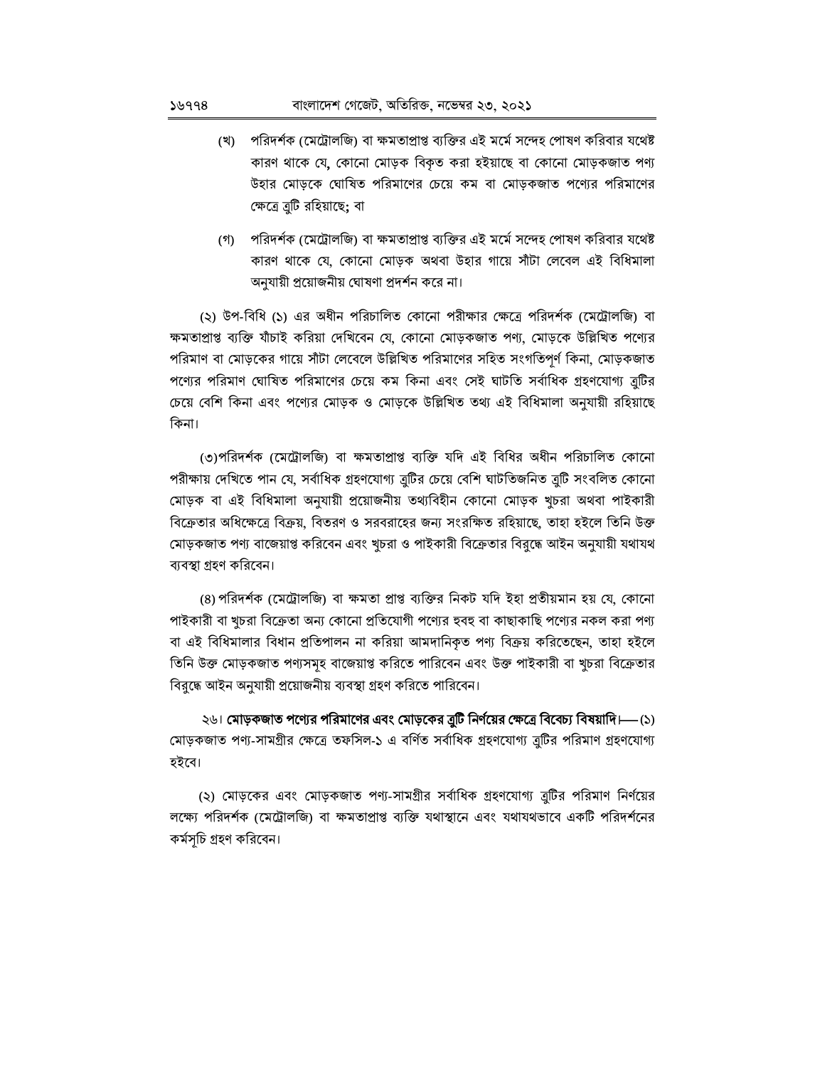(খ) পরিদর্শক (মেট্রোলজি) বা ক্ষমতাপ্রাপ্ত ব্যক্তির এই মর্মে সন্দেহ পোষণ করিবার যথেষ্ট কারণ থাকে যে, কোনো মোড়ক বিকৃত করা হইয়াছে বা কোনো মোড়কজাত পণ্য উহার মোড়কে ঘোষিত পরিমাণের চেয়ে কম বা মোড়কজাত পণ্যের পরিমাণের ক্ষেত্রে ত্রুটি রহিয়াছে; বা

(গ) পরিদর্শক (মেট্রোলজি) বা ক্ষমতাপ্রাপ্ত ব্যক্তির এই মর্মে সন্দেহ পোষণ করিবার যথেষ্ট কারণ থাকে যে, কোনো মোড়ক অথবা উহার গায়ে সাঁটা লেবেল এই বিধিমালা অনুযায়ী প্রয়োজনীয় ঘোষণা প্রদর্শন করে না।

(২) উপ-বিধি (১) এর অধীন পরিচালিত কোনো পরীক্ষার ক্ষেত্রে পরিদর্শক (মেট্রোলজি) বা ক্ষমতাপ্রাপ্ত ব্যক্তি যাঁচাই করিয়া দেখিবেন যে, কোনো মোড়কজাত পণ্য, মোড়কে উল্লিখিত পণ্যের পরিমাণ বা মোড়কের গায়ে সাঁটা লেবেলে উল্লিখিত পরিমাণের সহিত সংগতিপূর্ণ কিনা, মোড়কজাত পণ্যের পরিমাণ ঘোষিত পরিমাণের চেয়ে কম কিনা এবং সেই ঘাটতি সর্বাধিক গ্রহণযোগ্য ত্রুটির চেয়ে বেশি কিনা এবং পণ্যের মোড়ক ও মোড়কে উল্লিখিত তথ্য এই বিধিমালা অনুযায়ী রহিয়াছে কিনা।

(৩) পরিদর্শক (মেট্রোলজি) বা ক্ষমতাপ্রাপ্ত ব্যক্তি যদি এই বিধির অধীন পরিচালিত কোনো পরীক্ষায় দেখিতে পান যে, সর্বাধিক গ্রহণযোগ্য ত্রুটির চেয়ে বেশি ঘাটতিজনিত ত্রুটি সংবলিত কোনো মোড়ক বা এই বিধিমালা অনুযায়ী প্রয়োজনীয় তথ্যবিহীন কোনো মোড়ক খুচরা অথবা পাইকারী বিক্রেতার অধিক্ষেত্রে বিক্রয়, বিতরণ ও সরবরাহের জন্য সংরক্ষিত রহিয়াছে, তাহা হইলে তিনি উক্ত মোড়কজাত পণ্য বাজেয়াপ্ত করিবেন এবং খুচরা ও পাইকারী বিক্রেতার বিরুদ্ধে আইন অনুযায়ী যথাযথ ব্যবস্থা গ্রহণ করিবেন।

(৪) পরিদর্শক (মেট্রোলজি) বা ক্ষমতা প্রাপ্ত ব্যক্তির নিকট যদি ইহা প্রতীয়মান হয় যে, কোনো পাইকারী বা খুচরা বিক্রেতা অন্য কোনো প্রতিযোগী পণ্যের হুবহু বা কাছাকাছি পণ্যের নকল করা পণ্য বা এই বিধিমালার বিধান প্রতিপালন না করিয়া আমদানিকৃত পণ্য বিক্রয় করিতেছেন, তাহা হইলে তিনি উক্ত মোড়কজাত পণ্যসমূহ বাজেয়াপ্ত করিতে পারিবেন এবং উক্ত পাইকারী বা খুচরা বিক্রেতার বিরুদ্ধে আইন অনুযায়ী প্রয়োজনীয় ব্যবস্থা গ্রহণ করিতে পারিবেন।

২৬। **মোড়কজাত পণ্যের পরিমাণের এবং মোড়কের ত্রুটি নির্ণয়ের ক্ষেত্রে বিবেচ্য বিষয়াদি।**— (১) মোড়কজাত পণ্য-সামগ্রীর ক্ষেত্রে তফসিল-১ এ বর্ণিত সর্বাধিক গ্রহণযোগ্য ত্রুটির পরিমাণ গ্রহণযোগ্য হইবে।

(২) মোড়কের এবং মোড়কজাত পণ্য-সামগ্রীর সর্বাধিক গ্রহণযোগ্য ত্রুটির পরিমাণ নির্ণয়ের লক্ষ্যে পরিদর্শক (মেট্রোলজি) বা ক্ষমতাপ্রাপ্ত ব্যক্তি যথাস্থানে এবং যথাযথভাবে একটি পরিদর্শনের কর্মসূচি গ্রহণ করিবেন।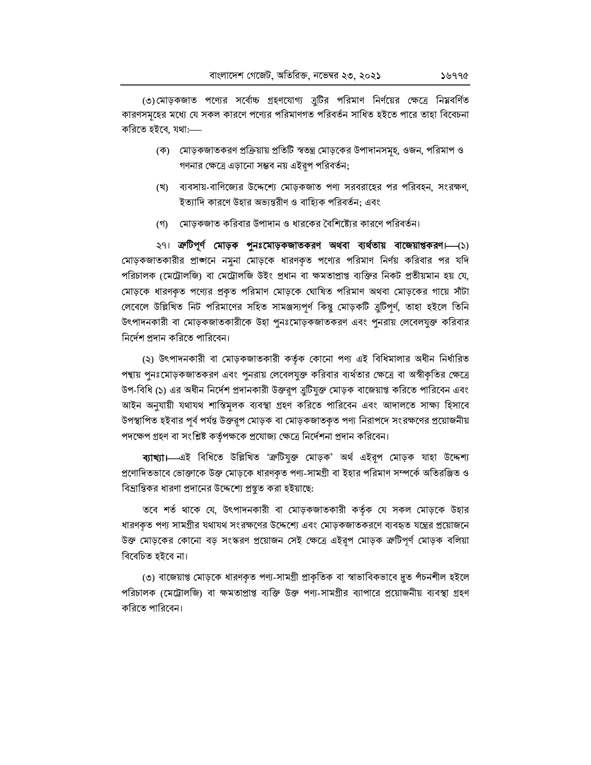(৩) মোড়কজাত পণ্যের সর্বোচ্চ গ্রহণযোগ্য ত্রুটির পরিমাণ নির্ণয়ের ক্ষেত্রে নিম্নবর্ণিত কারণসমূহের মধ্যে যে সকল কারণে পণ্যের পরিমাণগত পরিবর্তন সাধিত হইতে পারে তাহা বিবেচনা করিতে হইবে, যথা:—

(ক) মোড়কজাতকরণ প্রক্রিয়ায় প্রতিটি স্বতন্ত্র মোড়কের উপাদানসমূহ, ওজন, পরিমাপ ও গণনার ক্ষেত্রে এড়ানো সম্ভব নয় এইরূপ পরিবর্তন;

(খ) ব্যবসায়-বাণিজ্যের উদ্দেশ্যে মোড়কজাত পণ্য সরবরাহের পর পরিবহন, সংরক্ষণ, ইত্যাদি কারণে উহার অভ্যন্তরীণ ও বাহ্যিক পরিবর্তন; এবং

(গ) মোড়কজাত করিবার উপাদান ও ধারকের বৈশিষ্ট্যের কারণে পরিবর্তন।

২৭। **ক্রটিপূর্ণ মোড়ক পুনঃমোড়কজাতকরণ অথবা ব্যর্থতায় বাজেয়াপ্তকরণ।**—(১) মোড়কজাতকারীর প্রাঙ্গনে নমুনা মোড়কে ধারণকৃত পণ্যের পরিমাণ নির্ণয় করিবার পর যদি পরিচালক (মেট্রোলজি) বা মেট্রোলজি উইং প্রধান বা ক্ষমতাপ্রাপ্ত ব্যক্তির নিকট প্রতীয়মান হয় যে, মোড়কে ধারণকৃত পণ্যের প্রকৃত পরিমাণ মোড়কে ঘোষিত পরিমাণ অথবা মোড়কের গায়ে সাঁটা লেবেলে উল্লিখিত নিট পরিমাণের সহিত সামঞ্জস্যপূর্ণ কিন্তু মোড়কটি ত্রুটিপূর্ণ, তাহা হইলে তিনি উৎপাদনকারী বা মোড়কজাতকারীকে উহা পুনঃমোড়কজাতকরণ এবং পুনরায় লেবেলযুক্ত করিবার নির্দেশ প্রদান করিতে পারিবেন।

(২) উৎপাদনকারী বা মোড়কজাতকারী কর্তৃক কোনো পণ্য এই বিধিমালার অধীন নির্ধারিত পন্থায় পুনঃমোড়কজাতকরণ এবং পুনরায় লেবেলযুক্ত করিবার ব্যর্থতার ক্ষেত্রে বা অস্বীকৃতির ক্ষেত্রে উপ-বিধি (১) এর অধীন নির্দেশ প্রদানকারী উক্তরূপ ত্রুটিযুক্ত মোড়ক বাজেয়াপ্ত করিতে পারিবেন এবং আইন অনুযায়ী যথাযথ শাস্তিমূলক ব্যবস্থা গ্রহণ করিতে পারিবেন এবং আদালতে সাক্ষ্য হিসাবে উপস্থাপিত হইবার পূর্ব পর্যন্ত উক্তরূপ মোড়ক বা মোড়কজাতকৃত পণ্য নিরাপদে সংরক্ষণের প্রয়োজনীয় পদক্ষেপ গ্রহণ বা সংশ্লিষ্ট কর্তৃপক্ষকে প্রযোজ্য ক্ষেত্রে নির্দেশনা প্রদান করিবেন।

**ব্যাখ্যা।**—এই বিধিতে উল্লিখিত 'ক্রটিযুক্ত মোড়ক' অর্থ এইরূপ মোড়ক যাহা উদ্দেশ্য প্রণোদিতভাবে ভোক্তাকে উক্ত মোড়কে ধারণকৃত পণ্য-সামগ্রী বা ইহার পরিমাণ সম্পর্কে অতিরঞ্জিত ও বিভ্রান্তিকর ধারণা প্রদানের উদ্দেশ্যে প্রস্তুত করা হইয়াছে:

তবে শর্ত থাকে যে, উৎপাদনকারী বা মোড়কজাতকারী কর্তৃক যে সকল মোড়কে উহার ধারণকৃত পণ্য সামগ্রীর যথাযথ সংরক্ষণের উদ্দেশ্যে এবং মোড়কজাতকরণে ব্যবহৃত যন্ত্রের প্রয়োজনে উক্ত মোড়কের কোনো বড় সংস্করণ প্রয়োজন সেই ক্ষেত্রে এইরূপ মোড়ক ক্রটিপূর্ণ মোড়ক বলিয়া বিবেচিত হইবে না।

(৩) বাজেয়াপ্ত মোড়কে ধারণকৃত পণ্য-সামগ্রী প্রাকৃতিক বা স্বাভাবিকভাবে দ্রুত পঁচনশীল হইলে পরিচালক (মেট্রোলজি) বা ক্ষমতাপ্রাপ্ত ব্যক্তি উক্ত পণ্য-সামগ্রীর ব্যাপারে প্রয়োজনীয় ব্যবস্থা গ্রহণ করিতে পারিবেন।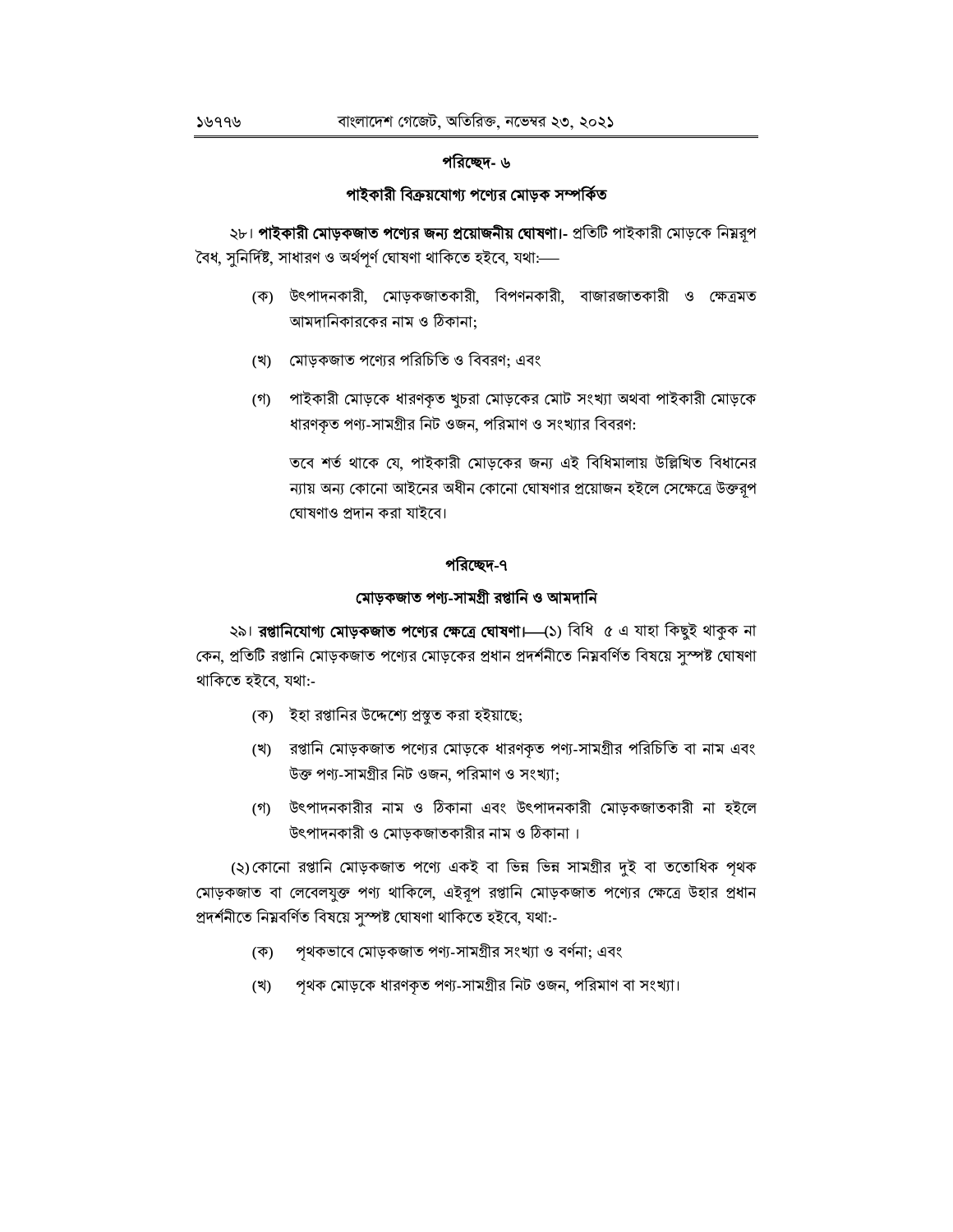## পরিচ্ছেদ- ৬

### পাইকারী বিক্রয়যোগ্য পণ্যের মোড়ক সম্পর্কিত

২৮। **পাইকারী মোড়কজাত পণ্যের জন্য প্রয়োজনীয় ঘোষণা।**- প্রতিটি পাইকারী মোড়কে নিম্নরূপ বৈধ, সুনির্দিষ্ট, সাধারণ ও অর্থপূর্ণ ঘোষণা থাকিতে হইবে, যথা:—

(ক) উৎপাদনকারী, মোড়কজাতকারী, বিপণনকারী, বাজারজাতকারী ও ক্ষেত্রমত আমদানিকারকের নাম ও ঠিকানা;

(খ) মোড়কজাত পণ্যের পরিচিতি ও বিবরণ; এবং

(গ) পাইকারী মোড়কে ধারণকৃত খুচরা মোড়কের মোট সংখ্যা অথবা পাইকারী মোড়কে ধারণকৃত পণ্য-সামগ্রীর নিট ওজন, পরিমাণ ও সংখ্যার বিবরণ:

তবে শর্ত থাকে যে, পাইকারী মোড়কের জন্য এই বিধিমালায় উল্লিখিত বিধানের ন্যায় অন্য কোনো আইনের অধীন কোনো ঘোষণার প্রয়োজন হইলে সেক্ষেত্রে উক্তরূপ ঘোষণাও প্রদান করা যাইবে।

## পরিচ্ছেদ-৭

### মোড়কজাত পণ্য-সামগ্রী রপ্তানি ও আমদানি

২৯। **রপ্তানিযোগ্য মোড়কজাত পণ্যের ক্ষেত্রে ঘোষণা।**—(১) বিধি ৫ এ যাহা কিছুই থাকুক না কেন, প্রতিটি রপ্তানি মোড়কজাত পণ্যের মোড়কের প্রধান প্রদর্শনীতে নিম্নবর্ণিত বিষয়ে সুস্পষ্ট ঘোষণা থাকিতে হইবে, যথা:-

(ক) ইহা রপ্তানির উদ্দেশ্যে প্রস্তুত করা হইয়াছে;

(খ) রপ্তানি মোড়কজাত পণ্যের মোড়কে ধারণকৃত পণ্য-সামগ্রীর পরিচিতি বা নাম এবং উক্ত পণ্য-সামগ্রীর নিট ওজন, পরিমাণ ও সংখ্যা;

(গ) উৎপাদনকারীর নাম ও ঠিকানা এবং উৎপাদনকারী মোড়কজাতকারী না হইলে উৎপাদনকারী ও মোড়কজাতকারীর নাম ও ঠিকানা।

(২) কোনো রপ্তানি মোড়কজাত পণ্যে একই বা ভিন্ন ভিন্ন সামগ্রীর দুই বা ততোধিক পৃথক মোড়কজাত বা লেবেলযুক্ত পণ্য থাকিলে, এইরূপ রপ্তানি মোড়কজাত পণ্যের ক্ষেত্রে উহার প্রধান প্রদর্শনীতে নিম্নবর্ণিত বিষয়ে সুস্পষ্ট ঘোষণা থাকিতে হইবে, যথা:-

(ক) পৃথকভাবে মোড়কজাত পণ্য-সামগ্রীর সংখ্যা ও বর্ণনা; এবং

(খ) পৃথক মোড়কে ধারণকৃত পণ্য-সামগ্রীর নিট ওজন, পরিমাণ বা সংখ্যা।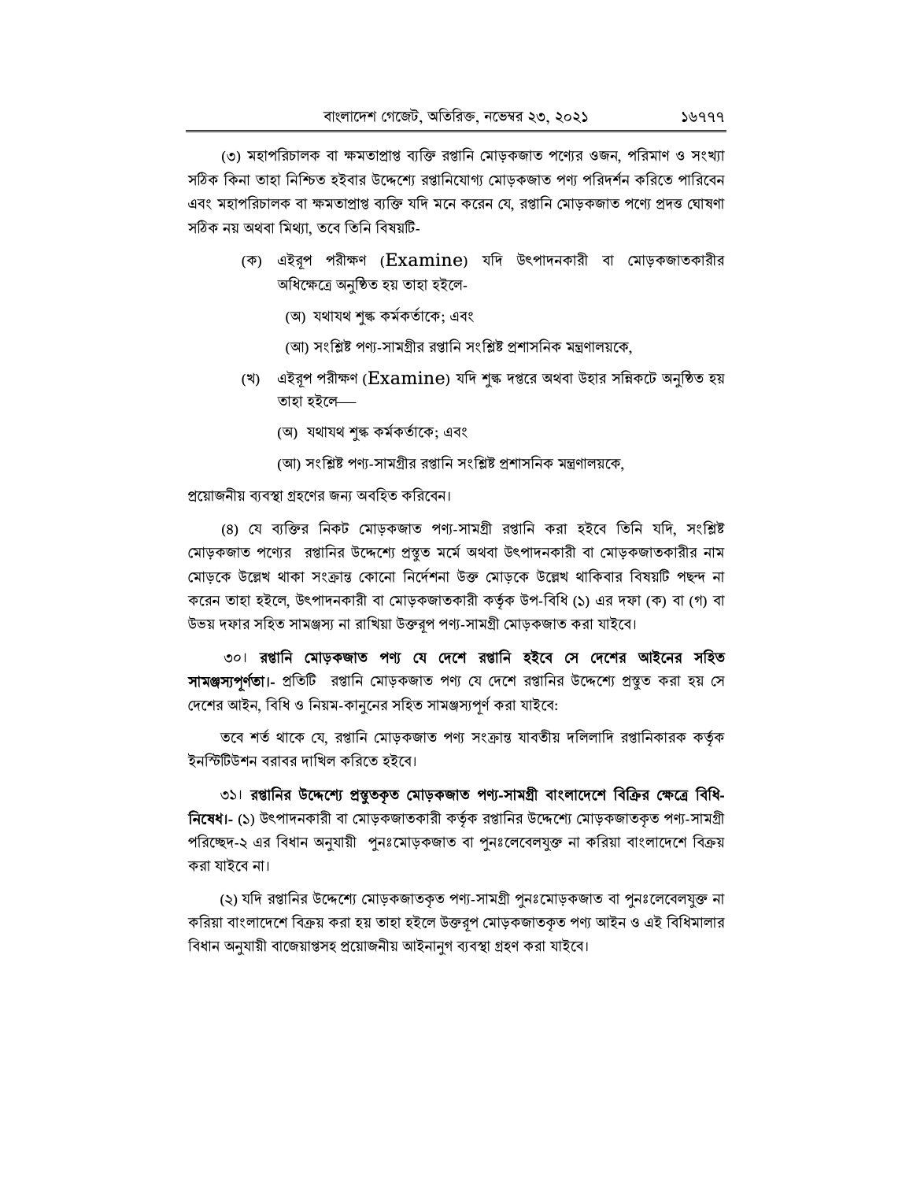(৩) মহাপরিচালক বা ক্ষমতাপ্রাপ্ত ব্যক্তি রপ্তানি মোড়কজাত পণ্যের ওজন, পরিমাণ ও সংখ্যা সঠিক কিনা তাহা নিশ্চিত হইবার উদ্দেশ্যে রপ্তানিযোগ্য মোড়কজাত পণ্য পরিদর্শন করিতে পারিবেন এবং মহাপরিচালক বা ক্ষমতাপ্রাপ্ত ব্যক্তি যদি মনে করেন যে, রপ্তানি মোড়কজাত পণ্যে প্রদত্ত ঘোষণা সঠিক নয় অথবা মিথ্যা, তবে তিনি বিষয়টি-

(ক) এইরূপ পরীক্ষণ (Examine) যদি উৎপাদনকারী বা মোড়কজাতকারীর অধিক্ষেত্রে অনুষ্ঠিত হয় তাহা হইলে-

(অ) যথাযথ শুল্ক কর্মকর্তাকে; এবং

(আ) সংশ্লিষ্ট পণ্য-সামগ্রীর রপ্তানি সংশ্লিষ্ট প্রশাসনিক মন্ত্রণালয়কে,

(খ) এইরূপ পরীক্ষণ (Examine) যদি শুল্ক দপ্তরে অথবা উহার সন্নিকটে অনুষ্ঠিত হয় তাহা হইলে—

(অ) যথাযথ শুল্ক কর্মকর্তাকে; এবং

(আ) সংশ্লিষ্ট পণ্য-সামগ্রীর রপ্তানি সংশ্লিষ্ট প্রশাসনিক মন্ত্রণালয়কে,

প্রয়োজনীয় ব্যবস্থা গ্রহণের জন্য অবহিত করিবেন।

(৪) যে ব্যক্তির নিকট মোড়কজাত পণ্য-সামগ্রী রপ্তানি করা হইবে তিনি যদি, সংশ্লিষ্ট মোড়কজাত পণ্যের রপ্তানির উদ্দেশ্যে প্রস্তুত মর্মে অথবা উৎপাদনকারী বা মোড়কজাতকারীর নাম মোড়কে উল্লেখ থাকা সংক্রান্ত কোনো নির্দেশনা উক্ত মোড়কে উল্লেখ থাকিবার বিষয়টি পছন্দ না করেন তাহা হইলে, উৎপাদনকারী বা মোড়কজাতকারী কর্তৃক উপ-বিধি (১) এর দফা (ক) বা (গ) বা উভয় দফার সহিত সামঞ্জস্য না রাখিয়া উক্তরূপ পণ্য-সামগ্রী মোড়কজাত করা যাইবে।

৩০। **রপ্তানি মোড়কজাত পণ্য যে দেশে রপ্তানি হইবে সে দেশের আইনের সহিত সামঞ্জস্যপূর্ণতা।-** প্রতিটি রপ্তানি মোড়কজাত পণ্য যে দেশে রপ্তানির উদ্দেশ্যে প্রস্তুত করা হয় সে দেশের আইন, বিধি ও নিয়ম-কানুনের সহিত সামঞ্জস্যপূর্ণ করা যাইবে:

তবে শর্ত থাকে যে, রপ্তানি মোড়কজাত পণ্য সংক্রান্ত যাবতীয় দলিলাদি রপ্তানিকারক কর্তৃক ইনস্টিটিউশন বরাবর দাখিল করিতে হইবে।

৩১। **রপ্তানির উদ্দেশ্যে প্রস্তুতকৃত মোড়কজাত পণ্য-সামগ্রী বাংলাদেশে বিক্রির ক্ষেত্রে বিধি-নিষেধ।-** (১) উৎপাদনকারী বা মোড়কজাতকারী কর্তৃক রপ্তানির উদ্দেশ্যে মোড়কজাতকৃত পণ্য-সামগ্রী পরিচ্ছেদ-২ এর বিধান অনুযায়ী পুনঃমোড়কজাত বা পুনঃলেবেলযুক্ত না করিয়া বাংলাদেশে বিক্রয় করা যাইবে না।

(২) যদি রপ্তানির উদ্দেশ্যে মোড়কজাতকৃত পণ্য-সামগ্রী পুনঃমোড়কজাত বা পুনঃলেবেলযুক্ত না করিয়া বাংলাদেশে বিক্রয় করা হয় তাহা হইলে উক্তরূপ মোড়কজাতকৃত পণ্য আইন ও এই বিধিমালার বিধান অনুযায়ী বাজেয়াপ্তসহ প্রয়োজনীয় আইনানুগ ব্যবস্থা গ্রহণ করা যাইবে।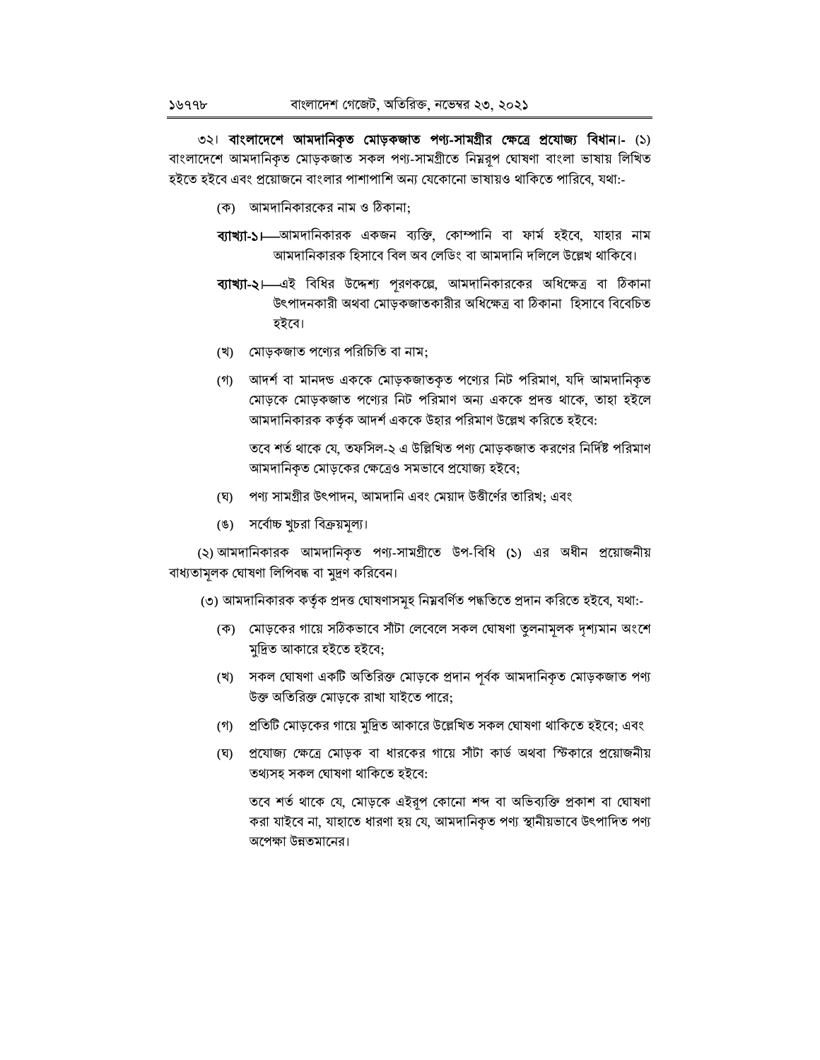৩২। **বাংলাদেশে আমদানিকৃত মোড়কজাত পণ্য-সামগ্রীর ক্ষেত্রে প্রযোজ্য বিধান।-** (১) বাংলাদেশে আমদানিকৃত মোড়কজাত সকল পণ্য-সামগ্রীতে নিম্নরূপ ঘোষণা বাংলা ভাষায় লিখিত হইতে হইবে এবং প্রয়োজনে বাংলার পাশাপাশি অন্য যেকোনো ভাষায়ও থাকিতে পারিবে, যথা:-

(ক) আমদানিকারকের নাম ও ঠিকানা;

**ব্যাখ্যা-১।**—আমদানিকারক একজন ব্যক্তি, কোম্পানি বা ফার্ম হইবে, যাহার নাম আমদানিকারক হিসাবে বিল অব লেডিং বা আমদানি দলিলে উল্লেখ থাকিবে।

**ব্যাখ্যা-২।**—এই বিধির উদ্দেশ্য পূরণকল্পে, আমদানিকারকের অধিক্ষেত্র বা ঠিকানা উৎপাদনকারী অথবা মোড়কজাতকারীর অধিক্ষেত্র বা ঠিকানা হিসাবে বিবেচিত হইবে।

(খ) মোড়কজাত পণ্যের পরিচিতি বা নাম;

(গ) আদর্শ বা মানদন্ড এককে মোড়কজাতকৃত পণ্যের নিট পরিমাণ, যদি আমদানিকৃত মোড়কে মোড়কজাত পণ্যের নিট পরিমাণ অন্য এককে প্রদত্ত থাকে, তাহা হইলে আমদানিকারক কর্তৃক আদর্শ এককে উহার পরিমাণ উল্লেখ করিতে হইবে:

তবে শর্ত থাকে যে, তফসিল-২ এ উল্লিখিত পণ্য মোড়কজাত করণের নির্দিষ্ট পরিমাণ আমদানিকৃত মোড়কের ক্ষেত্রেও সমভাবে প্রযোজ্য হইবে;

(ঘ) পণ্য সামগ্রীর উৎপাদন, আমদানি এবং মেয়াদ উত্তীর্ণের তারিখ; এবং

(ঙ) সর্বোচ্চ খুচরা বিক্রয়মূল্য।

(২) আমদানিকারক আমদানিকৃত পণ্য-সামগ্রীতে উপ-বিধি (১) এর অধীন প্রয়োজনীয় বাধ্যতামূলক ঘোষণা লিপিবদ্ধ বা মুদ্রণ করিবেন।

(৩) আমদানিকারক কর্তৃক প্রদত্ত ঘোষণাসমূহ নিম্নবর্ণিত পদ্ধতিতে প্রদান করিতে হইবে, যথা:-

(ক) মোড়কের গায়ে সঠিকভাবে সাঁটা লেবেলে সকল ঘোষণা তুলনামূলক দৃশ্যমান অংশে মুদ্রিত আকারে হইতে হইবে;

(খ) সকল ঘোষণা একটি অতিরিক্ত মোড়কে প্রদান পূর্বক আমদানিকৃত মোড়কজাত পণ্য উক্ত অতিরিক্ত মোড়কে রাখা যাইতে পারে;

(গ) প্রতিটি মোড়কের গায়ে মুদ্রিত আকারে উল্লেখিত সকল ঘোষণা থাকিতে হইবে; এবং

(ঘ) প্রযোজ্য ক্ষেত্রে মোড়ক বা ধারকের গায়ে সাঁটা কার্ড অথবা স্টিকারে প্রয়োজনীয় তথ্যসহ সকল ঘোষণা থাকিতে হইবে:

তবে শর্ত থাকে যে, মোড়কে এইরূপ কোনো শব্দ বা অভিব্যক্তি প্রকাশ বা ঘোষণা করা যাইবে না, যাহাতে ধারণা হয় যে, আমদানিকৃত পণ্য স্থানীয়ভাবে উৎপাদিত পণ্য অপেক্ষা উন্নতমানের।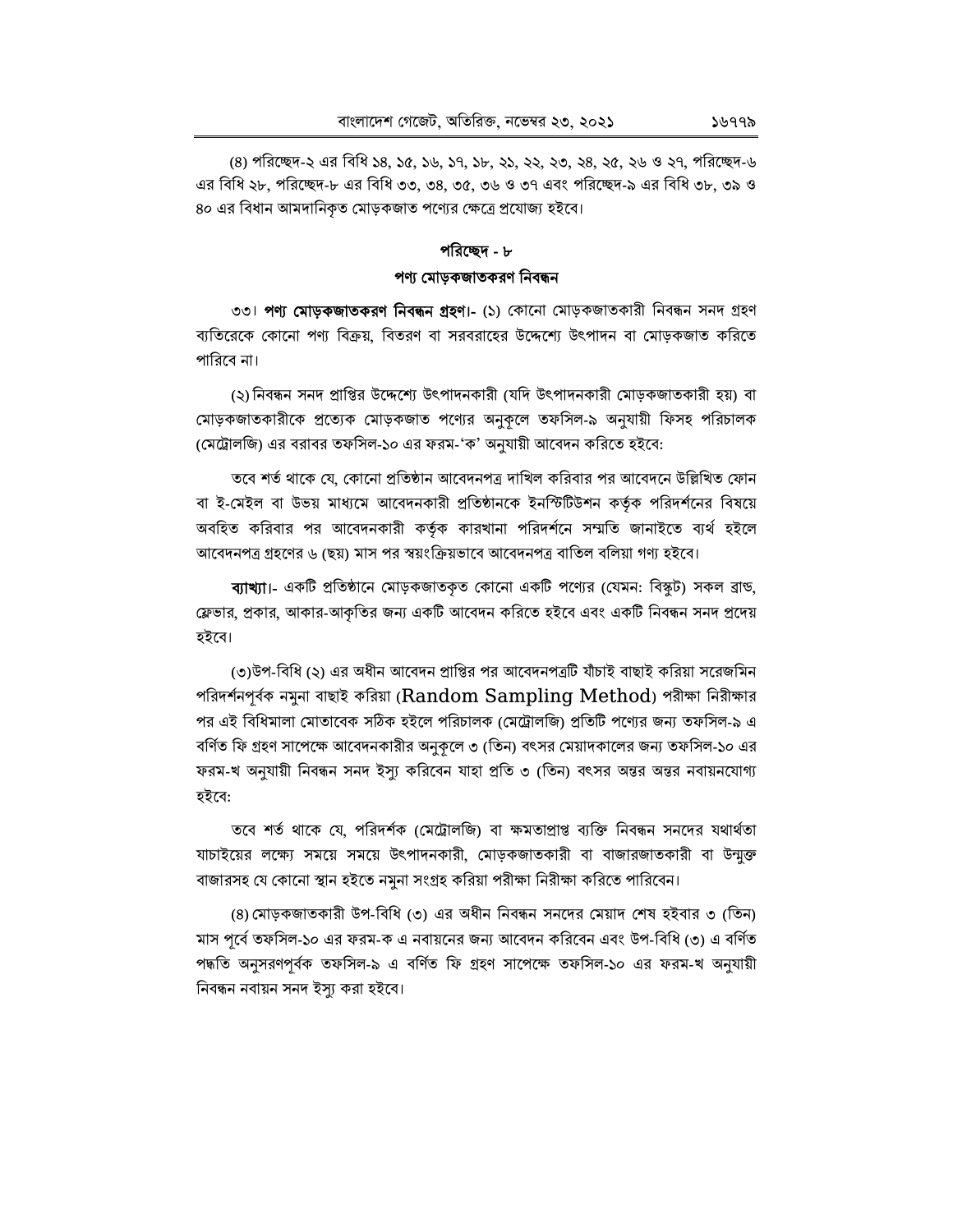(৪) পরিচ্ছেদ-২ এর বিধি ১৪, ১৫, ১৬, ১৭, ১৮, ২১, ২২, ২৩, ২৪, ২৫, ২৬ ও ২৭, পরিচ্ছেদ-৬ এর বিধি ২৮, পরিচ্ছেদ-৮ এর বিধি ৩৩, ৩৪, ৩৫, ৩৬ ও ৩৭ এবং পরিচ্ছেদ-৯ এর বিধি ৩৮, ৩৯ ও ৪০ এর বিধান আমদানিকৃত মোড়কজাত পণ্যের ক্ষেত্রে প্রযোজ্য হইবে।

## পরিচ্ছেদ - ৮
## পণ্য মোড়কজাতকরণ নিবন্ধন

৩৩। **পণ্য মোড়কজাতকরণ নিবন্ধন গ্রহণ।**- (১) কোনো মোড়কজাতকারী নিবন্ধন সনদ গ্রহণ ব্যতিরেকে কোনো পণ্য বিক্রয়, বিতরণ বা সরবরাহের উদ্দেশ্যে উৎপাদন বা মোড়কজাত করিতে পারিবে না।

(২) নিবন্ধন সনদ প্রাপ্তির উদ্দেশ্যে উৎপাদনকারী (যদি উৎপাদনকারী মোড়কজাতকারী হয়) বা মোড়কজাতকারীকে প্রত্যেক মোড়কজাত পণ্যের অনুকূলে তফসিল-৯ অনুযায়ী ফিসহ পরিচালক (মেট্রোলজি) এর বরাবর তফসিল-১০ এর ফরম-'ক' অনুযায়ী আবেদন করিতে হইবে:

তবে শর্ত থাকে যে, কোনো প্রতিষ্ঠান আবেদনপত্র দাখিল করিবার পর আবেদনে উল্লিখিত ফোন বা ই-মেইল বা উভয় মাধ্যমে আবেদনকারী প্রতিষ্ঠানকে ইনস্টিটিউশন কর্তৃক পরিদর্শনের বিষয়ে অবহিত করিবার পর আবেদনকারী কর্তৃক কারখানা পরিদর্শনে সম্মতি জানাইতে ব্যর্থ হইলে আবেদনপত্র গ্রহণের ৬ (ছয়) মাস পর স্বয়ংক্রিয়ভাবে আবেদনপত্র বাতিল বলিয়া গণ্য হইবে।

**ব্যাখ্যা।**- একটি প্রতিষ্ঠানে মোড়কজাতকৃত কোনো একটি পণ্যের (যেমন: বিস্কুট) সকল ব্রান্ড, ফ্লেভার, প্রকার, আকার-আকৃতির জন্য একটি আবেদন করিতে হইবে এবং একটি নিবন্ধন সনদ প্রদেয় হইবে।

(৩)উপ-বিধি (২) এর অধীন আবেদন প্রাপ্তির পর আবেদনপত্রটি যাঁচাই বাছাই করিয়া সরেজমিন পরিদর্শনপূর্বক নমুনা বাছাই করিয়া (Random Sampling Method) পরীক্ষা নিরীক্ষার পর এই বিধিমালা মোতাবেক সঠিক হইলে পরিচালক (মেট্রোলজি) প্রতিটি পণ্যের জন্য তফসিল-৯ এ বর্ণিত ফি গ্রহণ সাপেক্ষে আবেদনকারীর অনুকূলে ৩ (তিন) বৎসর মেয়াদকালের জন্য তফসিল-১০ এর ফরম-খ অনুযায়ী নিবন্ধন সনদ ইস্যু করিবেন যাহা প্রতি ৩ (তিন) বৎসর অন্তর অন্তর নবায়নযোগ্য হইবে:

তবে শর্ত থাকে যে, পরিদর্শক (মেট্রোলজি) বা ক্ষমতাপ্রাপ্ত ব্যক্তি নিবন্ধন সনদের যথার্থতা যাচাইয়ের লক্ষ্যে সময়ে সময়ে উৎপাদনকারী, মোড়কজাতকারী বা বাজারজাতকারী বা উন্মুক্ত বাজারসহ যে কোনো স্থান হইতে নমুনা সংগ্রহ করিয়া পরীক্ষা নিরীক্ষা করিতে পারিবেন।

(৪) মোড়কজাতকারী উপ-বিধি (৩) এর অধীন নিবন্ধন সনদের মেয়াদ শেষ হইবার ৩ (তিন) মাস পূর্বে তফসিল-১০ এর ফরম-ক এ নবায়নের জন্য আবেদন করিবেন এবং উপ-বিধি (৩) এ বর্ণিত পদ্ধতি অনুসরণপূর্বক তফসিল-৯ এ বর্ণিত ফি গ্রহণ সাপেক্ষে তফসিল-১০ এর ফরম-খ অনুযায়ী নিবন্ধন নবায়ন সনদ ইস্যু করা হইবে।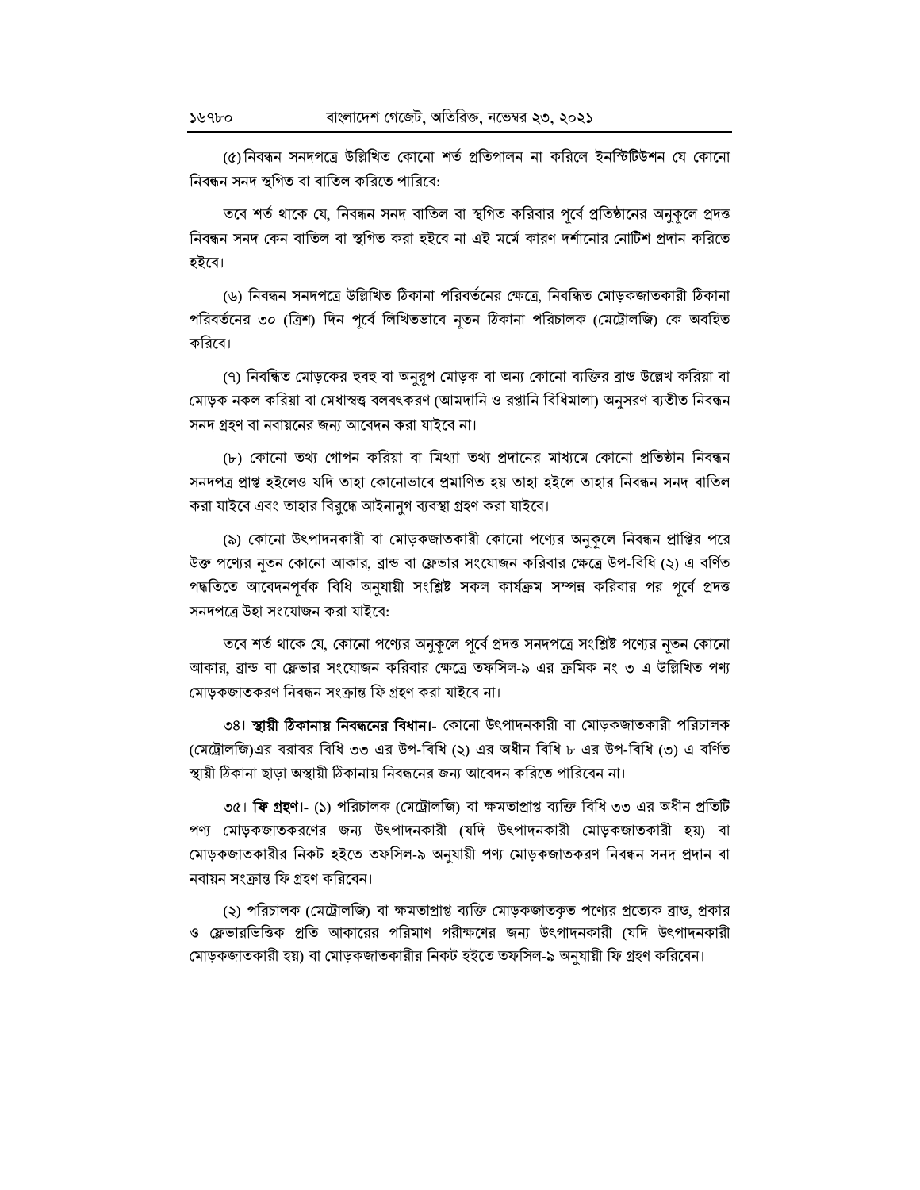(৫) নিবন্ধন সনদপত্রে উল্লিখিত কোনো শর্ত প্রতিপালন না করিলে ইনস্টিটিউশন যে কোনো নিবন্ধন সনদ স্থগিত বা বাতিল করিতে পারিবে:

তবে শর্ত থাকে যে, নিবন্ধন সনদ বাতিল বা স্থগিত করিবার পূর্বে প্রতিষ্ঠানের অনুকূলে প্রদত্ত নিবন্ধন সনদ কেন বাতিল বা স্থগিত করা হইবে না এই মর্মে কারণ দর্শানোর নোটিশ প্রদান করিতে হইবে।

(৬) নিবন্ধন সনদপত্রে উল্লিখিত ঠিকানা পরিবর্তনের ক্ষেত্রে, নিবন্ধিত মোড়কজাতকারী ঠিকানা পরিবর্তনের ৩০ (ত্রিশ) দিন পূর্বে লিখিতভাবে নূতন ঠিকানা পরিচালক (মেট্রোলজি) কে অবহিত করিবে।

(৭) নিবন্ধিত মোড়কের হুবহু বা অনুরূপ মোড়ক বা অন্য কোনো ব্যক্তির ব্রান্ড উল্লেখ করিয়া বা মোড়ক নকল করিয়া বা মেধাস্বত্ব বলবৎকরণ (আমদানি ও রপ্তানি বিধিমালা) অনুসরণ ব্যতীত নিবন্ধন সনদ গ্রহণ বা নবায়নের জন্য আবেদন করা যাইবে না।

(৮) কোনো তথ্য গোপন করিয়া বা মিথ্যা তথ্য প্রদানের মাধ্যমে কোনো প্রতিষ্ঠান নিবন্ধন সনদপত্র প্রাপ্ত হইলেও যদি তাহা কোনোভাবে প্রমাণিত হয় তাহা হইলে তাহার নিবন্ধন সনদ বাতিল করা যাইবে এবং তাহার বিরুদ্ধে আইনানুগ ব্যবস্থা গ্রহণ করা যাইবে।

(৯) কোনো উৎপাদনকারী বা মোড়কজাতকারী কোনো পণ্যের অনুকূলে নিবন্ধন প্রাপ্তির পরে উক্ত পণ্যের নূতন কোনো আকার, ব্রান্ড বা ফ্লেভার সংযোজন করিবার ক্ষেত্রে উপ-বিধি (২) এ বর্ণিত পদ্ধতিতে আবেদনপূর্বক বিধি অনুযায়ী সংশ্লিষ্ট সকল কার্যক্রম সম্পন্ন করিবার পর পূর্বে প্রদত্ত সনদপত্রে উহা সংযোজন করা যাইবে:

তবে শর্ত থাকে যে, কোনো পণ্যের অনুকূলে পূর্বে প্রদত্ত সনদপত্রে সংশ্লিষ্ট পণ্যের নূতন কোনো আকার, ব্রান্ড বা ফ্লেভার সংযোজন করিবার ক্ষেত্রে তফসিল-৯ এর ক্রমিক নং ৩ এ উল্লিখিত পণ্য মোড়কজাতকরণ নিবন্ধন সংক্রান্ত ফি গ্রহণ করা যাইবে না।

৩৪। **স্থায়ী ঠিকানায় নিবন্ধনের বিধান।**- কোনো উৎপাদনকারী বা মোড়কজাতকারী পরিচালক (মেট্রোলজি)এর বরাবর বিধি ৩৩ এর উপ-বিধি (২) এর অধীন বিধি ৮ এর উপ-বিধি (৩) এ বর্ণিত স্থায়ী ঠিকানা ছাড়া অস্থায়ী ঠিকানায় নিবন্ধনের জন্য আবেদন করিতে পারিবেন না।

৩৫। **ফি গ্রহণ।**- (১) পরিচালক (মেট্রোলজি) বা ক্ষমতাপ্রাপ্ত ব্যক্তি বিধি ৩৩ এর অধীন প্রতিটি পণ্য মোড়কজাতকরণের জন্য উৎপাদনকারী (যদি উৎপাদনকারী মোড়কজাতকারী হয়) বা মোড়কজাতকারীর নিকট হইতে তফসিল-৯ অনুযায়ী পণ্য মোড়কজাতকরণ নিবন্ধন সনদ প্রদান বা নবায়ন সংক্রান্ত ফি গ্রহণ করিবেন।

(২) পরিচালক (মেট্রোলজি) বা ক্ষমতাপ্রাপ্ত ব্যক্তি মোড়কজাতকৃত পণ্যের প্রত্যেক ব্রান্ড, প্রকার ও ফ্লেভারভিত্তিক প্রতি আকারের পরিমাণ পরীক্ষণের জন্য উৎপাদনকারী (যদি উৎপাদনকারী মোড়কজাতকারী হয়) বা মোড়কজাতকারীর নিকট হইতে তফসিল-৯ অনুযায়ী ফি গ্রহণ করিবেন।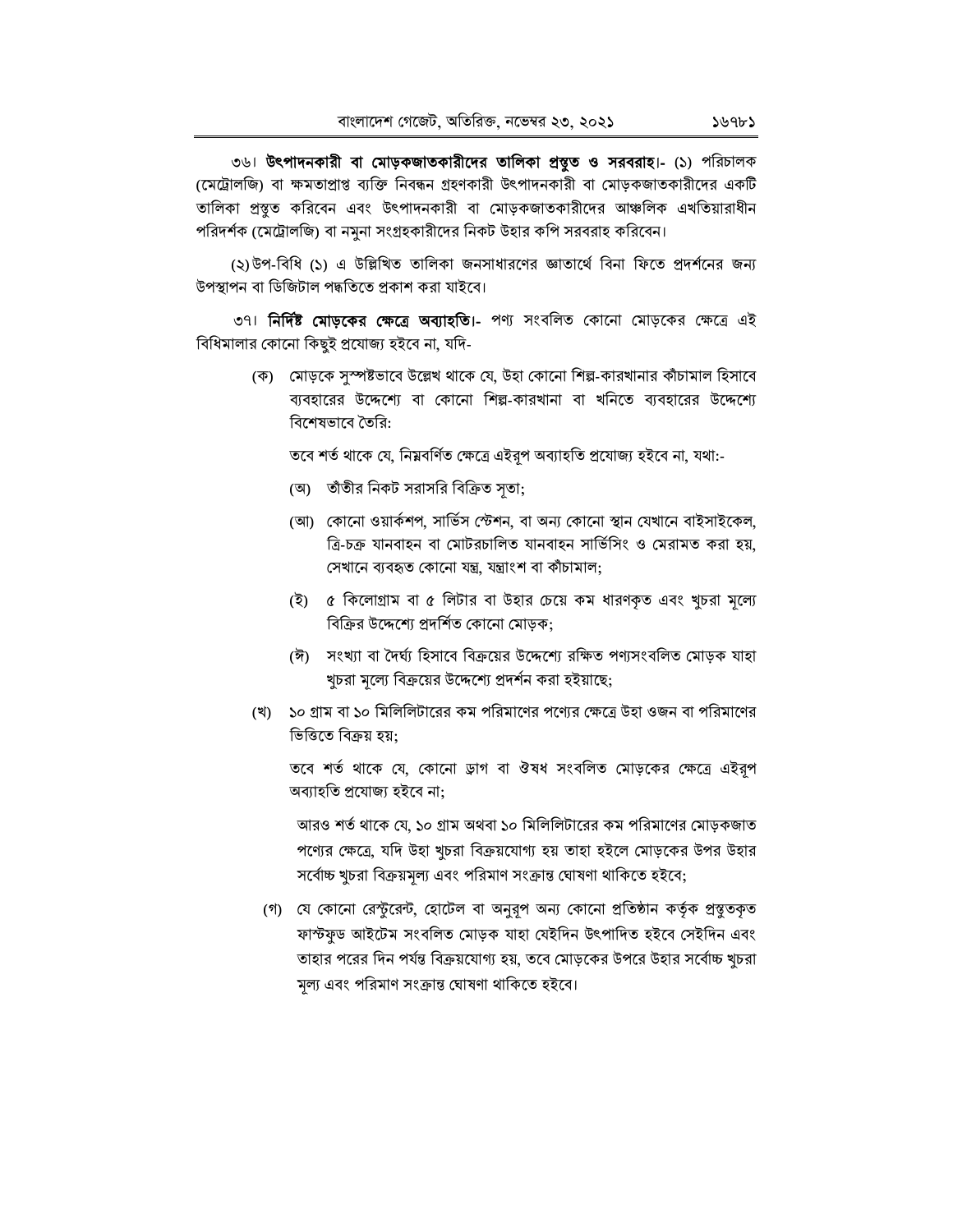৩৬। **উৎপাদনকারী বা মোড়কজাতকারীদের তালিকা প্রস্তুত ও সরবরাহ।**- (১) পরিচালক (মেট্রোলজি) বা ক্ষমতাপ্রাপ্ত ব্যক্তি নিবন্ধন গ্রহণকারী উৎপাদনকারী বা মোড়কজাতকারীদের একটি তালিকা প্রস্তুত করিবেন এবং উৎপাদনকারী বা মোড়কজাতকারীদের আঞ্চলিক এখতিয়ারাধীন পরিদর্শক (মেট্রোলজি) বা নমুনা সংগ্রহকারীদের নিকট উহার কপি সরবরাহ করিবেন।

(২) উপ-বিধি (১) এ উল্লিখিত তালিকা জনসাধারণের জ্ঞাতার্থে বিনা ফিতে প্রদর্শনের জন্য উপস্থাপন বা ডিজিটাল পদ্ধতিতে প্রকাশ করা যাইবে।

৩৭। **নির্দিষ্ট মোড়কের ক্ষেত্রে অব্যাহতি।**- পণ্য সংবলিত কোনো মোড়কের ক্ষেত্রে এই বিধিমালার কোনো কিছুই প্রযোজ্য হইবে না, যদি-

(ক) মোড়কে সুস্পষ্টভাবে উল্লেখ থাকে যে, উহা কোনো শিল্প-কারখানার কাঁচামাল হিসাবে ব্যবহারের উদ্দেশ্যে বা কোনো শিল্প-কারখানা বা খনিতে ব্যবহারের উদ্দেশ্যে বিশেষভাবে তৈরি:

তবে শর্ত থাকে যে, নিম্নবর্ণিত ক্ষেত্রে এইরূপ অব্যাহতি প্রযোজ্য হইবে না, যথা:-

(অ) তাঁতীর নিকট সরাসরি বিক্রিত সূতা;

(আ) কোনো ওয়ার্কশপ, সার্ভিস স্টেশন, বা অন্য কোনো স্থান যেখানে বাইসাইকেল, ত্রি-চক্র যানবাহন বা মোটরচালিত যানবাহন সার্ভিসিং ও মেরামত করা হয়, সেখানে ব্যবহৃত কোনো যন্ত্র, যন্ত্রাংশ বা কাঁচামাল;

(ই) ৫ কিলোগ্রাম বা ৫ লিটার বা উহার চেয়ে কম ধারণকৃত এবং খুচরা মূল্যে বিক্রির উদ্দেশ্যে প্রদর্শিত কোনো মোড়ক;

(ঈ) সংখ্যা বা দৈর্ঘ্য হিসাবে বিক্রয়ের উদ্দেশ্যে রক্ষিত পণ্যসংবলিত মোড়ক যাহা খুচরা মূল্যে বিক্রয়ের উদ্দেশ্যে প্রদর্শন করা হইয়াছে;

(খ) ১০ গ্রাম বা ১০ মিলিলিটারের কম পরিমাণের পণ্যের ক্ষেত্রে উহা ওজন বা পরিমাণের ভিত্তিতে বিক্রয় হয়;

তবে শর্ত থাকে যে, কোনো ড্রাগ বা ঔষধ সংবলিত মোড়কের ক্ষেত্রে এইরূপ অব্যাহতি প্রযোজ্য হইবে না;

আরও শর্ত থাকে যে, ১০ গ্রাম অথবা ১০ মিলিলিটারের কম পরিমাণের মোড়কজাত পণ্যের ক্ষেত্রে, যদি উহা খুচরা বিক্রয়যোগ্য হয় তাহা হইলে মোড়কের উপর উহার সর্বোচ্চ খুচরা বিক্রয়মূল্য এবং পরিমাণ সংক্রান্ত ঘোষণা থাকিতে হইবে;

(গ) যে কোনো রেস্টুরেন্ট, হোটেল বা অনুরূপ অন্য কোনো প্রতিষ্ঠান কর্তৃক প্রস্তুতকৃত ফাস্টফুড আইটেম সংবলিত মোড়ক যাহা যেইদিন উৎপাদিত হইবে সেইদিন এবং তাহার পরের দিন পর্যন্ত বিক্রয়যোগ্য হয়, তবে মোড়কের উপরে উহার সর্বোচ্চ খুচরা মূল্য এবং পরিমাণ সংক্রান্ত ঘোষণা থাকিতে হইবে।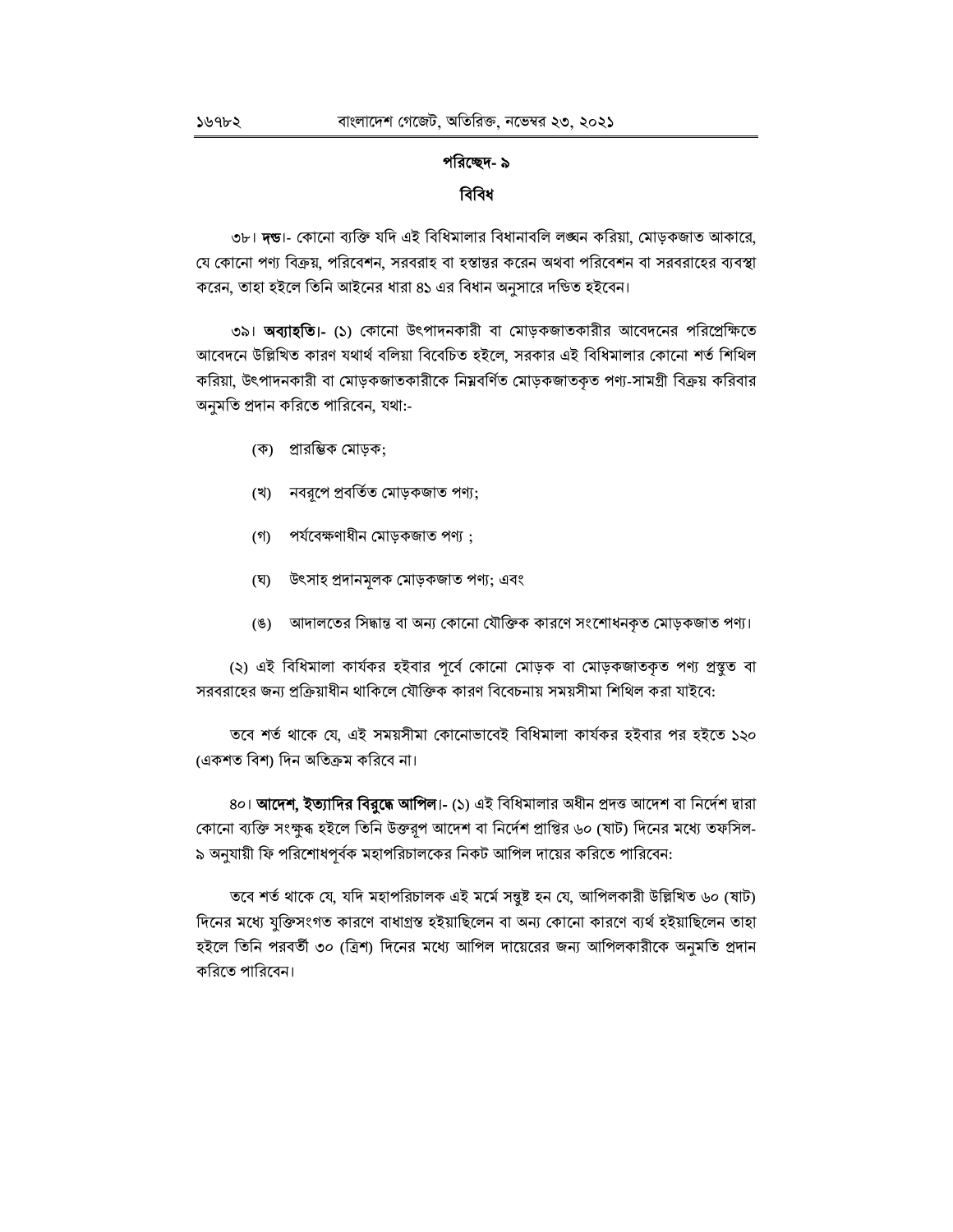## পরিচ্ছেদ- ৯

## বিবিধ

৩৮। **দন্ড**।- কোনো ব্যক্তি যদি এই বিধিমালার বিধানাবলি লঙ্ঘন করিয়া, মোড়কজাত আকারে, যে কোনো পণ্য বিক্রয়, পরিবেশন, সরবরাহ বা হস্তান্তর করেন অথবা পরিবেশন বা সরবরাহের ব্যবস্থা করেন, তাহা হইলে তিনি আইনের ধারা ৪১ এর বিধান অনুসারে দন্ডিত হইবেন।

৩৯। **অব্যাহতি**।- (১) কোনো উৎপাদনকারী বা মোড়কজাতকারীর আবেদনের পরিপ্রেক্ষিতে আবেদনে উল্লিখিত কারণ যথার্থ বলিয়া বিবেচিত হইলে, সরকার এই বিধিমালার কোনো শর্ত শিথিল করিয়া, উৎপাদনকারী বা মোড়কজাতকারীকে নিম্নবর্ণিত মোড়কজাতকৃত পণ্য-সামগ্রী বিক্রয় করিবার অনুমতি প্রদান করিতে পারিবেন, যথা:-

(ক) প্রারম্ভিক মোড়ক;

(খ) নবরূপে প্রবর্তিত মোড়কজাত পণ্য;

(গ) পর্যবেক্ষণাধীন মোড়কজাত পণ্য ;

(ঘ) উৎসাহ প্রদানমূলক মোড়কজাত পণ্য; এবং

(ঙ) আদালতের সিদ্ধান্ত বা অন্য কোনো যৌক্তিক কারণে সংশোধনকৃত মোড়কজাত পণ্য।

(২) এই বিধিমালা কার্যকর হইবার পূর্বে কোনো মোড়ক বা মোড়কজাতকৃত পণ্য প্রস্তুত বা সরবরাহের জন্য প্রক্রিয়াধীন থাকিলে যৌক্তিক কারণ বিবেচনায় সময়সীমা শিথিল করা যাইবে:

তবে শর্ত থাকে যে, এই সময়সীমা কোনোভাবেই বিধিমালা কার্যকর হইবার পর হইতে ১২০ (একশত বিশ) দিন অতিক্রম করিবে না।

৪০। **আদেশ, ইত্যাদির বিরুদ্ধে আপিল**।- (১) এই বিধিমালার অধীন প্রদত্ত আদেশ বা নির্দেশ দ্বারা কোনো ব্যক্তি সংক্ষুব্ধ হইলে তিনি উক্তরূপ আদেশ বা নির্দেশ প্রাপ্তির ৬০ (ষাট) দিনের মধ্যে তফসিল-৯ অনুযায়ী ফি পরিশোধপূর্বক মহাপরিচালকের নিকট আপিল দায়ের করিতে পারিবেন:

তবে শর্ত থাকে যে, যদি মহাপরিচালক এই মর্মে সন্তুষ্ট হন যে, আপিলকারী উল্লিখিত ৬০ (ষাট) দিনের মধ্যে যুক্তিসংগত কারণে বাধাগ্রস্ত হইয়াছিলেন বা অন্য কোনো কারণে ব্যর্থ হইয়াছিলেন তাহা হইলে তিনি পরবর্তী ৩০ (ত্রিশ) দিনের মধ্যে আপিল দায়েরের জন্য আপিলকারীকে অনুমতি প্রদান করিতে পারিবেন।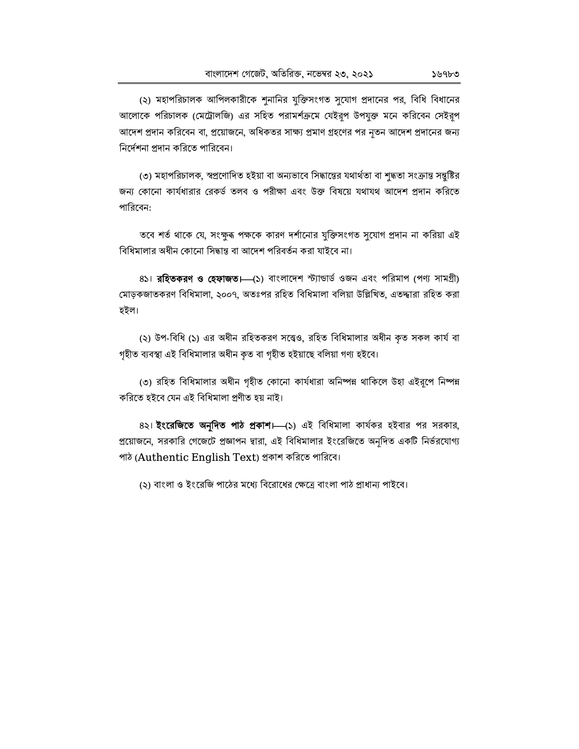(২) মহাপরিচালক আপিলকারীকে শুনানির যুক্তিসংগত সুযোগ প্রদানের পর, বিধি বিধানের আলোকে পরিচালক (মেট্রোলজি) এর সহিত পরামর্শক্রমে যেইরূপ উপযুক্ত মনে করিবেন সেইরূপ আদেশ প্রদান করিবেন বা, প্রয়োজনে, অধিকতর সাক্ষ্য প্রমাণ গ্রহণের পর নূতন আদেশ প্রদানের জন্য নির্দেশনা প্রদান করিতে পারিবেন।

(৩) মহাপরিচালক, স্বপ্রণোদিত হইয়া বা অন্যভাবে সিদ্ধান্তের যথার্থতা বা শুদ্ধতা সংক্রান্ত সন্তুষ্টির জন্য কোনো কার্যধারার রেকর্ড তলব ও পরীক্ষা এবং উক্ত বিষয়ে যথাযথ আদেশ প্রদান করিতে পারিবেন:

তবে শর্ত থাকে যে, সংক্ষুব্ধ পক্ষকে কারণ দর্শানোর যুক্তিসংগত সুযোগ প্রদান না করিয়া এই বিধিমালার অধীন কোনো সিদ্ধান্ত বা আদেশ পরিবর্তন করা যাইবে না।

৪১। **রহিতকরণ ও হেফাজত।**—(১) বাংলাদেশ স্ট্যান্ডার্ড ওজন এবং পরিমাপ (পণ্য সামগ্রী) মোড়কজাতকরণ বিধিমালা, ২০০৭, অতঃপর রহিত বিধিমালা বলিয়া উল্লিখিত, এতদ্দ্বারা রহিত করা হইল।

(২) উপ-বিধি (১) এর অধীন রহিতকরণ সত্ত্বেও, রহিত বিধিমালার অধীন কৃত সকল কার্য বা গৃহীত ব্যবস্থা এই বিধিমালার অধীন কৃত বা গৃহীত হইয়াছে বলিয়া গণ্য হইবে।

(৩) রহিত বিধিমালার অধীন গৃহীত কোনো কার্যধারা অনিষ্পন্ন থাকিলে উহা এইরূপে নিষ্পন্ন করিতে হইবে যেন এই বিধিমালা প্রণীত হয় নাই।

৪২। **ইংরেজিতে অনূদিত পাঠ প্রকাশ।**—(১) এই বিধিমালা কার্যকর হইবার পর সরকার, প্রয়োজনে, সরকারি গেজেটে প্রজ্ঞাপন দ্বারা, এই বিধিমালার ইংরেজিতে অনূদিত একটি নির্ভরযোগ্য পাঠ (Authentic English Text) প্রকাশ করিতে পারিবে।

(২) বাংলা ও ইংরেজি পাঠের মধ্যে বিরোধের ক্ষেত্রে বাংলা পাঠ প্রাধান্য পাইবে।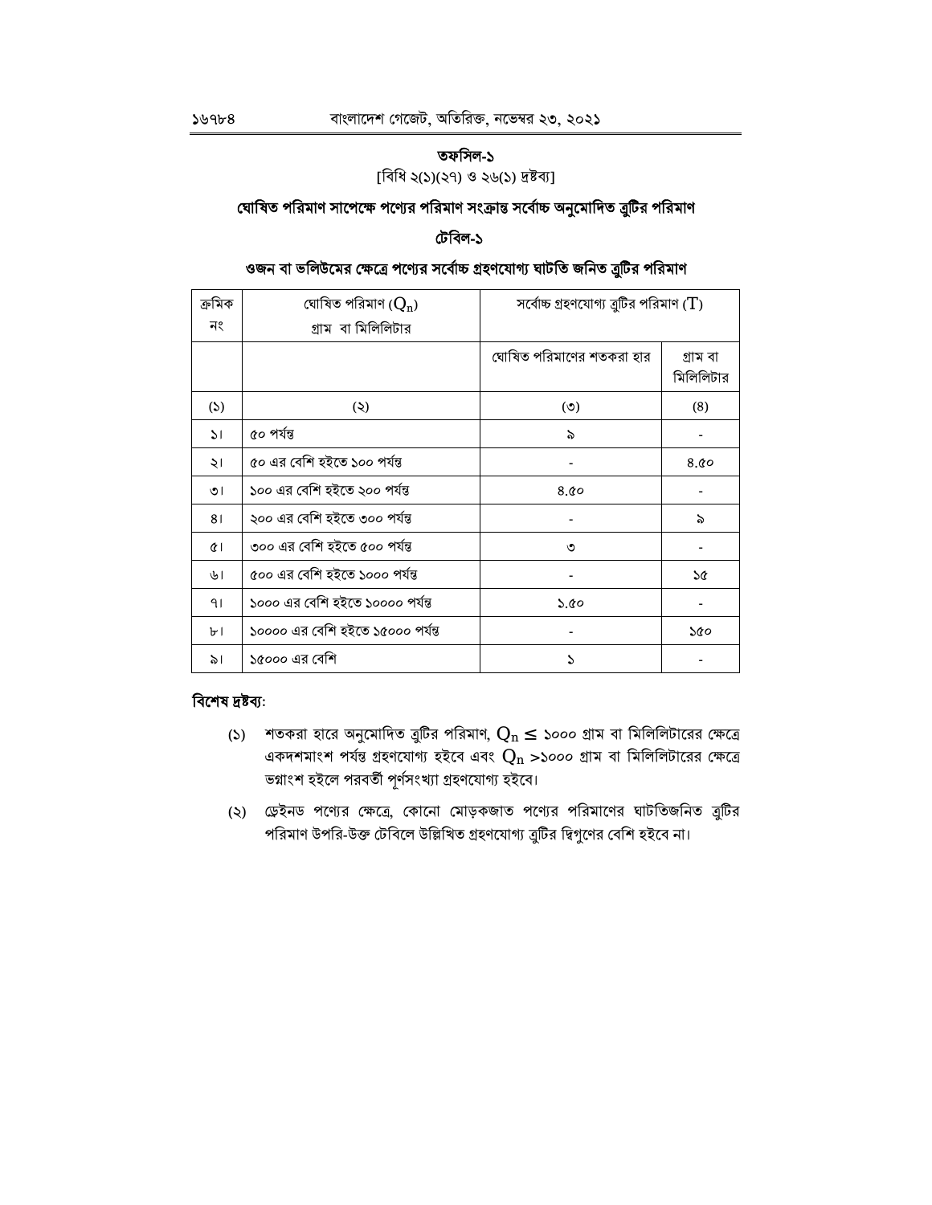## তফসিল-১

[বিধি ২(১)(২৭) ও ২৬(১) দ্রষ্টব্য]

## ঘোষিত পরিমাণ সাপেক্ষে পণ্যের পরিমাণ সংক্রান্ত সর্বোচ্চ অনুমোদিত ত্রুটির পরিমাণ

### টেবিল-১

### ওজন বা ভলিউমের ক্ষেত্রে পণ্যের সর্বোচ্চ গ্রহণযোগ্য ঘাটতি জনিত ত্রুটির পরিমাণ

| ক্রমিক নং | ঘোষিত পরিমাণ ($Q_n$) গ্রাম বা মিলিলিটার | সর্বোচ্চ গ্রহণযোগ্য ত্রুটির পরিমাণ ($T$) | |
|---|---|---|---|
| | | ঘোষিত পরিমাণের শতকরা হার | গ্রাম বা মিলিলিটার |
| (১) | (২) | (৩) | (৪) |
| ১। | ৫০ পর্যন্ত | ৯ | - |
| ২। | ৫০ এর বেশি হইতে ১০০ পর্যন্ত | - | ৪.৫০ |
| ৩। | ১০০ এর বেশি হইতে ২০০ পর্যন্ত | ৪.৫০ | - |
| ৪। | ২০০ এর বেশি হইতে ৩০০ পর্যন্ত | - | ৯ |
| ৫। | ৩০০ এর বেশি হইতে ৫০০ পর্যন্ত | ৩ | - |
| ৬। | ৫০০ এর বেশি হইতে ১০০০ পর্যন্ত | - | ১৫ |
| ৭। | ১০০০ এর বেশি হইতে ১০০০০ পর্যন্ত | ১.৫০ | - |
| ৮। | ১০০০০ এর বেশি হইতে ১৫০০০ পর্যন্ত | - | ১৫০ |
| ৯। | ১৫০০০ এর বেশি | ১ | - |

**বিশেষ দ্রষ্টব্য:**

(১) শতকরা হারে অনুমোদিত ত্রুটির পরিমাণ, $Q_n \leq$ ১০০০ গ্রাম বা মিলিলিটারের ক্ষেত্রে একদশমাংশ পর্যন্ত গ্রহণযোগ্য হইবে এবং $Q_n >$১০০০ গ্রাম বা মিলিলিটারের ক্ষেত্রে ভগ্নাংশ হইলে পরবর্তী পূর্ণসংখ্যা গ্রহণযোগ্য হইবে।

(২) ড্রেইনড পণ্যের ক্ষেত্রে, কোনো মোড়কজাত পণ্যের পরিমাণের ঘাটতিজনিত ত্রুটির পরিমাণ উপরি-উক্ত টেবিলে উল্লিখিত গ্রহণযোগ্য ত্রুটির দ্বিগুণের বেশি হইবে না।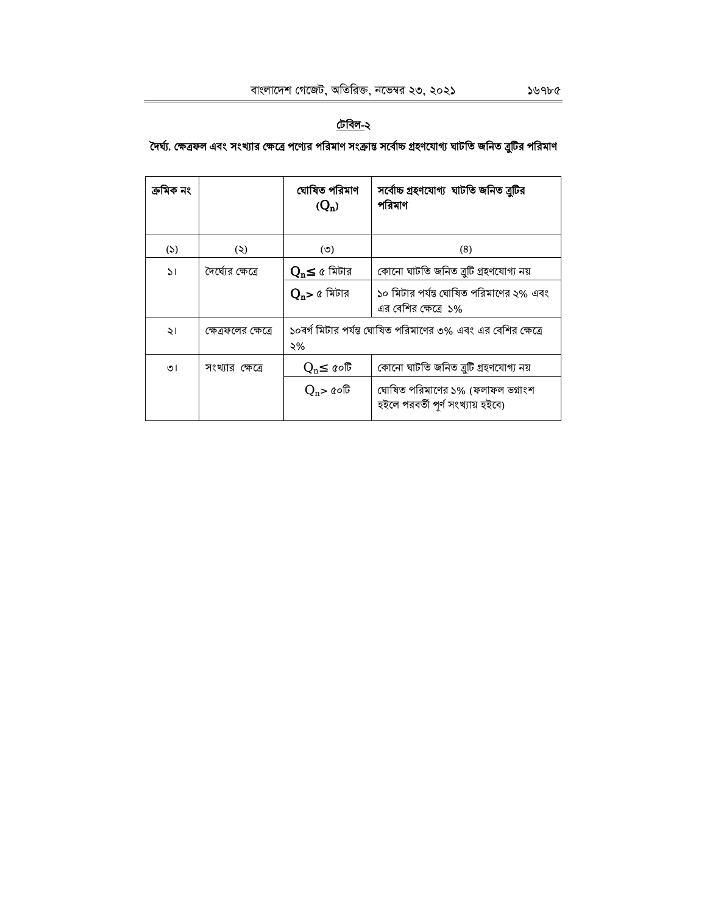## টেবিল-২

**দৈর্ঘ্য, ক্ষেত্রফল এবং সংখ্যার ক্ষেত্রে পণ্যের পরিমাণ সংক্রান্ত সর্বোচ্চ গ্রহণযোগ্য ঘাটতি জনিত ত্রুটির পরিমাণ**

| ক্রমিক নং | | ঘোষিত পরিমাণ ($Q_n$) | সর্বোচ্চ গ্রহণযোগ্য ঘাটতি জনিত ত্রুটির পরিমাণ |
|---|---|---|---|
| (১) | (২) | (৩) | (৪) |
| ১। | দৈর্ঘ্যের ক্ষেত্রে | $Q_n \leq$ ৫ মিটার | কোনো ঘাটতি জনিত ত্রুটি গ্রহণযোগ্য নয় |
| | | $Q_n >$ ৫ মিটার | ১০ মিটার পর্যন্ত ঘোষিত পরিমাণের ২% এবং এর বেশির ক্ষেত্রে ১% |
| ২। | ক্ষেত্রফলের ক্ষেত্রে | ১০বর্গ মিটার পর্যন্ত ঘোষিত পরিমাণের ৩% এবং এর বেশির ক্ষেত্রে ২% | |
| ৩। | সংখ্যার ক্ষেত্রে | $Q_n \leq$ ৫০টি | কোনো ঘাটতি জনিত ত্রুটি গ্রহণযোগ্য নয় |
| | | $Q_n >$ ৫০টি | ঘোষিত পরিমাণের ১% (ফলাফল ভগ্নাংশ হইলে পরবর্তী পূর্ণ সংখ্যায় হইবে) |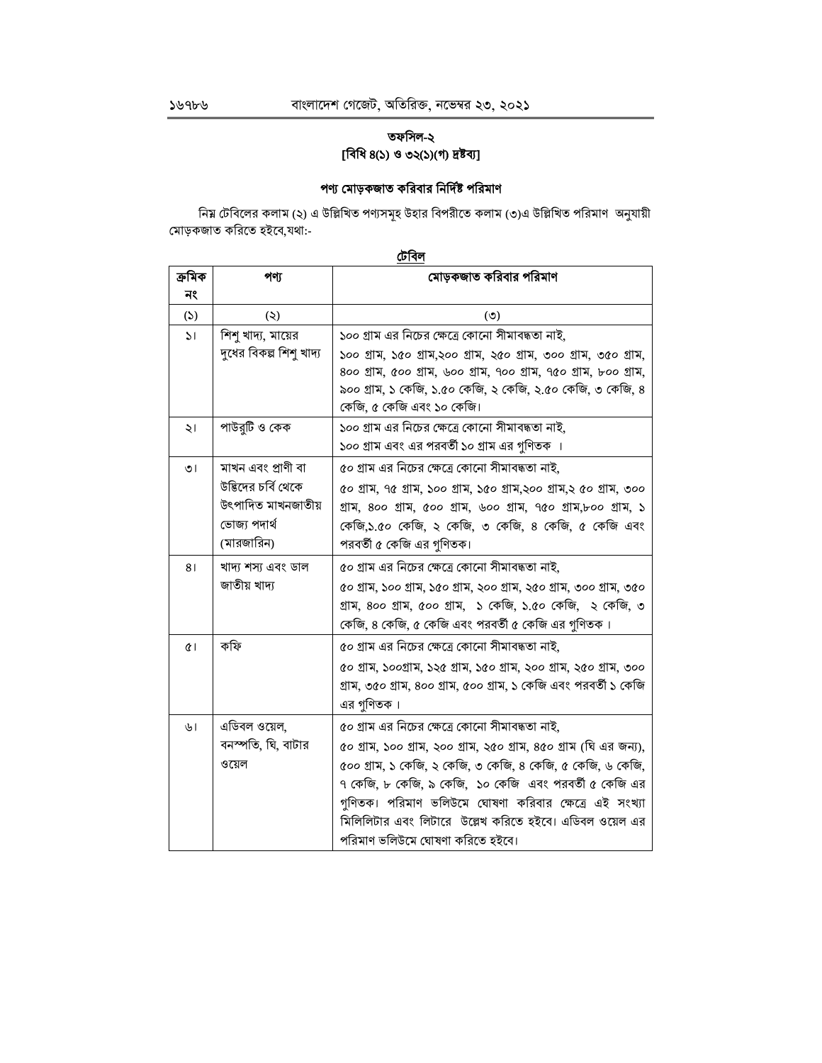## তফসিল-২
### [বিধি ৪(১) ও ৩২(১)(গ) দ্রষ্টব্য]

### পণ্য মোড়কজাত করিবার নির্দিষ্ট পরিমাণ

নিম্ন টেবিলের কলাম (২) এ উল্লিখিত পণ্যসমূহ উহার বিপরীতে কলাম (৩)এ উল্লিখিত পরিমাণ অনুযায়ী মোড়কজাত করিতে হইবে,যথা:-

**টেবিল**

| ক্রমিক নং | পণ্য | মোড়কজাত করিবার পরিমাণ |
|---|---|---|
| (১) | (২) | (৩) |
| ১। | শিশু খাদ্য, মায়ের দুধের বিকল্প শিশু খাদ্য | ১০০ গ্রাম এর নিচের ক্ষেত্রে কোনো সীমাবদ্ধতা নাই, ১০০ গ্রাম, ১৫০ গ্রাম,২০০ গ্রাম, ২৫০ গ্রাম, ৩০০ গ্রাম, ৩৫০ গ্রাম, ৪০০ গ্রাম, ৫০০ গ্রাম, ৬০০ গ্রাম, ৭০০ গ্রাম, ৭৫০ গ্রাম, ৮০০ গ্রাম, ৯০০ গ্রাম, ১ কেজি, ১.৫০ কেজি, ২ কেজি, ২.৫০ কেজি, ৩ কেজি, ৪ কেজি, ৫ কেজি এবং ১০ কেজি। |
| ২। | পাউরুটি ও কেক | ১০০ গ্রাম এর নিচের ক্ষেত্রে কোনো সীমাবদ্ধতা নাই, ১০০ গ্রাম এবং এর পরবর্তী ১০ গ্রাম এর গুণিতক । |
| ৩। | মাখন এবং প্রাণী বা উদ্ভিদের চর্বি থেকে উৎপাদিত মাখনজাতীয় ভোজ্য পদার্থ (মারজারিন) | ৫০ গ্রাম এর নিচের ক্ষেত্রে কোনো সীমাবদ্ধতা নাই, ৫০ গ্রাম, ৭৫ গ্রাম, ১০০ গ্রাম, ১৫০ গ্রাম,২০০ গ্রাম,২ ৫০ গ্রাম, ৩০০ গ্রাম, ৪০০ গ্রাম, ৫০০ গ্রাম, ৬০০ গ্রাম, ৭৫০ গ্রাম,৮০০ গ্রাম, ১ কেজি,১.৫০ কেজি, ২ কেজি, ৩ কেজি, ৪ কেজি, ৫ কেজি এবং পরবর্তী ৫ কেজি এর গুণিতক। |
| ৪। | খাদ্য শস্য এবং ডাল জাতীয় খাদ্য | ৫০ গ্রাম এর নিচের ক্ষেত্রে কোনো সীমাবদ্ধতা নাই, ৫০ গ্রাম, ১০০ গ্রাম, ১৫০ গ্রাম, ২০০ গ্রাম, ২৫০ গ্রাম, ৩০০ গ্রাম, ৩৫০ গ্রাম, ৪০০ গ্রাম, ৫০০ গ্রাম, ১ কেজি, ১.৫০ কেজি, ২ কেজি, ৩ কেজি, ৪ কেজি, ৫ কেজি এবং পরবর্তী ৫ কেজি এর গুণিতক । |
| ৫। | কফি | ৫০ গ্রাম এর নিচের ক্ষেত্রে কোনো সীমাবদ্ধতা নাই, ৫০ গ্রাম, ১০০গ্রাম, ১২৫ গ্রাম, ১৫০ গ্রাম, ২০০ গ্রাম, ২৫০ গ্রাম, ৩০০ গ্রাম, ৩৫০ গ্রাম, ৪০০ গ্রাম, ৫০০ গ্রাম, ১ কেজি এবং পরবর্তী ১ কেজি এর গুণিতক । |
| ৬। | এডিবল ওয়েল, বনস্পতি, ঘি, বাটার ওয়েল | ৫০ গ্রাম এর নিচের ক্ষেত্রে কোনো সীমাবদ্ধতা নাই, ৫০ গ্রাম, ১০০ গ্রাম, ২০০ গ্রাম, ২৫০ গ্রাম, ৪৫০ গ্রাম (ঘি এর জন্য), ৫০০ গ্রাম, ১ কেজি, ২ কেজি, ৩ কেজি, ৪ কেজি, ৫ কেজি, ৬ কেজি, ৭ কেজি, ৮ কেজি, ৯ কেজি, ১০ কেজি এবং পরবর্তী ৫ কেজি এর গুণিতক। পরিমাণ ভলিউমে ঘোষণা করিবার ক্ষেত্রে এই সংখ্যা মিলিলিটার এবং লিটারে উল্লেখ করিতে হইবে। এডিবল ওয়েল এর পরিমাণ ভলিউমে ঘোষণা করিতে হইবে। |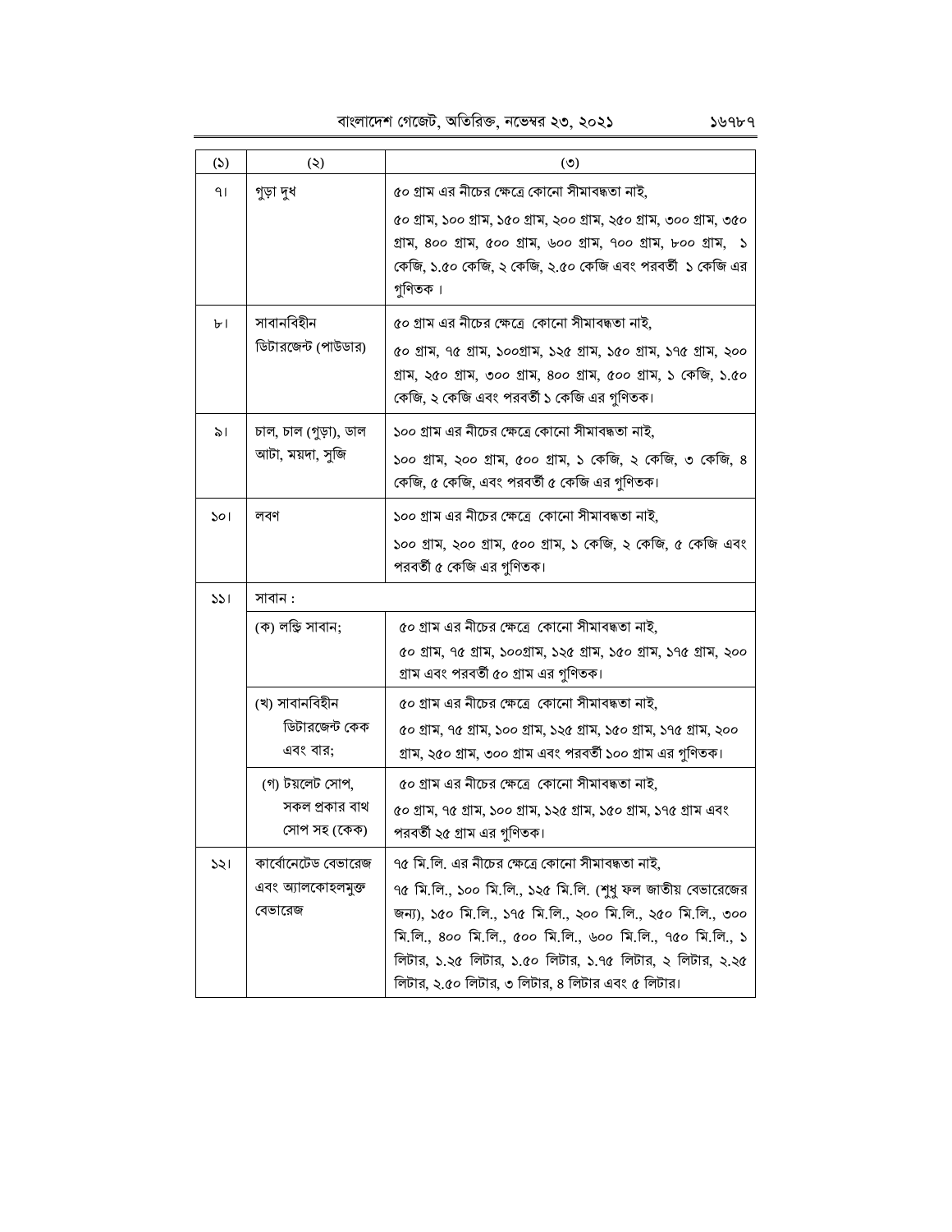| (১) | (২) | (৩) |
|---|---|---|
| ৭। | গুড়া দুধ | ৫০ গ্রাম এর নীচের ক্ষেত্রে কোনো সীমাবদ্ধতা নাই, ৫০ গ্রাম, ১০০ গ্রাম, ১৫০ গ্রাম, ২০০ গ্রাম, ২৫০ গ্রাম, ৩০০ গ্রাম, ৩৫০ গ্রাম, ৪০০ গ্রাম, ৫০০ গ্রাম, ৬০০ গ্রাম, ৭০০ গ্রাম, ৮০০ গ্রাম, ১ কেজি, ১.৫০ কেজি, ২ কেজি, ২.৫০ কেজি এবং পরবর্তী ১ কেজি এর গুণিতক। |
| ৮। | সাবানবিহীন ডিটারজেন্ট (পাউডার) | ৫০ গ্রাম এর নীচের ক্ষেত্রে কোনো সীমাবদ্ধতা নাই, ৫০ গ্রাম, ৭৫ গ্রাম, ১০০গ্রাম, ১২৫ গ্রাম, ১৫০ গ্রাম, ১৭৫ গ্রাম, ২০০ গ্রাম, ২৫০ গ্রাম, ৩০০ গ্রাম, ৪০০ গ্রাম, ৫০০ গ্রাম, ১ কেজি, ১.৫০ কেজি, ২ কেজি এবং পরবর্তী ১ কেজি এর গুণিতক। |
| ৯। | চাল, চাল (গুড়া), ডাল আটা, ময়দা, সুজি | ১০০ গ্রাম এর নীচের ক্ষেত্রে কোনো সীমাবদ্ধতা নাই, ১০০ গ্রাম, ২০০ গ্রাম, ৫০০ গ্রাম, ১ কেজি, ২ কেজি, ৩ কেজি, ৪ কেজি, ৫ কেজি, এবং পরবর্তী ৫ কেজি এর গুণিতক। |
| ১০। | লবণ | ১০০ গ্রাম এর নীচের ক্ষেত্রে কোনো সীমাবদ্ধতা নাই, ১০০ গ্রাম, ২০০ গ্রাম, ৫০০ গ্রাম, ১ কেজি, ২ কেজি, ৫ কেজি এবং পরবর্তী ৫ কেজি এর গুণিতক। |
| ১১। | সাবান : | |
| | (ক) লন্ড্রি সাবান; | ৫০ গ্রাম এর নীচের ক্ষেত্রে কোনো সীমাবদ্ধতা নাই, ৫০ গ্রাম, ৭৫ গ্রাম, ১০০গ্রাম, ১২৫ গ্রাম, ১৫০ গ্রাম, ১৭৫ গ্রাম, ২০০ গ্রাম এবং পরবর্তী ৫০ গ্রাম এর গুণিতক। |
| | (খ) সাবানবিহীন ডিটারজেন্ট কেক এবং বার; | ৫০ গ্রাম এর নীচের ক্ষেত্রে কোনো সীমাবদ্ধতা নাই, ৫০ গ্রাম, ৭৫ গ্রাম, ১০০ গ্রাম, ১২৫ গ্রাম, ১৫০ গ্রাম, ১৭৫ গ্রাম, ২০০ গ্রাম, ২৫০ গ্রাম, ৩০০ গ্রাম এবং পরবর্তী ১০০ গ্রাম এর গুণিতক। |
| | (গ) টয়লেট সোপ, সকল প্রকার বাথ সোপ সহ (কেক) | ৫০ গ্রাম এর নীচের ক্ষেত্রে কোনো সীমাবদ্ধতা নাই, ৫০ গ্রাম, ৭৫ গ্রাম, ১০০ গ্রাম, ১২৫ গ্রাম, ১৫০ গ্রাম, ১৭৫ গ্রাম এবং পরবর্তী ২৫ গ্রাম এর গুণিতক। |
| ১২। | কার্বোনেটেড বেভারেজ এবং অ্যালকোহলমুক্ত বেভারেজ | ৭৫ মি.লি. এর নীচের ক্ষেত্রে কোনো সীমাবদ্ধতা নাই, ৭৫ মি.লি., ১০০ মি.লি., ১২৫ মি.লি. (শুধু ফল জাতীয় বেভারেজের জন্য), ১৫০ মি.লি., ১৭৫ মি.লি., ২০০ মি.লি., ২৫০ মি.লি., ৩০০ মি.লি., ৪০০ মি.লি., ৫০০ মি.লি., ৬০০ মি.লি., ৭৫০ মি.লি., ১ লিটার, ১.২৫ লিটার, ১.৫০ লিটার, ১.৭৫ লিটার, ২ লিটার, ২.২৫ লিটার, ২.৫০ লিটার, ৩ লিটার, ৪ লিটার এবং ৫ লিটার। |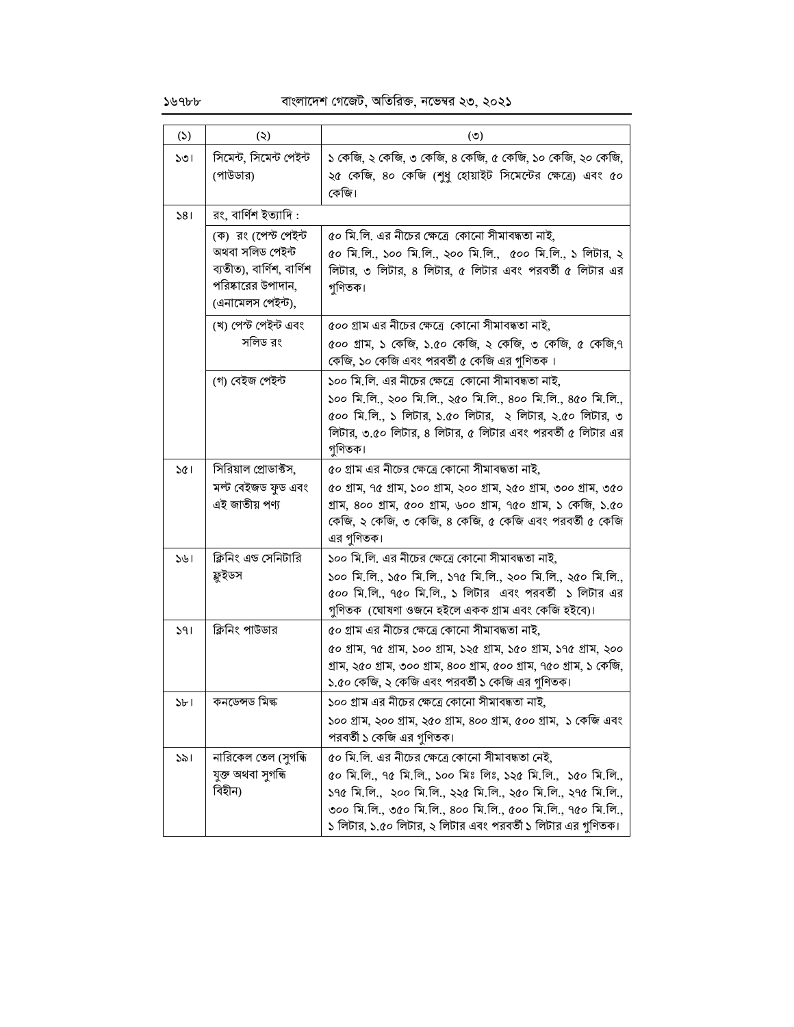| (১) | (২) | (৩) |
|---|---|---|
| ১৩। | সিমেন্ট, সিমেন্ট পেইন্ট (পাউডার) | ১ কেজি, ২ কেজি, ৩ কেজি, ৪ কেজি, ৫ কেজি, ১০ কেজি, ২০ কেজি, ২৫ কেজি, ৪০ কেজি (শুধু হোয়াইট সিমেন্টের ক্ষেত্রে) এবং ৫০ কেজি। |
| ১৪। | রং, বার্ণিশ ইত্যাদি : | |
| | (ক) রং (পেস্ট পেইন্ট অথবা সলিড পেইন্ট ব্যতীত), বার্ণিশ, বার্ণিশ পরিষ্কারের উপাদান, (এনামেলস পেইন্ট), | ৫০ মি.লি. এর নীচের ক্ষেত্রে কোনো সীমাবদ্ধতা নাই, ৫০ মি.লি., ১০০ মি.লি., ২০০ মি.লি., ৫০০ মি.লি., ১ লিটার, ২ লিটার, ৩ লিটার, ৪ লিটার, ৫ লিটার এবং পরবর্তী ৫ লিটার এর গুণিতক। |
| | (খ) পেস্ট পেইন্ট এবং সলিড রং | ৫০০ গ্রাম এর নীচের ক্ষেত্রে কোনো সীমাবদ্ধতা নাই, ৫০০ গ্রাম, ১ কেজি, ১.৫০ কেজি, ২ কেজি, ৩ কেজি, ৫ কেজি,৭ কেজি, ১০ কেজি এবং পরবর্তী ৫ কেজি এর গুণিতক । |
| | (গ) বেইজ পেইন্ট | ১০০ মি.লি. এর নীচের ক্ষেত্রে কোনো সীমাবদ্ধতা নাই, ১০০ মি.লি., ২০০ মি.লি., ২৫০ মি.লি., ৪০০ মি.লি., ৪৫০ মি.লি., ৫০০ মি.লি., ১ লিটার, ১.৫০ লিটার, ২ লিটার, ২.৫০ লিটার, ৩ লিটার, ৩.৫০ লিটার, ৪ লিটার, ৫ লিটার এবং পরবর্তী ৫ লিটার এর গুণিতক। |
| ১৫। | সিরিয়াল প্রোডাক্টস, মল্ট বেইজড ফুড এবং এই জাতীয় পণ্য | ৫০ গ্রাম এর নীচের ক্ষেত্রে কোনো সীমাবদ্ধতা নাই, ৫০ গ্রাম, ৭৫ গ্রাম, ১০০ গ্রাম, ২০০ গ্রাম, ২৫০ গ্রাম, ৩০০ গ্রাম, ৩৫০ গ্রাম, ৪০০ গ্রাম, ৫০০ গ্রাম, ৬০০ গ্রাম, ৭৫০ গ্রাম, ১ কেজি, ১.৫০ কেজি, ২ কেজি, ৩ কেজি, ৪ কেজি, ৫ কেজি এবং পরবর্তী ৫ কেজি এর গুণিতক। |
| ১৬। | ক্লিনিং এন্ড সেনিটারি ফ্লুইডস | ১০০ মি.লি. এর নীচের ক্ষেত্রে কোনো সীমাবদ্ধতা নাই, ১০০ মি.লি., ১৫০ মি.লি., ১৭৫ মি.লি., ২০০ মি.লি., ২৫০ মি.লি., ৫০০ মি.লি., ৭৫০ মি.লি., ১ লিটার এবং পরবর্তী ১ লিটার এর গুণিতক (ঘোষণা ওজনে হইলে একক গ্রাম এবং কেজি হইবে)। |
| ১৭। | ক্লিনিং পাউডার | ৫০ গ্রাম এর নীচের ক্ষেত্রে কোনো সীমাবদ্ধতা নাই, ৫০ গ্রাম, ৭৫ গ্রাম, ১০০ গ্রাম, ১২৫ গ্রাম, ১৫০ গ্রাম, ১৭৫ গ্রাম, ২০০ গ্রাম, ২৫০ গ্রাম, ৩০০ গ্রাম, ৪০০ গ্রাম, ৫০০ গ্রাম, ৭৫০ গ্রাম, ১ কেজি, ১.৫০ কেজি, ২ কেজি এবং পরবর্তী ১ কেজি এর গুণিতক। |
| ১৮। | কনডেন্সড মিল্ক | ১০০ গ্রাম এর নীচের ক্ষেত্রে কোনো সীমাবদ্ধতা নাই, ১০০ গ্রাম, ২০০ গ্রাম, ২৫০ গ্রাম, ৪০০ গ্রাম, ৫০০ গ্রাম, ১ কেজি এবং পরবর্তী ১ কেজি এর গুণিতক। |
| ১৯। | নারিকেল তেল (সুগন্ধি যুক্ত অথবা সুগন্ধি বিহীন) | ৫০ মি.লি. এর নীচের ক্ষেত্রে কোনো সীমাবদ্ধতা নেই, ৫০ মি.লি., ৭৫ মি.লি., ১০০ মিঃ লিঃ, ১২৫ মি.লি., ১৫০ মি.লি., ১৭৫ মি.লি., ২০০ মি.লি., ২২৫ মি.লি., ২৫০ মি.লি., ২৭৫ মি.লি., ৩০০ মি.লি., ৩৫০ মি.লি., ৪০০ মি.লি., ৫০০ মি.লি., ৭৫০ মি.লি., ১ লিটার, ১.৫০ লিটার, ২ লিটার এবং পরবর্তী ১ লিটার এর গুণিতক। |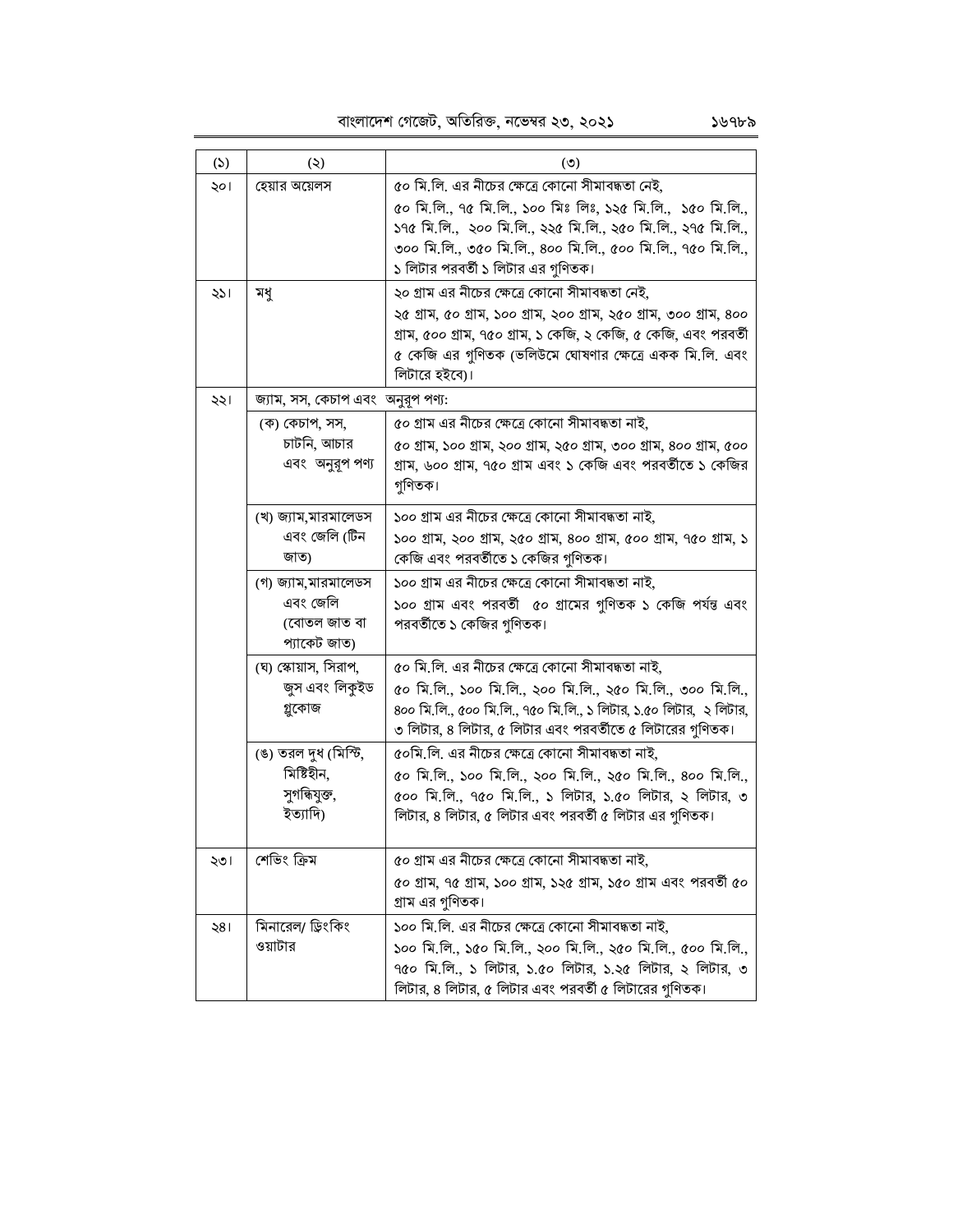| (১) | (২) | (৩) |
|---|---|---|
| ২০। | হেয়ার অয়েলস | ৫০ মি.লি. এর নীচের ক্ষেত্রে কোনো সীমাবদ্ধতা নেই, ৫০ মি.লি., ৭৫ মি.লি., ১০০ মিঃ লিঃ, ১২৫ মি.লি., ১৫০ মি.লি., ১৭৫ মি.লি., ২০০ মি.লি., ২২৫ মি.লি., ২৫০ মি.লি., ২৭৫ মি.লি., ৩০০ মি.লি., ৩৫০ মি.লি., ৪০০ মি.লি., ৫০০ মি.লি., ৭৫০ মি.লি., ১ লিটার পরবর্তী ১ লিটার এর গুণিতক। |
| ২১। | মধু | ২০ গ্রাম এর নীচের ক্ষেত্রে কোনো সীমাবদ্ধতা নেই, ২৫ গ্রাম, ৫০ গ্রাম, ১০০ গ্রাম, ২০০ গ্রাম, ২৫০ গ্রাম, ৩০০ গ্রাম, ৪০০ গ্রাম, ৫০০ গ্রাম, ৭৫০ গ্রাম, ১ কেজি, ২ কেজি, ৫ কেজি, এবং পরবর্তী ৫ কেজি এর গুণিতক (ভলিউমে ঘোষণার ক্ষেত্রে একক মি.লি. এবং লিটারে হইবে)। |
| ২২। | জ্যাম, সস, কেচাপ এবং অনুরূপ পণ্য: | |
| | (ক) কেচাপ, সস, চাটনি, আচার এবং অনুরূপ পণ্য | ৫০ গ্রাম এর নীচের ক্ষেত্রে কোনো সীমাবদ্ধতা নাই, ৫০ গ্রাম, ১০০ গ্রাম, ২০০ গ্রাম, ২৫০ গ্রাম, ৩০০ গ্রাম, ৪০০ গ্রাম, ৫০০ গ্রাম, ৬০০ গ্রাম, ৭৫০ গ্রাম এবং ১ কেজি এবং পরবর্তীতে ১ কেজির গুণিতক। |
| | (খ) জ্যাম,মারমালেডস এবং জেলি (টিন জাত) | ১০০ গ্রাম এর নীচের ক্ষেত্রে কোনো সীমাবদ্ধতা নাই, ১০০ গ্রাম, ২০০ গ্রাম, ২৫০ গ্রাম, ৪০০ গ্রাম, ৫০০ গ্রাম, ৭৫০ গ্রাম, ১ কেজি এবং পরবর্তীতে ১ কেজির গুণিতক। |
| | (গ) জ্যাম,মারমালেডস এবং জেলি (বোতল জাত বা প্যাকেট জাত) | ১০০ গ্রাম এর নীচের ক্ষেত্রে কোনো সীমাবদ্ধতা নাই, ১০০ গ্রাম এবং পরবর্তী ৫০ গ্রামের গুণিতক ১ কেজি পর্যন্ত এবং পরবর্তীতে ১ কেজির গুণিতক। |
| | (ঘ) স্কোয়াস, সিরাপ, জুস এবং লিকুইড গ্লুকোজ | ৫০ মি.লি. এর নীচের ক্ষেত্রে কোনো সীমাবদ্ধতা নাই, ৫০ মি.লি., ১০০ মি.লি., ২০০ মি.লি., ২৫০ মি.লি., ৩০০ মি.লি., ৪০০ মি.লি., ৫০০ মি.লি., ৭৫০ মি.লি., ১ লিটার, ১.৫০ লিটার, ২ লিটার, ৩ লিটার, ৪ লিটার, ৫ লিটার এবং পরবর্তীতে ৫ লিটারের গুণিতক। |
| | (ঙ) তরল দুধ (মিস্টি, মিষ্টিহীন, সুগন্ধিযুক্ত, ইত্যাদি) | ৫০মি.লি. এর নীচের ক্ষেত্রে কোনো সীমাবদ্ধতা নাই, ৫০ মি.লি., ১০০ মি.লি., ২০০ মি.লি., ২৫০ মি.লি., ৪০০ মি.লি., ৫০০ মি.লি., ৭৫০ মি.লি., ১ লিটার, ১.৫০ লিটার, ২ লিটার, ৩ লিটার, ৪ লিটার, ৫ লিটার এবং পরবর্তী ৫ লিটার এর গুণিতক। |
| ২৩। | শেভিং ক্রিম | ৫০ গ্রাম এর নীচের ক্ষেত্রে কোনো সীমাবদ্ধতা নাই, ৫০ গ্রাম, ৭৫ গ্রাম, ১০০ গ্রাম, ১২৫ গ্রাম, ১৫০ গ্রাম এবং পরবর্তী ৫০ গ্রাম এর গুণিতক। |
| ২৪। | মিনারেল/ ড্রিংকিং ওয়াটার | ১০০ মি.লি. এর নীচের ক্ষেত্রে কোনো সীমাবদ্ধতা নাই, ১০০ মি.লি., ১৫০ মি.লি., ২০০ মি.লি., ২৫০ মি.লি., ৫০০ মি.লি., ৭৫০ মি.লি., ১ লিটার, ১.৫০ লিটার, ১.২৫ লিটার, ২ লিটার, ৩ লিটার, ৪ লিটার, ৫ লিটার এবং পরবর্তী ৫ লিটারের গুণিতক। |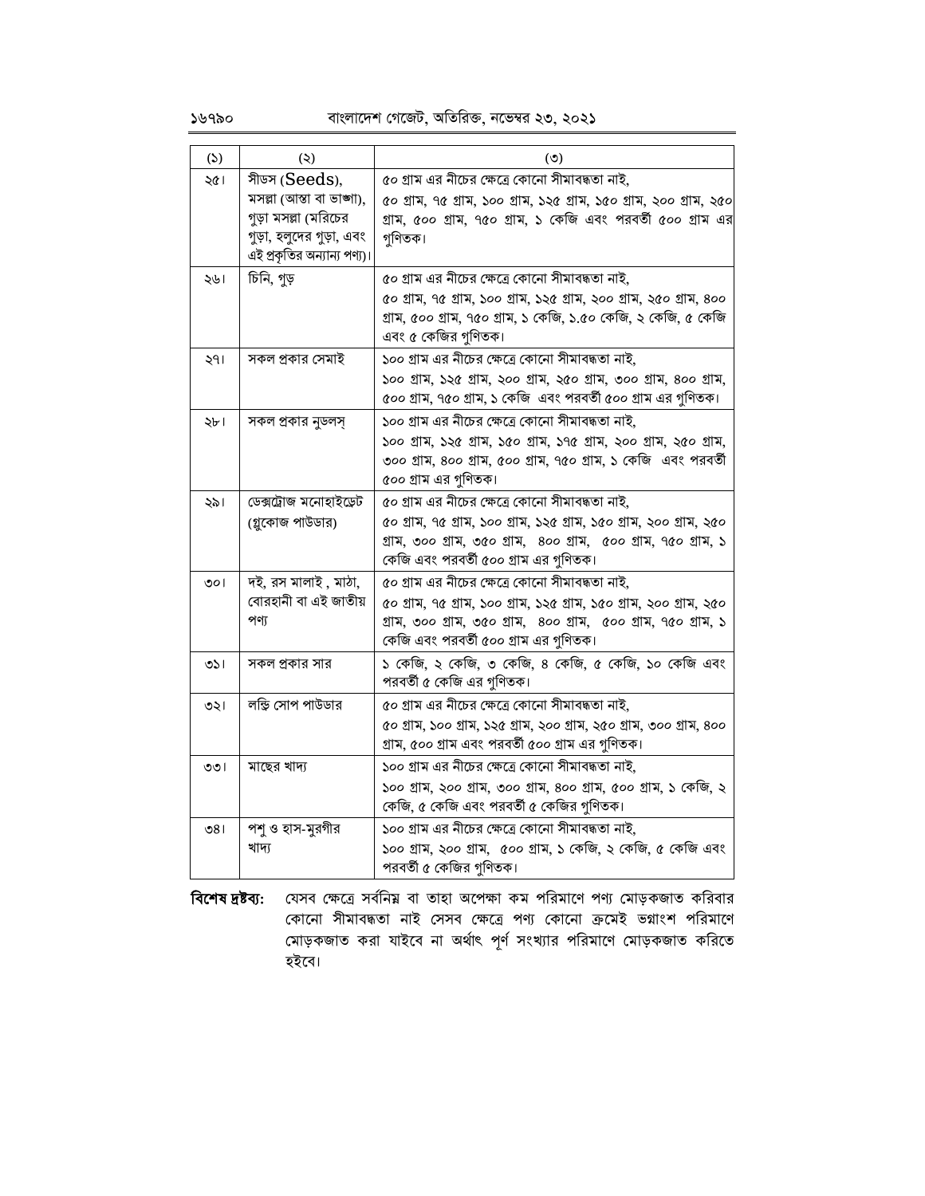| (১) | (২) | (৩) |
|---|---|---|
| ২৫। | সীডস (Seeds), মসলা (আস্ত বা ভাঙ্গা), গুড়া মসলা (মরিচের গুড়া, হলুদের গুড়া, এবং এই প্রকৃতির অন্যান্য পণ্য)। | ৫০ গ্রাম এর নীচের ক্ষেত্রে কোনো সীমাবদ্ধতা নাই, ৫০ গ্রাম, ৭৫ গ্রাম, ১০০ গ্রাম, ১২৫ গ্রাম, ১৫০ গ্রাম, ২০০ গ্রাম, ২৫০ গ্রাম, ৫০০ গ্রাম, ৭৫০ গ্রাম, ১ কেজি এবং পরবর্তী ৫০০ গ্রাম এর গুণিতক। |
| ২৬। | চিনি, গুড় | ৫০ গ্রাম এর নীচের ক্ষেত্রে কোনো সীমাবদ্ধতা নাই, ৫০ গ্রাম, ৭৫ গ্রাম, ১০০ গ্রাম, ১২৫ গ্রাম, ২০০ গ্রাম, ২৫০ গ্রাম, ৪০০ গ্রাম, ৫০০ গ্রাম, ৭৫০ গ্রাম, ১ কেজি, ১.৫০ কেজি, ২ কেজি, ৫ কেজি এবং ৫ কেজির গুণিতক। |
| ২৭। | সকল প্রকার সেমাই | ১০০ গ্রাম এর নীচের ক্ষেত্রে কোনো সীমাবদ্ধতা নাই, ১০০ গ্রাম, ১২৫ গ্রাম, ২০০ গ্রাম, ২৫০ গ্রাম, ৩০০ গ্রাম, ৪০০ গ্রাম, ৫০০ গ্রাম, ৭৫০ গ্রাম, ১ কেজি এবং পরবর্তী ৫০০ গ্রাম এর গুণিতক। |
| ২৮। | সকল প্রকার নুডলস্ | ১০০ গ্রাম এর নীচের ক্ষেত্রে কোনো সীমাবদ্ধতা নাই, ১০০ গ্রাম, ১২৫ গ্রাম, ১৫০ গ্রাম, ১৭৫ গ্রাম, ২০০ গ্রাম, ২৫০ গ্রাম, ৩০০ গ্রাম, ৪০০ গ্রাম, ৫০০ গ্রাম, ৭৫০ গ্রাম, ১ কেজি এবং পরবর্তী ৫০০ গ্রাম এর গুণিতক। |
| ২৯। | ডেক্সট্রোজ মনোহাইড্রেট (গ্লুকোজ পাউডার) | ৫০ গ্রাম এর নীচের ক্ষেত্রে কোনো সীমাবদ্ধতা নাই, ৫০ গ্রাম, ৭৫ গ্রাম, ১০০ গ্রাম, ১২৫ গ্রাম, ১৫০ গ্রাম, ২০০ গ্রাম, ২৫০ গ্রাম, ৩০০ গ্রাম, ৩৫০ গ্রাম, ৪০০ গ্রাম, ৫০০ গ্রাম, ৭৫০ গ্রাম, ১ কেজি এবং পরবর্তী ৫০০ গ্রাম এর গুণিতক। |
| ৩০। | দই, রস মালাই , মাঠা, বোরহানী বা এই জাতীয় পণ্য | ৫০ গ্রাম এর নীচের ক্ষেত্রে কোনো সীমাবদ্ধতা নাই, ৫০ গ্রাম, ৭৫ গ্রাম, ১০০ গ্রাম, ১২৫ গ্রাম, ১৫০ গ্রাম, ২০০ গ্রাম, ২৫০ গ্রাম, ৩০০ গ্রাম, ৩৫০ গ্রাম, ৪০০ গ্রাম, ৫০০ গ্রাম, ৭৫০ গ্রাম, ১ কেজি এবং পরবর্তী ৫০০ গ্রাম এর গুণিতক। |
| ৩১। | সকল প্রকার সার | ১ কেজি, ২ কেজি, ৩ কেজি, ৪ কেজি, ৫ কেজি, ১০ কেজি এবং পরবর্তী ৫ কেজি এর গুণিতক। |
| ৩২। | লন্ড্রি সোপ পাউডার | ৫০ গ্রাম এর নীচের ক্ষেত্রে কোনো সীমাবদ্ধতা নাই, ৫০ গ্রাম, ১০০ গ্রাম, ১২৫ গ্রাম, ২০০ গ্রাম, ২৫০ গ্রাম, ৩০০ গ্রাম, ৪০০ গ্রাম, ৫০০ গ্রাম এবং পরবর্তী ৫০০ গ্রাম এর গুণিতক। |
| ৩৩। | মাছের খাদ্য | ১০০ গ্রাম এর নীচের ক্ষেত্রে কোনো সীমাবদ্ধতা নাই, ১০০ গ্রাম, ২০০ গ্রাম, ৩০০ গ্রাম, ৪০০ গ্রাম, ৫০০ গ্রাম, ১ কেজি, ২ কেজি, ৫ কেজি এবং পরবর্তী ৫ কেজির গুণিতক। |
| ৩৪। | পশু ও হাস-মুরগীর খাদ্য | ১০০ গ্রাম এর নীচের ক্ষেত্রে কোনো সীমাবদ্ধতা নাই, ১০০ গ্রাম, ২০০ গ্রাম, ৫০০ গ্রাম, ১ কেজি, ২ কেজি, ৫ কেজি এবং পরবর্তী ৫ কেজির গুণিতক। |

**বিশেষ দ্রষ্টব্য:** যেসব ক্ষেত্রে সর্বনিম্ন বা তাহা অপেক্ষা কম পরিমাণে পণ্য মোড়কজাত করিবার কোনো সীমাবদ্ধতা নাই সেসব ক্ষেত্রে পণ্য কোনো ক্রমেই ভগ্নাংশ পরিমাণে মোড়কজাত করা যাইবে না অর্থাৎ পূর্ণ সংখ্যার পরিমাণে মোড়কজাত করিতে হইবে।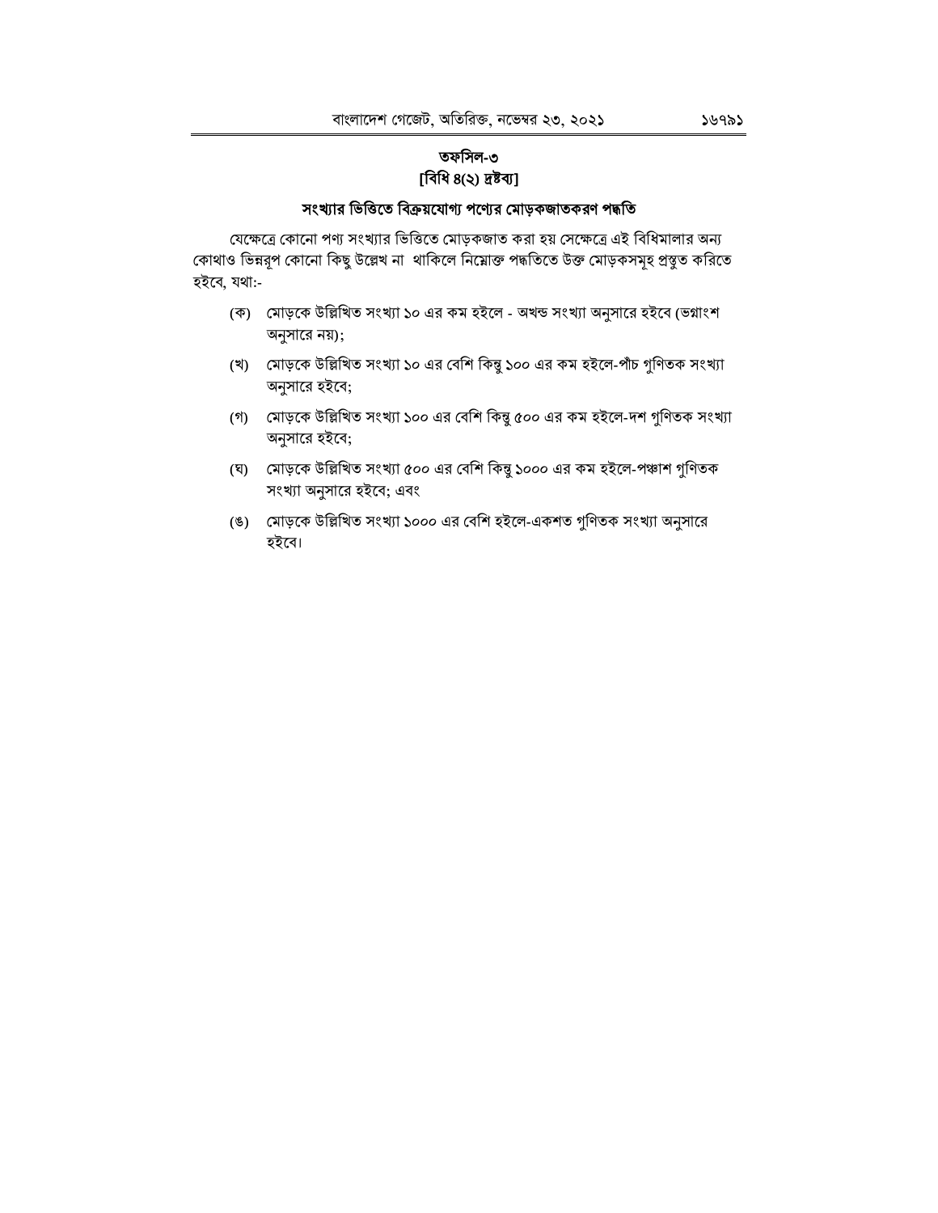## তফসিল-৩
### [বিধি ৪(২) দ্রষ্টব্য]

### সংখ্যার ভিত্তিতে বিক্রয়যোগ্য পণ্যের মোড়কজাতকরণ পদ্ধতি

যেক্ষেত্রে কোনো পণ্য সংখ্যার ভিত্তিতে মোড়কজাত করা হয় সেক্ষেত্রে এই বিধিমালার অন্য কোথাও ভিন্নরূপ কোনো কিছু উল্লেখ না থাকিলে নিম্নোক্ত পদ্ধতিতে উক্ত মোড়কসমূহ প্রস্তুত করিতে হইবে, যথা:-

(ক) মোড়কে উল্লিখিত সংখ্যা ১০ এর কম হইলে - অখন্ড সংখ্যা অনুসারে হইবে (ভগ্নাংশ অনুসারে নয়);

(খ) মোড়কে উল্লিখিত সংখ্যা ১০ এর বেশি কিন্তু ১০০ এর কম হইলে-পাঁচ গুণিতক সংখ্যা অনুসারে হইবে;

(গ) মোড়কে উল্লিখিত সংখ্যা ১০০ এর বেশি কিন্তু ৫০০ এর কম হইলে-দশ গুণিতক সংখ্যা অনুসারে হইবে;

(ঘ) মোড়কে উল্লিখিত সংখ্যা ৫০০ এর বেশি কিন্তু ১০০০ এর কম হইলে-পঞ্চাশ গুণিতক সংখ্যা অনুসারে হইবে; এবং

(ঙ) মোড়কে উল্লিখিত সংখ্যা ১০০০ এর বেশি হইলে-একশত গুণিতক সংখ্যা অনুসারে হইবে।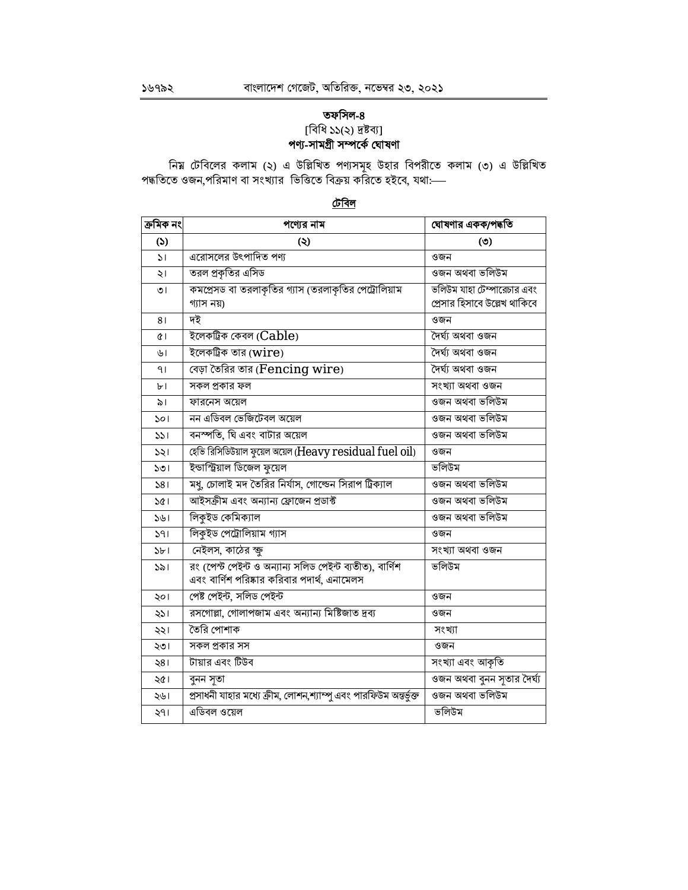## তফসিল-৪

[বিধি ১১(২) দ্রষ্টব্য]

### পণ্য-সামগ্রী সম্পর্কে ঘোষণা

নিম্ন টেবিলের কলাম (২) এ উল্লিখিত পণ্যসমূহ উহার বিপরীতে কলাম (৩) এ উল্লিখিত পদ্ধতিতে ওজন,পরিমাণ বা সংখ্যার ভিত্তিতে বিক্রয় করিতে হইবে, যথা:—

**টেবিল**

| ক্রমিক নং | পণ্যের নাম | ঘোষণার একক/পদ্ধতি |
|---|---|---|
| (১) | (২) | (৩) |
| ১। | এরোসলের উৎপাদিত পণ্য | ওজন |
| ২। | তরল প্রকৃতির এসিড | ওজন অথবা ভলিউম |
| ৩। | কমপ্রেসড বা তরলাকৃতির গ্যাস (তরলাকৃতির পেট্রোলিয়াম গ্যাস নয়) | ভলিউম যাহা টেম্পারেচার এবং প্রেসার হিসাবে উল্লেখ থাকিবে |
| ৪। | দই | ওজন |
| ৫। | ইলেকট্রিক কেবল (Cable) | দৈর্ঘ্য অথবা ওজন |
| ৬। | ইলেকট্রিক তার (wire) | দৈর্ঘ্য অথবা ওজন |
| ৭। | বেড়া তৈরির তার (Fencing wire) | দৈর্ঘ্য অথবা ওজন |
| ৮। | সকল প্রকার ফল | সংখ্যা অথবা ওজন |
| ৯। | ফারনেস অয়েল | ওজন অথবা ভলিউম |
| ১০। | নন এডিবল ভেজিটেবল অয়েল | ওজন অথবা ভলিউম |
| ১১। | বনস্পতি, ঘি এবং বাটার অয়েল | ওজন অথবা ভলিউম |
| ১২। | হেভি রিসিডিউয়াল ফুয়েল অয়েল (Heavy residual fuel oil) | ওজন |
| ১৩। | ইন্ডাস্ট্রিয়াল ডিজেল ফুয়েল | ভলিউম |
| ১৪। | মধু, চোলাই মদ তৈরির নির্যাস, গোল্ডেন সিরাপ ট্রিক্যাল | ওজন অথবা ভলিউম |
| ১৫। | আইসক্রীম এবং অন্যান্য ফ্রোজেন প্রডাক্ট | ওজন অথবা ভলিউম |
| ১৬। | লিকুইড কেমিক্যাল | ওজন অথবা ভলিউম |
| ১৭। | লিকুইড পেট্রোলিয়াম গ্যাস | ওজন |
| ১৮। | নেইলস, কাঠের স্ক্রু | সংখ্যা অথবা ওজন |
| ১৯। | রং (পেস্ট পেইন্ট ও অন্যান্য সলিড পেইন্ট ব্যতীত), বার্ণিশ এবং বার্ণিশ পরিষ্কার করিবার পদার্থ, এনামেলস | ভলিউম |
| ২০। | পেষ্ট পেইন্ট, সলিড পেইন্ট | ওজন |
| ২১। | রসগোল্লা, গোলাপজাম এবং অন্যান্য মিষ্টিজাত দ্রব্য | ওজন |
| ২২। | তৈরি পোশাক | সংখ্যা |
| ২৩। | সকল প্রকার সস | ওজন |
| ২৪। | টায়ার এবং টিউব | সংখ্যা এবং আকৃতি |
| ২৫। | বুনন সূতা | ওজন অথবা বুনন সূতার দৈর্ঘ্য |
| ২৬। | প্রসাধনী যাহার মধ্যে ক্রীম, লোশন,শ্যাম্পু এবং পারফিউম অন্তর্ভুক্ত | ওজন অথবা ভলিউম |
| ২৭। | এডিবল ওয়েল | ভলিউম |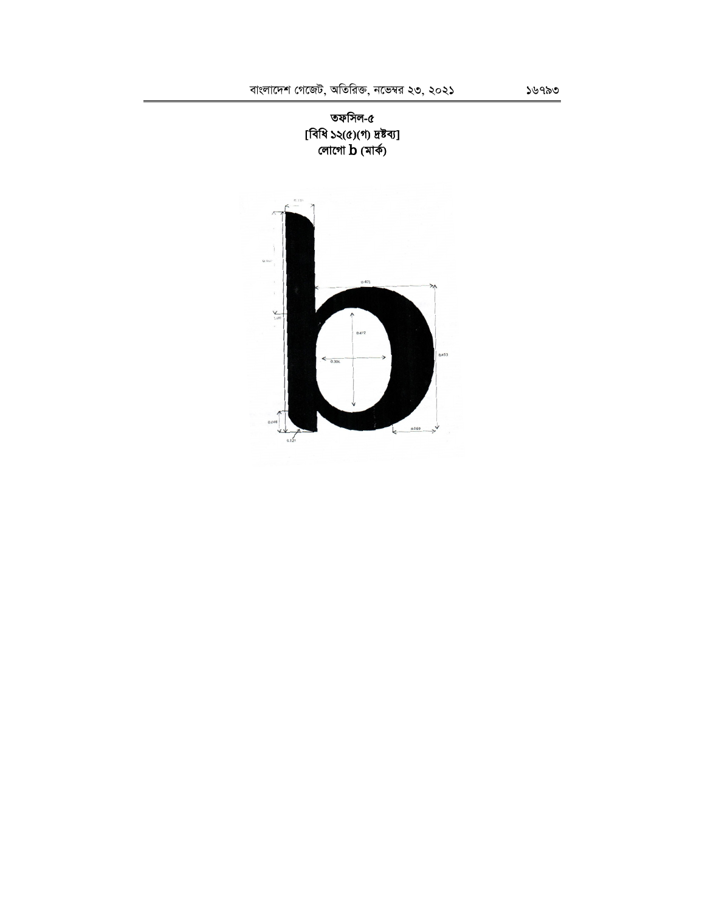**তফসিল-৫**

**[বিধি ১২(৫)(গ) দ্রষ্টব্য]**

**লোগো b (মার্ক)**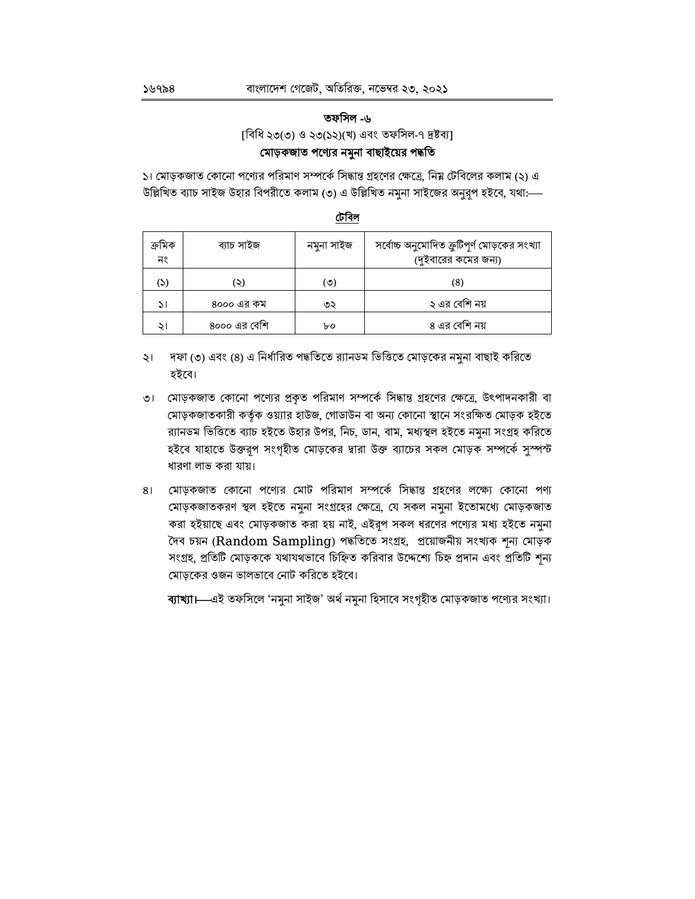## তফসিল -৬

[বিধি ২৩(৩) ও ২৩(১২)(খ) এবং তফসিল-৭ দ্রষ্টব্য]

### মোড়কজাত পণ্যের নমুনা বাছাইয়ের পদ্ধতি

১। মোড়কজাত কোনো পণ্যের পরিমাণ সম্পর্কে সিদ্ধান্ত গ্রহণের ক্ষেত্রে, নিম্ন টেবিলের কলাম (২) এ উল্লিখিত ব্যাচ সাইজ উহার বিপরীতে কলাম (৩) এ উল্লিখিত নমুনা সাইজের অনুরূপ হইবে, যথা:—

**টেবিল**

| ক্রমিক নং | ব্যাচ সাইজ | নমুনা সাইজ | সর্বোচ্চ অনুমোদিত ত্রুটিপূর্ণ মোড়কের সংখ্যা (দুইবারের কমের জন্য) |
|---|---|---|---|
| (১) | (২) | (৩) | (৪) |
| ১। | ৪০০০ এর কম | ৩২ | ২ এর বেশি নয় |
| ২। | ৪০০০ এর বেশি | ৮০ | ৪ এর বেশি নয় |

২। দফা (৩) এবং (৪) এ নির্ধারিত পদ্ধতিতে র‌্যানডম ভিত্তিতে মোড়কের নমুনা বাছাই করিতে হইবে।

৩। মোড়কজাত কোনো পণ্যের প্রকৃত পরিমাণ সম্পর্কে সিদ্ধান্ত গ্রহণের ক্ষেত্রে, উৎপাদনকারী বা মোড়কজাতকারী কর্তৃক ওয়্যার হাউজ, গোডাউন বা অন্য কোনো স্থানে সংরক্ষিত মোড়ক হইতে র‌্যানডম ভিত্তিতে ব্যাচ হইতে উহার উপর, নিচ, ডান, বাম, মধ্যস্থল হইতে নমুনা সংগ্রহ করিতে হইবে যাহাতে উক্তরূপ সংগৃহীত মোড়কের দ্বারা উক্ত ব্যাচের সকল মোড়ক সম্পর্কে সুস্পষ্ট ধারণা লাভ করা যায়।

৪। মোড়কজাত কোনো পণ্যের মোট পরিমাণ সম্পর্কে সিদ্ধান্ত গ্রহণের লক্ষ্যে কোনো পণ্য মোড়কজাতকরণ স্থল হইতে নমুনা সংগ্রহের ক্ষেত্রে, যে সকল নমুনা ইতোমধ্যে মোড়কজাত করা হইয়াছে এবং মোড়কজাত করা হয় নাই, এইরূপ সকল ধরণের পণ্যের মধ্য হইতে নমুনা দৈব চয়ন (Random Sampling) পদ্ধতিতে সংগ্রহ, প্রয়োজনীয় সংখ্যক শূন্য মোড়ক সংগ্রহ, প্রতিটি মোড়ককে যথাযথভাবে চিহ্নিত করিবার উদ্দেশ্যে চিহ্ন প্রদান এবং প্রতিটি শূন্য মোড়কের ওজন ভালভাবে নোট করিতে হইবে।

**ব্যাখ্যা।**—এই তফসিলে 'নমুনা সাইজ' অর্থ নমুনা হিসাবে সংগৃহীত মোড়কজাত পণ্যের সংখ্যা।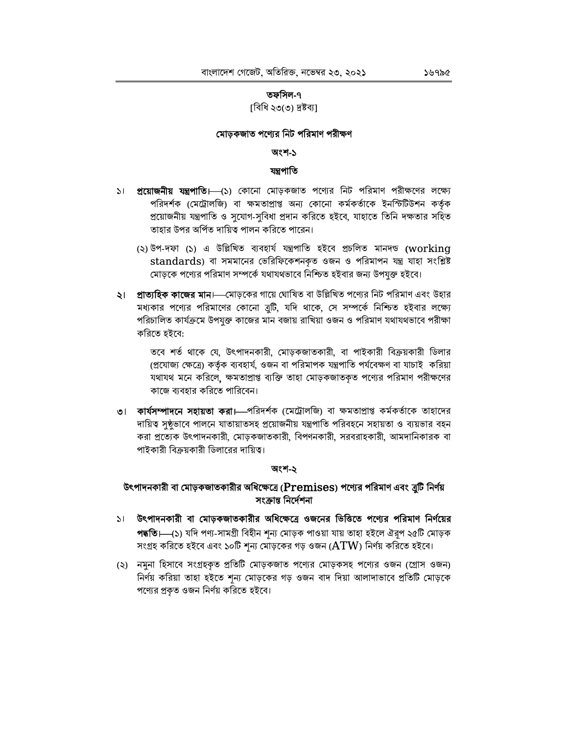## তফসিল-৭

[বিধি ২৩(৩) দ্রষ্টব্য]

### মোড়কজাত পণ্যের নিট পরিমাণ পরীক্ষণ

#### অংশ-১

#### যন্ত্রপাতি

১। **প্রয়োজনীয় যন্ত্রপাতি।**—(১) কোনো মোড়কজাত পণ্যের নিট পরিমাণ পরীক্ষণের লক্ষ্যে পরিদর্শক (মেট্রোলজি) বা ক্ষমতাপ্রাপ্ত অন্য কোনো কর্মকর্তাকে ইনস্টিটিউশন কর্তৃক প্রয়োজনীয় যন্ত্রপাতি ও সুযোগ-সুবিধা প্রদান করিতে হইবে, যাহাতে তিনি দক্ষতার সহিত তাহার উপর অর্পিত দায়িত্ব পালন করিতে পারেন।

(২) উপ-দফা (১) এ উল্লিখিত ব্যবহার্য যন্ত্রপাতি হইবে প্রচলিত মানদণ্ড (working standards) বা সমমানের ভেরিফিকেশনকৃত ওজন ও পরিমাপন যন্ত্র যাহা সংশ্লিষ্ট মোড়কে পণ্যের পরিমাণ সম্পর্কে যথাযথভাবে নিশ্চিত হইবার জন্য উপযুক্ত হইবে।

২। **প্রাত্যহিক কাজের মান।**—মোড়কের গায়ে ঘোষিত বা উল্লিখিত পণ্যের নিট পরিমাণ এবং উহার মধ্যকার পণ্যের পরিমাণের কোনো ত্রুটি, যদি থাকে, সে সম্পর্কে নিশ্চিত হইবার লক্ষ্যে পরিচালিত কার্যক্রমে উপযুক্ত কাজের মান বজায় রাখিয়া ওজন ও পরিমাণ যথাযথভাবে পরীক্ষা করিতে হইবে:

তবে শর্ত থাকে যে, উৎপাদনকারী, মোড়কজাতকারী, বা পাইকারী বিক্রয়কারী ডিলার (প্রযোজ্য ক্ষেত্রে) কর্তৃক ব্যবহার্য, ওজন বা পরিমাপক যন্ত্রপাতি পর্যবেক্ষণ বা যাচাই করিয়া যথাযথ মনে করিলে, ক্ষমতাপ্রাপ্ত ব্যক্তি তাহা মোড়কজাতকৃত পণ্যের পরিমাণ পরীক্ষণের কাজে ব্যবহার করিতে পারিবেন।

৩। **কার্যসম্পাদনে সহায়তা করা।**—পরিদর্শক (মেট্রোলজি) বা ক্ষমতাপ্রাপ্ত কর্মকর্তাকে তাহাদের দায়িত্ব সুষ্ঠুভাবে পালনে যাতায়াতসহ প্রয়োজনীয় যন্ত্রপাতি পরিবহনে সহায়তা ও ব্যয়ভার বহন করা প্রত্যেক উৎপাদনকারী, মোড়কজাতকারী, বিপণনকারী, সরবরাহকারী, আমদানিকারক বা পাইকারী বিক্রয়কারী ডিলারের দায়িত্ব।

#### অংশ-২

#### উৎপাদনকারী বা মোড়কজাতকারীর অধিক্ষেত্রে (Premises) পণ্যের পরিমাণ এবং ত্রুটি নির্ণয় সংক্রান্ত নির্দেশনা

১। **উৎপাদনকারী বা মোড়কজাতকারীর অধিক্ষেত্রে ওজনের ভিত্তিতে পণ্যের পরিমাণ নির্ণয়ের পদ্ধতি।**—(১) যদি পণ্য-সামগ্রী বিহীন শূন্য মোড়ক পাওয়া যায় তাহা হইলে ঐরূপ ২৫টি মোড়ক সংগ্রহ করিতে হইবে এবং ১০টি শূন্য মোড়কের গড় ওজন (ATW) নির্ণয় করিতে হইবে।

(২) নমুনা হিসাবে সংগ্রহকৃত প্রতিটি মোড়কজাত পণ্যের মোড়কসহ পণ্যের ওজন (গ্রোস ওজন) নির্ণয় করিয়া তাহা হইতে শূন্য মোড়কের গড় ওজন বাদ দিয়া আলাদাভাবে প্রতিটি মোড়কে পণ্যের প্রকৃত ওজন নির্ণয় করিতে হইবে।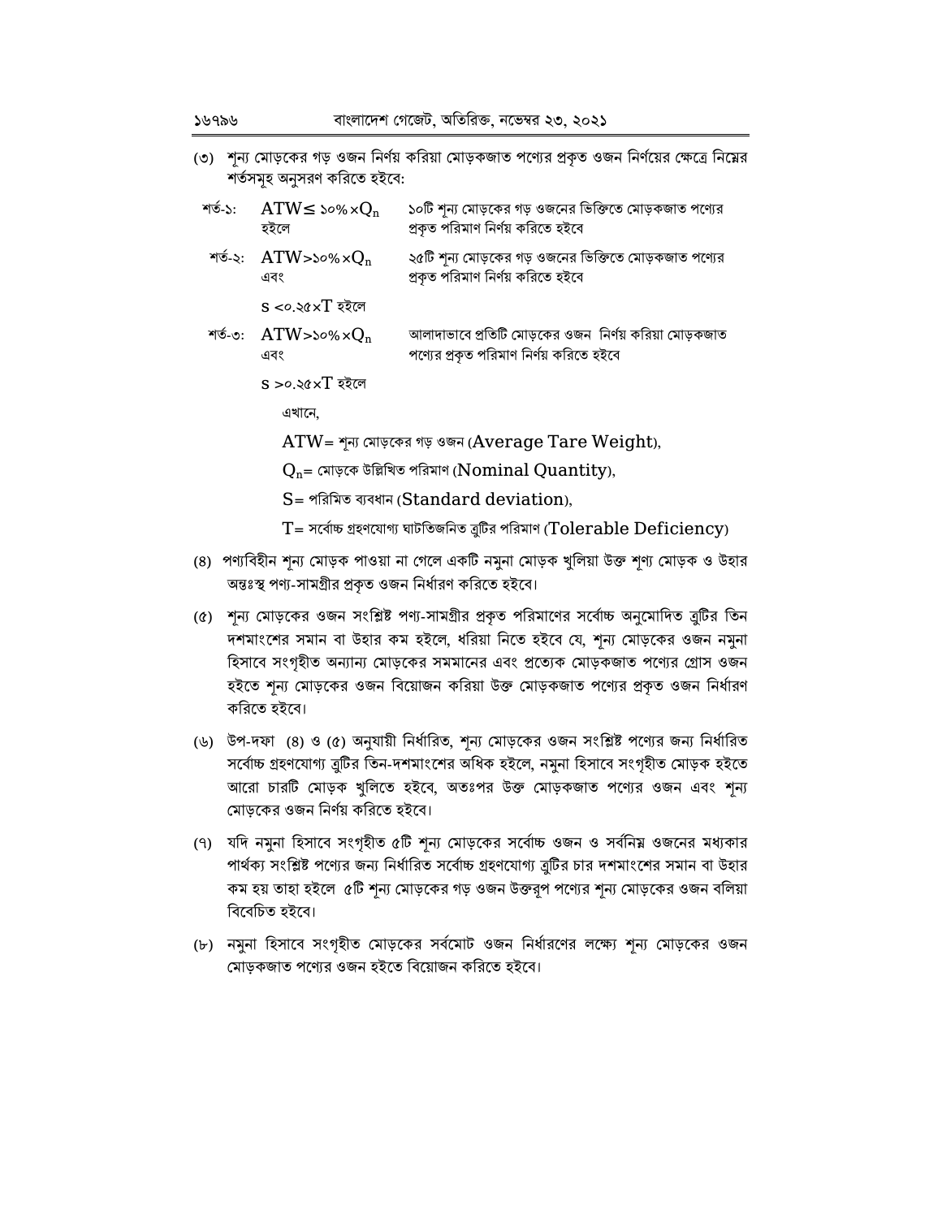(৩) শূন্য মোড়কের গড় ওজন নির্ণয় করিয়া মোড়কজাত পণ্যের প্রকৃত ওজন নির্ণয়ের ক্ষেত্রে নিম্নের শর্তসমূহ অনুসরণ করিতে হইবে:

| | | |
|---|---|---|
| শর্ত-১: | $ATW \leq ১০\% \times Q_n$ হইলে | ১০টি শূন্য মোড়কের গড় ওজনের ভিত্তিতে মোড়কজাত পণ্যের প্রকৃত পরিমাণ নির্ণয় করিতে হইবে |
| শর্ত-২: | $ATW > ১০\% \times Q_n$ এবং $S < ০.২৫ \times T$ হইলে | ২৫টি শূন্য মোড়কের গড় ওজনের ভিত্তিতে মোড়কজাত পণ্যের প্রকৃত পরিমাণ নির্ণয় করিতে হইবে |
| শর্ত-৩: | $ATW > ১০\% \times Q_n$ এবং $S > ০.২৫ \times T$ হইলে | আলাদাভাবে প্রতিটি মোড়কের ওজন নির্ণয় করিয়া মোড়কজাত পণ্যের প্রকৃত পরিমাণ নির্ণয় করিতে হইবে |

এখানে,

$ATW$= শূন্য মোড়কের গড় ওজন (Average Tare Weight),

$Q_n$= মোড়কে উল্লিখিত পরিমাণ (Nominal Quantity),

$S$= পরিমিত ব্যবধান (Standard deviation),

$T$= সর্বোচ্চ গ্রহণযোগ্য ঘাটতিজনিত ত্রুটির পরিমাণ (Tolerable Deficiency)

(৪) পণ্যবিহীন শূন্য মোড়ক পাওয়া না গেলে একটি নমুনা মোড়ক খুলিয়া উক্ত শূণ্য মোড়ক ও উহার অন্তঃস্থ পণ্য-সামগ্রীর প্রকৃত ওজন নির্ধারণ করিতে হইবে।

(৫) শূন্য মোড়কের ওজন সংশ্লিষ্ট পণ্য-সামগ্রীর প্রকৃত পরিমাণের সর্বোচ্চ অনুমোদিত ত্রুটির তিন দশমাংশের সমান বা উহার কম হইলে, ধরিয়া নিতে হইবে যে, শূন্য মোড়কের ওজন নমুনা হিসাবে সংগৃহীত অন্যান্য মোড়কের সমমানের এবং প্রত্যেক মোড়কজাত পণ্যের গ্রোস ওজন হইতে শূন্য মোড়কের ওজন বিয়োজন করিয়া উক্ত মোড়কজাত পণ্যের প্রকৃত ওজন নির্ধারণ করিতে হইবে।

(৬) উপ-দফা (৪) ও (৫) অনুযায়ী নির্ধারিত, শূন্য মোড়কের ওজন সংশ্লিষ্ট পণ্যের জন্য নির্ধারিত সর্বোচ্চ গ্রহণযোগ্য ত্রুটির তিন-দশমাংশের অধিক হইলে, নমুনা হিসাবে সংগৃহীত মোড়ক হইতে আরো চারটি মোড়ক খুলিতে হইবে, অতঃপর উক্ত মোড়কজাত পণ্যের ওজন এবং শূন্য মোড়কের ওজন নির্ণয় করিতে হইবে।

(৭) যদি নমুনা হিসাবে সংগৃহীত ৫টি শূন্য মোড়কের সর্বোচ্চ ওজন ও সর্বনিম্ন ওজনের মধ্যকার পার্থক্য সংশ্লিষ্ট পণ্যের জন্য নির্ধারিত সর্বোচ্চ গ্রহণযোগ্য ত্রুটির চার দশমাংশের সমান বা উহার কম হয় তাহা হইলে ৫টি শূন্য মোড়কের গড় ওজন উক্তরূপ পণ্যের শূন্য মোড়কের ওজন বলিয়া বিবেচিত হইবে।

(৮) নমুনা হিসাবে সংগৃহীত মোড়কের সর্বমোট ওজন নির্ধারণের লক্ষ্যে শূন্য মোড়কের ওজন মোড়কজাত পণ্যের ওজন হইতে বিয়োজন করিতে হইবে।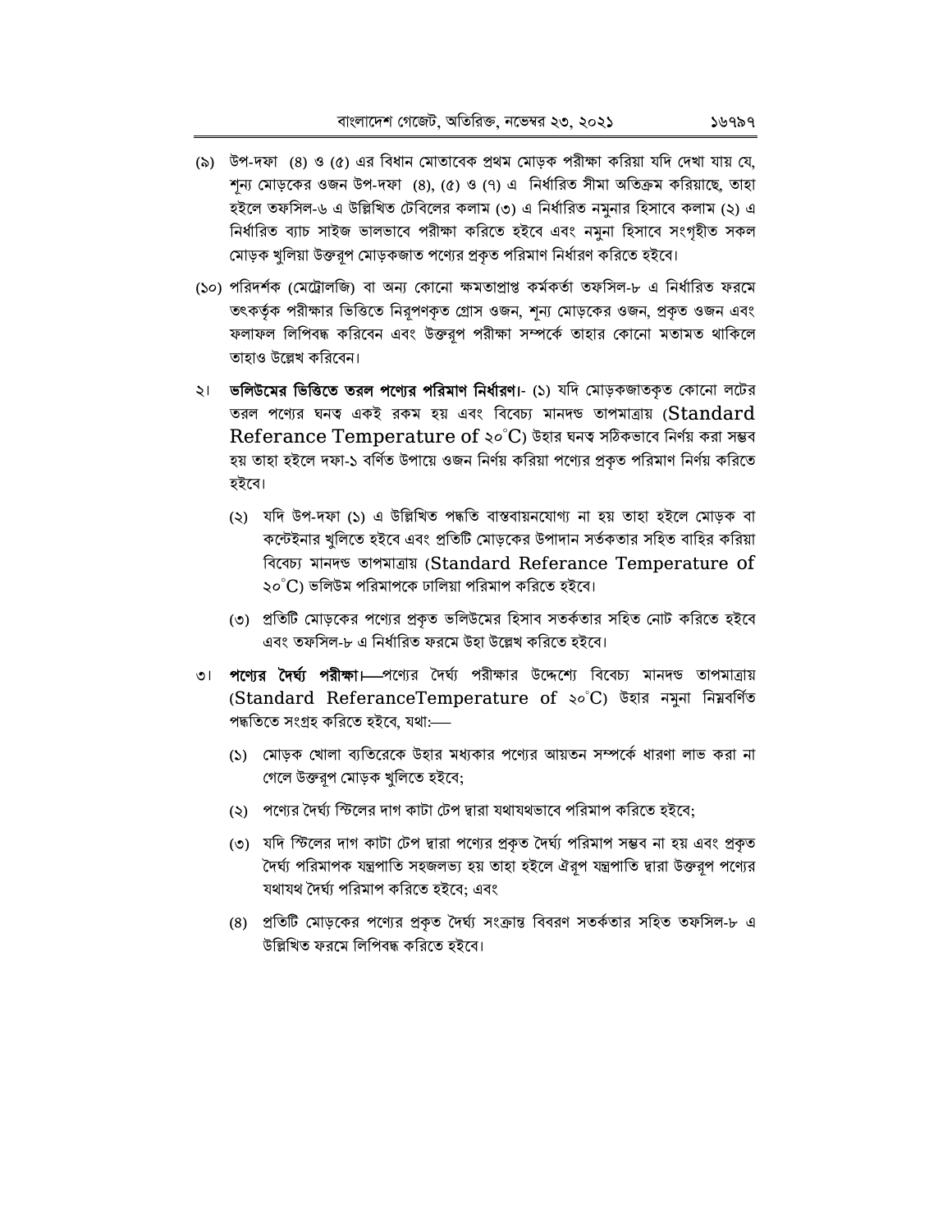(৯) উপ-দফা (৪) ও (৫) এর বিধান মোতাবেক প্রথম মোড়ক পরীক্ষা করিয়া যদি দেখা যায় যে, শূন্য মোড়কের ওজন উপ-দফা (৪), (৫) ও (৭) এ নির্ধারিত সীমা অতিক্রম করিয়াছে, তাহা হইলে তফসিল-৬ এ উল্লিখিত টেবিলের কলাম (৩) এ নির্ধারিত নমুনার হিসাবে কলাম (২) এ নির্ধারিত ব্যাচ সাইজ ভালভাবে পরীক্ষা করিতে হইবে এবং নমুনা হিসাবে সংগৃহীত সকল মোড়ক খুলিয়া উক্তরূপ মোড়কজাত পণ্যের প্রকৃত পরিমাণ নির্ধারণ করিতে হইবে।

(১০) পরিদর্শক (মেট্রোলজি) বা অন্য কোনো ক্ষমতাপ্রাপ্ত কর্মকর্তা তফসিল-৮ এ নির্ধারিত ফরমে তৎকর্তৃক পরীক্ষার ভিত্তিতে নিরূপণকৃত গ্রোস ওজন, শূন্য মোড়কের ওজন, প্রকৃত ওজন এবং ফলাফল লিপিবদ্ধ করিবেন এবং উক্তরূপ পরীক্ষা সম্পর্কে তাহার কোনো মতামত থাকিলে তাহাও উল্লেখ করিবেন।

২। **ভলিউমের ভিত্তিতে তরল পণ্যের পরিমাণ নির্ধারণ**।- (১) যদি মোড়কজাতকৃত কোনো লটের তরল পণ্যের ঘনত্ব একই রকম হয় এবং বিবেচ্য মানদন্ড তাপমাত্রায় (Standard Referance Temperature of ২০°C) উহার ঘনত্ব সঠিকভাবে নির্ণয় করা সম্ভব হয় তাহা হইলে দফা-১ বর্ণিত উপায়ে ওজন নির্ণয় করিয়া পণ্যের প্রকৃত পরিমাণ নির্ণয় করিতে হইবে।

(২) যদি উপ-দফা (১) এ উল্লিখিত পদ্ধতি বাস্তবায়নযোগ্য না হয় তাহা হইলে মোড়ক বা কন্টেইনার খুলিতে হইবে এবং প্রতিটি মোড়কের উপাদান সর্তকতার সহিত বাহির করিয়া বিবেচ্য মানদন্ড তাপমাত্রায় (Standard Referance Temperature of ২০°C) ভলিউম পরিমাপকে ঢালিয়া পরিমাপ করিতে হইবে।

(৩) প্রতিটি মোড়কের পণ্যের প্রকৃত ভলিউমের হিসাব সতর্কতার সহিত নোট করিতে হইবে এবং তফসিল-৮ এ নির্ধারিত ফরমে উহা উল্লেখ করিতে হইবে।

৩। **পণ্যের দৈর্ঘ্য পরীক্ষা**।—পণ্যের দৈর্ঘ্য পরীক্ষার উদ্দেশ্যে বিবেচ্য মানদন্ড তাপমাত্রায় (Standard ReferanceTemperature of ২০°C) উহার নমুনা নিম্নবর্ণিত পদ্ধতিতে সংগ্রহ করিতে হইবে, যথা:—

(১) মোড়ক খোলা ব্যতিরেকে উহার মধ্যকার পণ্যের আয়তন সম্পর্কে ধারণা লাভ করা না গেলে উক্তরূপ মোড়ক খুলিতে হইবে;

(২) পণ্যের দৈর্ঘ্য স্টিলের দাগ কাটা টেপ দ্বারা যথাযথভাবে পরিমাপ করিতে হইবে;

(৩) যদি স্টিলের দাগ কাটা টেপ দ্বারা পণ্যের প্রকৃত দৈর্ঘ্য পরিমাপ সম্ভব না হয় এবং প্রকৃত দৈর্ঘ্য পরিমাপক যন্ত্রপাতি সহজলভ্য হয় তাহা হইলে ঐরূপ যন্ত্রপাতি দ্বারা উক্তরূপ পণ্যের যথাযথ দৈর্ঘ্য পরিমাপ করিতে হইবে; এবং

(৪) প্রতিটি মোড়কের পণ্যের প্রকৃত দৈর্ঘ্য সংক্রান্ত বিবরণ সতর্কতার সহিত তফসিল-৮ এ উল্লিখিত ফরমে লিপিবদ্ধ করিতে হইবে।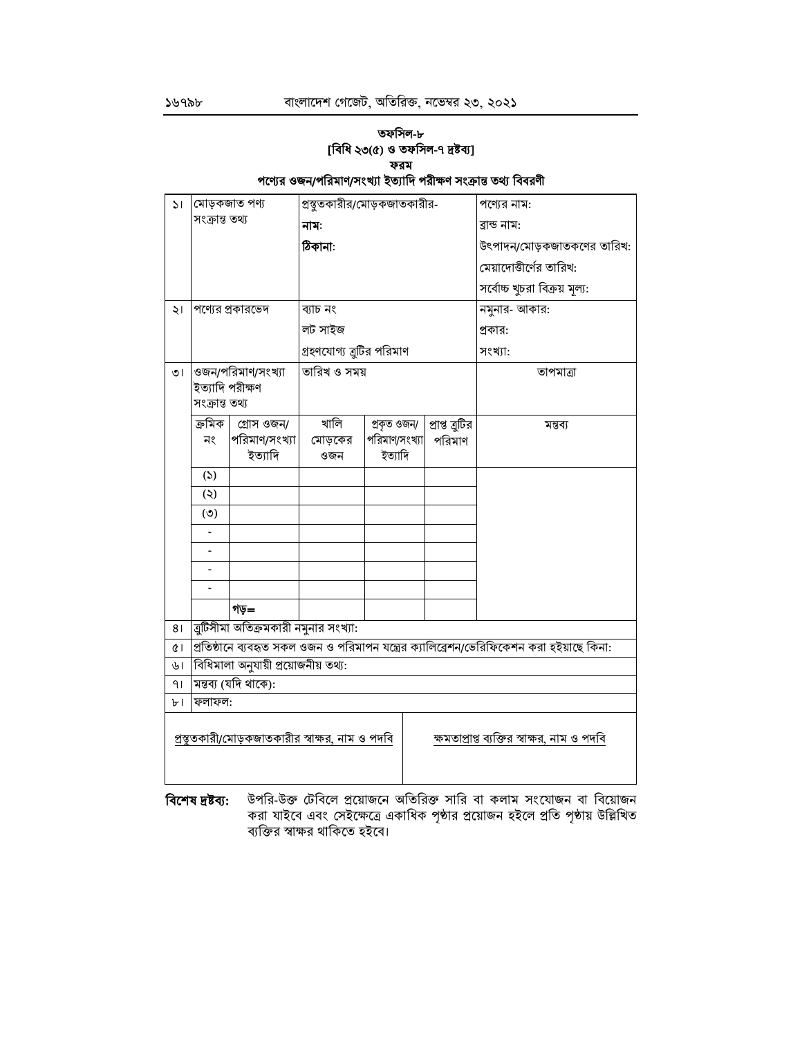**তফসিল-৮**

**[বিধি ২৩(৫) ও তফসিল-৭ দ্রষ্টব্য]**

**ফরম**

**পণ্যের ওজন/পরিমাণ/সংখ্যা ইত্যাদি পরীক্ষণ সংক্রান্ত তথ্য বিবরণী**

| | | | | | | |
|---|---|---|---|---|---|---|
| ১। | মোড়কজাত পণ্য সংক্রান্ত তথ্য | | প্রস্তুতকারীর/মোড়কজাতকারীর- **নাম**: **ঠিকানা**: | | | পণ্যের নাম: ব্রান্ড নাম: উৎপাদন/মোড়কজাতকরণের তারিখ: মেয়াদোত্তীর্ণের তারিখ: সর্বোচ্চ খুচরা বিক্রয় মূল্য: |
| ২। | পণ্যের প্রকারভেদ | | ব্যাচ নং লট সাইজ গ্রহণযোগ্য ত্রুটির পরিমাণ | | | নমুনার- আকার: প্রকার: সংখ্যা: |
| ৩। | ওজন/পরিমাণ/সংখ্যা ইত্যাদি পরীক্ষণ সংক্রান্ত তথ্য | | তারিখ ও সময় | | | তাপমাত্রা |
| | ক্রমিক নং | গ্রোস ওজন/ পরিমাণ/সংখ্যা ইত্যাদি | খালি মোড়কের ওজন | প্রকৃত ওজন/ পরিমাণ/সংখ্যা ইত্যাদি | প্রাপ্ত ত্রুটির পরিমাণ | মন্তব্য |
| | (১) | | | | | |
| | (২) | | | | | |
| | (৩) | | | | | |
| | - | | | | | |
| | - | | | | | |
| | - | | | | | |
| | - | | | | | |
| | | **গড়=** | | | | |
| ৪। | ত্রুটিসীমা অতিক্রমকারী নমুনার সংখ্যা: | | | | | |
| ৫। | প্রতিষ্ঠানে ব্যবহৃত সকল ওজন ও পরিমাপন যন্ত্রের ক্যালিব্রেশন/ভেরিফিকেশন করা হইয়াছে কিনা: | | | | | |
| ৬। | বিধিমালা অনুযায়ী প্রয়োজনীয় তথ্য: | | | | | |
| ৭। | মন্তব্য (যদি থাকে): | | | | | |
| ৮। | ফলাফল: | | | | | |

| | |
|---|---|
| প্রস্তুতকারী/মোড়কজাতকারীর স্বাক্ষর, নাম ও পদবি | ক্ষমতাপ্রাপ্ত ব্যক্তির স্বাক্ষর, নাম ও পদবি |

**বিশেষ দ্রষ্টব্য:** উপরি-উক্ত টেবিলে প্রয়োজনে অতিরিক্ত সারি বা কলাম সংযোজন বা বিয়োজন করা যাইবে এবং সেইক্ষেত্রে একাধিক পৃষ্ঠার প্রয়োজন হইলে প্রতি পৃষ্ঠায় উল্লিখিত ব্যক্তির স্বাক্ষর থাকিতে হইবে।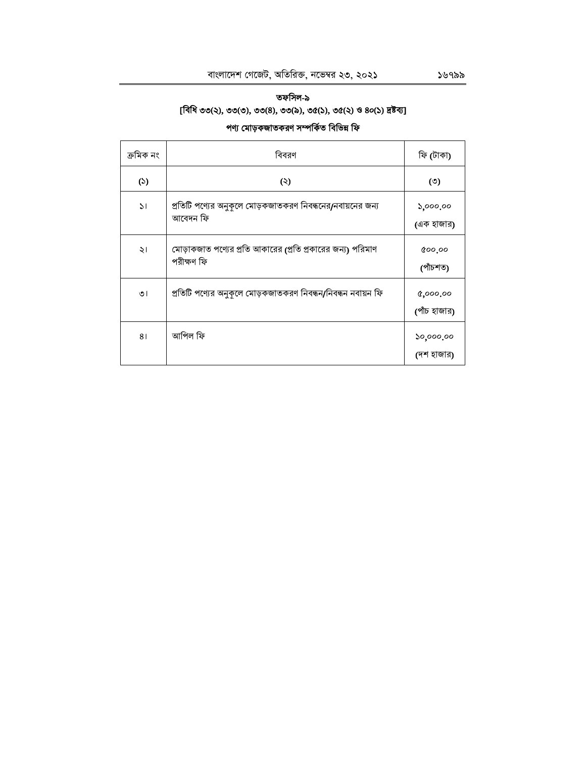**তফসিল-৯**

**[বিধি ৩৩(২), ৩৩(৩), ৩৩(৪), ৩৩(৯), ৩৫(১), ৩৫(২) ও ৪০(১) দ্রষ্টব্য]**

**পণ্য মোড়কজাতকরণ সম্পর্কিত বিভিন্ন ফি**

| ক্রমিক নং | বিবরণ | ফি (টাকা) |
|---|---|---|
| (১) | (২) | (৩) |
| ১। | প্রতিটি পণ্যের অনুকূলে মোড়কজাতকরণ নিবন্ধনের/নবায়নের জন্য আবেদন ফি | ১,০০০.০০ (এক হাজার) |
| ২। | মোড়াকজাত পণ্যের প্রতি আকারের (প্রতি প্রকারের জন্য) পরিমাণ পরীক্ষণ ফি | ৫০০.০০ (পাঁচশত) |
| ৩। | প্রতিটি পণ্যের অনুকূলে মোড়কজাতকরণ নিবন্ধন/নিবন্ধন নবায়ন ফি | ৫,০০০.০০ (পাঁচ হাজার) |
| ৪। | আপিল ফি | ১০,০০০.০০ (দশ হাজার) |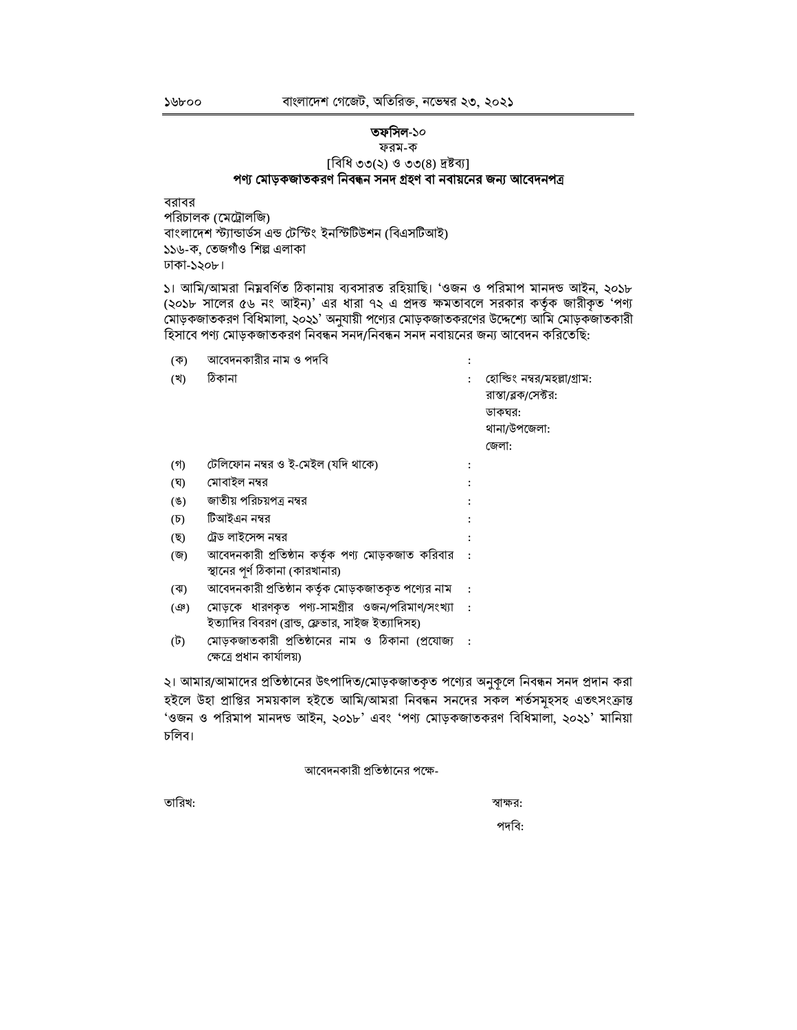## তফসিল-১০

ফরম-ক

[বিধি ৩৩(২) ও ৩৩(৪) দ্রষ্টব্য]

**পণ্য মোড়কজাতকরণ নিবন্ধন সনদ গ্রহণ বা নবায়নের জন্য আবেদনপত্র**

বরাবর
পরিচালক (মেট্রোলজি)
বাংলাদেশ স্ট্যান্ডার্ডস এন্ড টেস্টিং ইনস্টিটিউশন (বিএসটিআই)
১১৬-ক, তেজগাঁও শিল্প এলাকা
ঢাকা-১২০৮।

১। আমি/আমরা নিম্নবর্ণিত ঠিকানায় ব্যবসারত রহিয়াছি। 'ওজন ও পরিমাপ মানদন্ড আইন, ২০১৮ (২০১৮ সালের ৫৬ নং আইন)' এর ধারা ৭২ এ প্রদত্ত ক্ষমতাবলে সরকার কর্তৃক জারীকৃত 'পণ্য মোড়কজাতকরণ বিধিমালা, ২০২১' অনুযায়ী পণ্যের মোড়কজাতকরণের উদ্দেশ্যে আমি মোড়কজাতকারী হিসাবে পণ্য মোড়কজাতকরণ নিবন্ধন সনদ/নিবন্ধন সনদ নবায়নের জন্য আবেদন করিতেছি:

| | | | |
|---|---|---|---|
| (ক) | আবেদনকারীর নাম ও পদবি | : | |
| (খ) | ঠিকানা | : | হোল্ডিং নম্বর/মহল্লা/গ্রাম:<br>রাস্তা/ব্লক/সেক্টর:<br>ডাকঘর:<br>থানা/উপজেলা:<br>জেলা: |
| (গ) | টেলিফোন নম্বর ও ই-মেইল (যদি থাকে) | : | |
| (ঘ) | মোবাইল নম্বর | : | |
| (ঙ) | জাতীয় পরিচয়পত্র নম্বর | : | |
| (চ) | টিআইএন নম্বর | : | |
| (ছ) | ট্রেড লাইসেন্স নম্বর | : | |
| (জ) | আবেদনকারী প্রতিষ্ঠান কর্তৃক পণ্য মোড়কজাত করিবার স্থানের পূর্ণ ঠিকানা (কারখানার) | : | |
| (ঝ) | আবেদনকারী প্রতিষ্ঠান কর্তৃক মোড়কজাতকৃত পণ্যের নাম | : | |
| (ঞ) | মোড়কে ধারণকৃত পণ্য-সামগ্রীর ওজন/পরিমাণ/সংখ্যা ইত্যাদির বিবরণ (ব্রান্ড, ফ্লেভার, সাইজ ইত্যাদিসহ) | : | |
| (ট) | মোড়কজাতকারী প্রতিষ্ঠানের নাম ও ঠিকানা (প্রযোজ্য ক্ষেত্রে প্রধান কার্যালয়) | : | |

২। আমার/আমাদের প্রতিষ্ঠানের উৎপাদিত/মোড়কজাতকৃত পণ্যের অনুকূলে নিবন্ধন সনদ প্রদান করা হইলে উহা প্রাপ্তির সময়কাল হইতে আমি/আমরা নিবন্ধন সনদের সকল শর্তসমূহসহ এতৎসংক্রান্ত 'ওজন ও পরিমাপ মানদন্ড আইন, ২০১৮' এবং 'পণ্য মোড়কজাতকরণ বিধিমালা, ২০২১' মানিয়া চলিব।

আবেদনকারী প্রতিষ্ঠানের পক্ষে-

তারিখ:

স্বাক্ষর:

পদবি: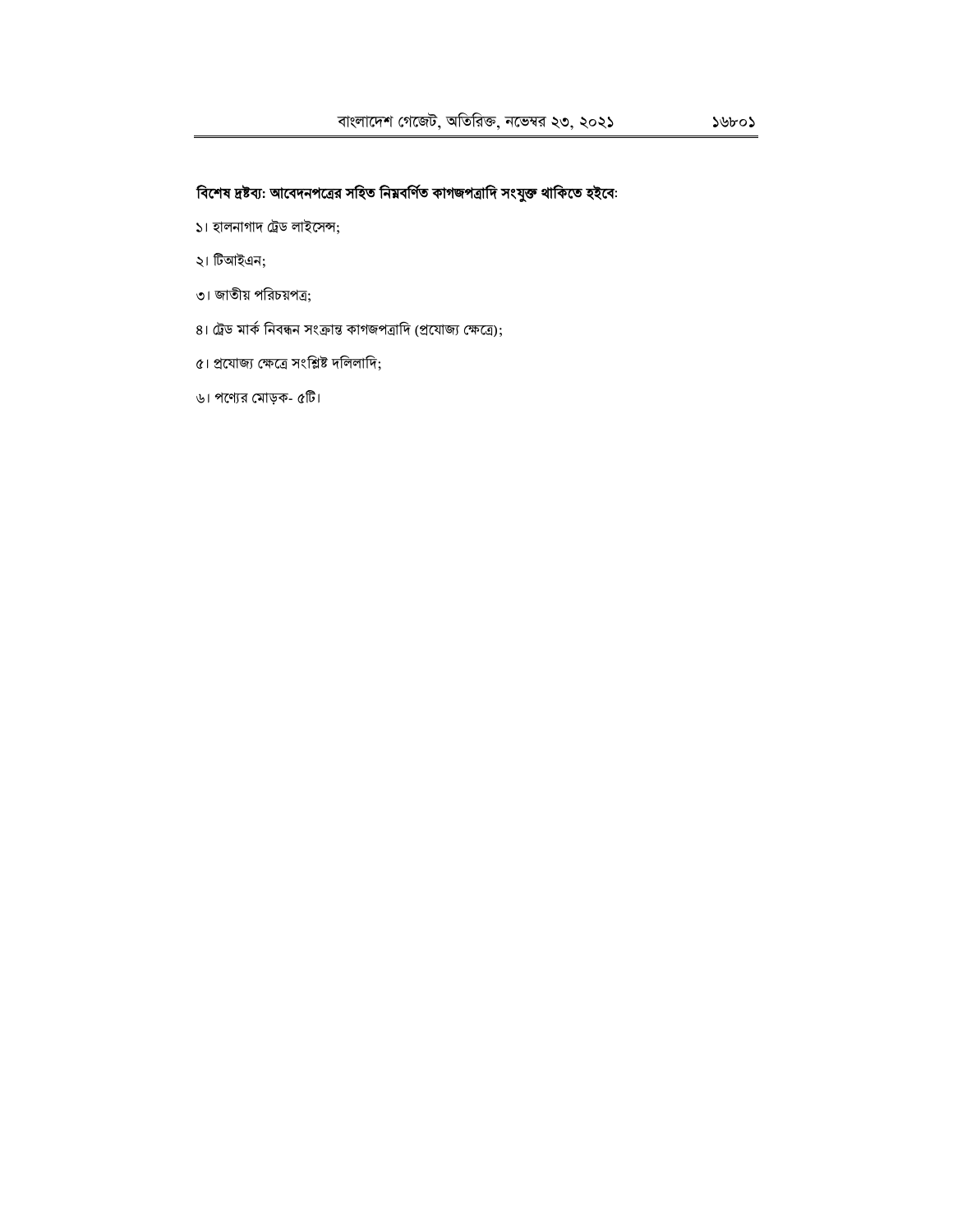**বিশেষ দ্রষ্টব্য: আবেদনপত্রের সহিত নিম্নবর্ণিত কাগজপত্রাদি সংযুক্ত থাকিতে হইবে:**

১। হালনাগাদ ট্রেড লাইসেন্স;

২। টিআইএন;

৩। জাতীয় পরিচয়পত্র;

৪। ট্রেড মার্ক নিবন্ধন সংক্রান্ত কাগজপত্রাদি (প্রযোজ্য ক্ষেত্রে);

৫। প্রযোজ্য ক্ষেত্রে সংশ্লিষ্ট দলিলাদি;

৬। পণ্যের মোড়ক- ৫টি।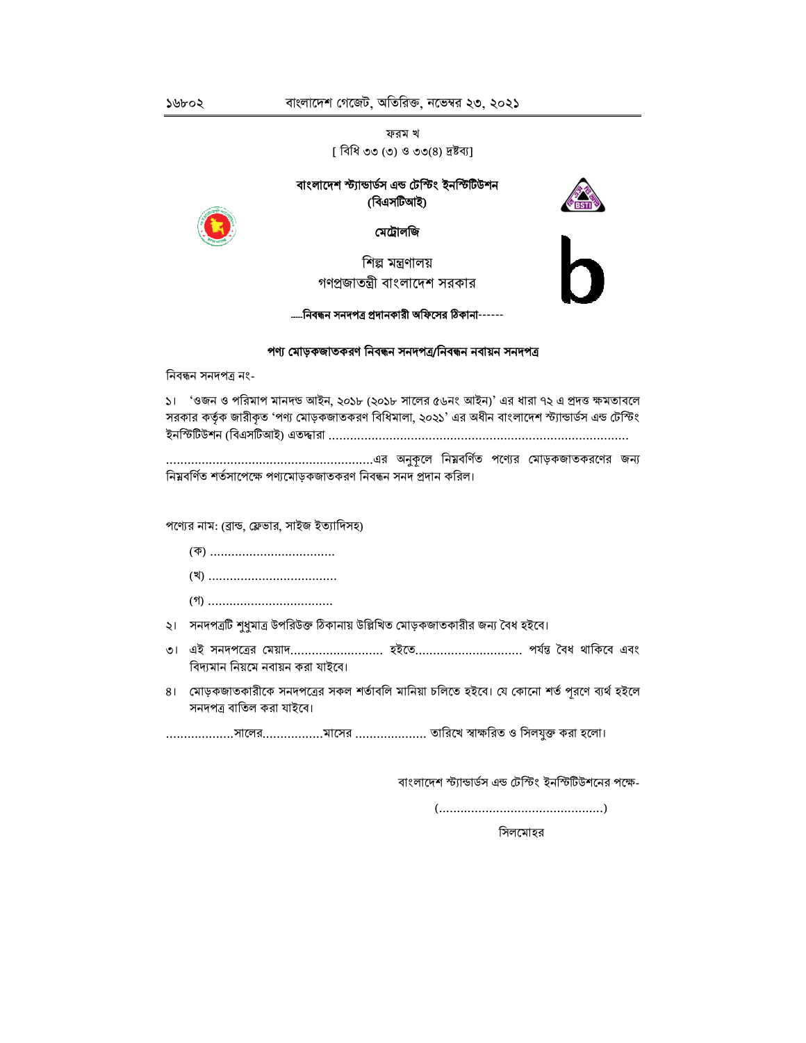ফরম খ

[ বিধি ৩৩ (৩) ও ৩৩(৪) দ্রষ্টব্য]

**বাংলাদেশ স্ট্যান্ডার্ডস এন্ড টেস্টিং ইনস্টিটিউশন**
**(বিএসটিআই)**

**মেট্রোলজি**

শিল্প মন্ত্রণালয়
গণপ্রজাতন্ত্রী বাংলাদেশ সরকার

b

.....**নিবন্ধন সনদপত্র প্রদানকারী অফিসের ঠিকানা**------

**পণ্য মোড়কজাতকরণ নিবন্ধন সনদপত্র/নিবন্ধন নবায়ন সনদপত্র**

নিবন্ধন সনদপত্র নং-

১। 'ওজন ও পরিমাপ মানদন্ড আইন, ২০১৮ (২০১৮ সালের ৫৬নং আইন)' এর ধারা ৭২ এ প্রদত্ত ক্ষমতাবলে সরকার কর্তৃক জারীকৃত 'পণ্য মোড়কজাতকরণ বিধিমালা, ২০২১' এর অধীন বাংলাদেশ স্ট্যান্ডার্ডস এন্ড টেস্টিং ইনস্টিটিউশন (বিএসটিআই) এতদ্দ্বারা ...................................................................................

..........................................................এর অনুকূলে নিম্নবর্ণিত পণ্যের মোড়কজাতকরণের জন্য নিম্নবর্ণিত শর্তসাপেক্ষে পণ্যমোড়কজাতকরণ নিবন্ধন সনদ প্রদান করিল।

পণ্যের নাম: (ব্রান্ড, ফ্লেভার, সাইজ ইত্যাদিসহ)

(ক) ..................................

(খ) ...................................

(গ) ..................................

২। সনদপত্রটি শুধুমাত্র উপরিউক্ত ঠিকানায় উল্লিখিত মোড়কজাতকারীর জন্য বৈধ হইবে।

৩। এই সনদপত্রের মেয়াদ......................... হইতে............................. পর্যন্ত বৈধ থাকিবে এবং বিদ্যমান নিয়মে নবায়ন করা যাইবে।

৪। মোড়কজাতকারীকে সনদপত্রের সকল শর্তাবলি মানিয়া চলিতে হইবে। যে কোনো শর্ত পূরণে ব্যর্থ হইলে সনদপত্র বাতিল করা যাইবে।

..................সালের................মাসের ................... তারিখে স্বাক্ষরিত ও সিলযুক্ত করা হলো।

বাংলাদেশ স্ট্যান্ডার্ডস এন্ড টেস্টিং ইনস্টিটিউশনের পক্ষে-

(.............................................)

সিলমোহর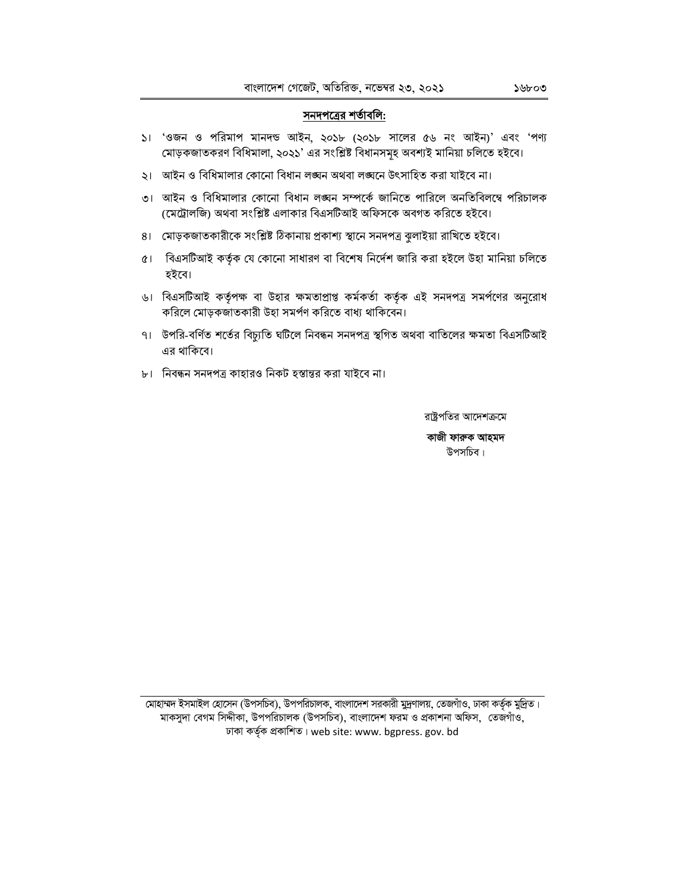## সনদপত্রের শর্তাবলি:

১। 'ওজন ও পরিমাপ মানদন্ড আইন, ২০১৮ (২০১৮ সালের ৫৬ নং আইন)' এবং 'পণ্য মোড়কজাতকরণ বিধিমালা, ২০২১' এর সংশ্লিষ্ট বিধানসমূহ অবশ্যই মানিয়া চলিতে হইবে।

২। আইন ও বিধিমালার কোনো বিধান লঙ্ঘন অথবা লঙ্ঘনে উৎসাহিত করা যাইবে না।

৩। আইন ও বিধিমালার কোনো বিধান লঙ্ঘন সম্পর্কে জানিতে পারিলে অনতিবিলম্বে পরিচালক (মেট্রোলজি) অথবা সংশ্লিষ্ট এলাকার বিএসটিআই অফিসকে অবগত করিতে হইবে।

৪। মোড়কজাতকারীকে সংশ্লিষ্ট ঠিকানায় প্রকাশ্য স্থানে সনদপত্র ঝুলাইয়া রাখিতে হইবে।

৫। বিএসটিআই কর্তৃক যে কোনো সাধারণ বা বিশেষ নির্দেশ জারি করা হইলে উহা মানিয়া চলিতে হইবে।

৬। বিএসটিআই কর্তৃপক্ষ বা উহার ক্ষমতাপ্রাপ্ত কর্মকর্তা কর্তৃক এই সনদপত্র সমর্পণের অনুরোধ করিলে মোড়কজাতকারী উহা সমর্পণ করিতে বাধ্য থাকিবেন।

৭। উপরি-বর্ণিত শর্তের বিচ্যুতি ঘটিলে নিবন্ধন সনদপত্র স্থগিত অথবা বাতিলের ক্ষমতা বিএসটিআই এর থাকিবে।

৮। নিবন্ধন সনদপত্র কাহারও নিকট হস্তান্তর করা যাইবে না।

রাষ্ট্রপতির আদেশক্রমে

**কাজী ফারুক আহমদ**
উপসচিব।

মোহাম্মদ ইসমাইল হোসেন (উপসচিব), উপপরিচালক, বাংলাদেশ সরকারী মুদ্রণালয়, তেজগাঁও, ঢাকা কর্তৃক মুদ্রিত। মাকসুদা বেগম সিদ্দীকা, উপপরিচালক (উপসচিব), বাংলাদেশ ফরম ও প্রকাশনা অফিস, তেজগাঁও, ঢাকা কর্তৃক প্রকাশিত। web site: www. bgpress. gov. bd